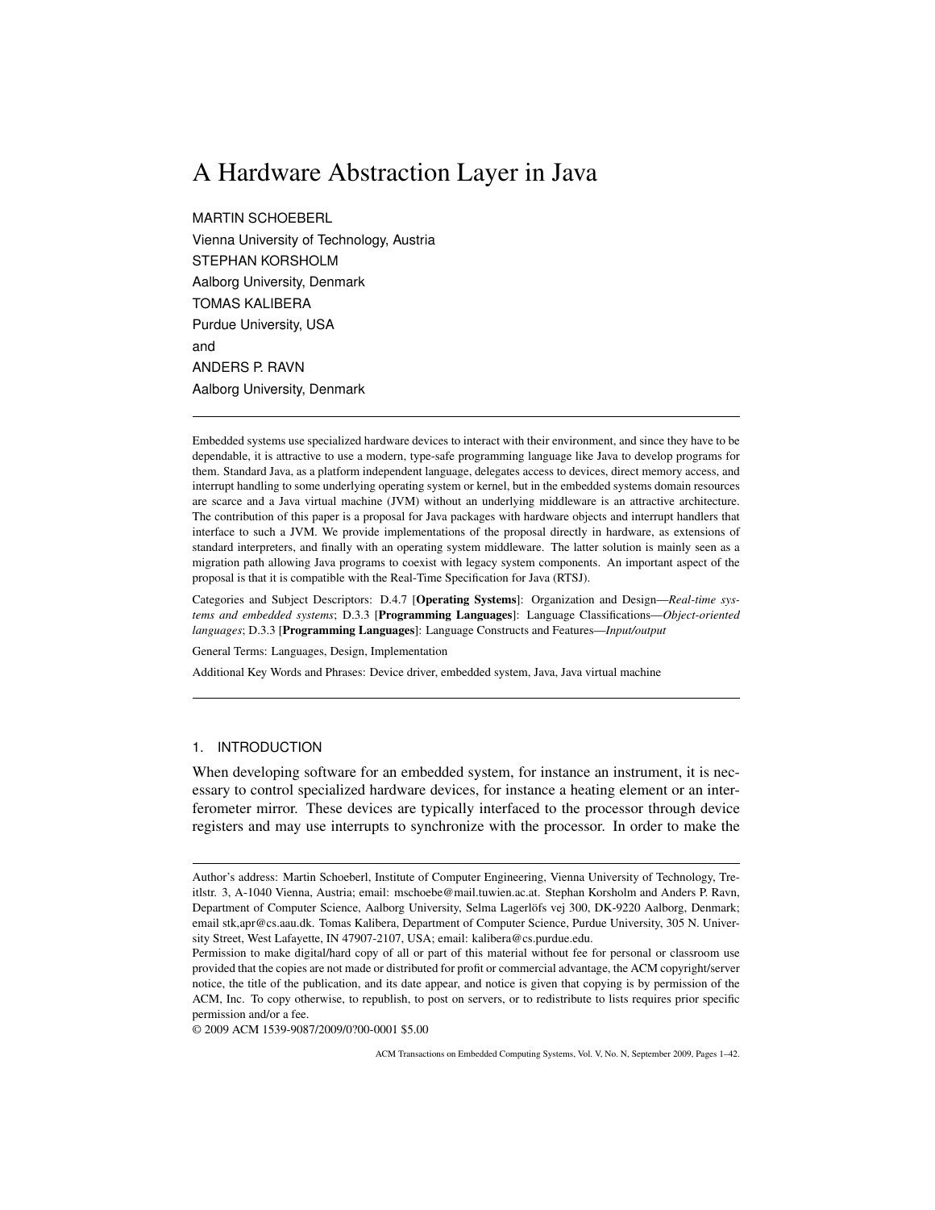# A Hardware Abstraction Layer in Java

MARTIN SCHOEBERL
Vienna University of Technology, Austria
STEPHAN KORSHOLM
Aalborg University, Denmark
TOMAS KALIBERA
Purdue University, USA
and
ANDERS P. RAVN
Aalborg University, Denmark

---

Embedded systems use specialized hardware devices to interact with their environment, and since they have to be dependable, it is attractive to use a modern, type-safe programming language like Java to develop programs for them. Standard Java, as a platform independent language, delegates access to devices, direct memory access, and interrupt handling to some underlying operating system or kernel, but in the embedded systems domain resources are scarce and a Java virtual machine (JVM) without an underlying middleware is an attractive architecture. The contribution of this paper is a proposal for Java packages with hardware objects and interrupt handlers that interface to such a JVM. We provide implementations of the proposal directly in hardware, as extensions of standard interpreters, and finally with an operating system middleware. The latter solution is mainly seen as a migration path allowing Java programs to coexist with legacy system components. An important aspect of the proposal is that it is compatible with the Real-Time Specification for Java (RTSJ).

Categories and Subject Descriptors: D.4.7 [**Operating Systems**]: Organization and Design—*Real-time systems and embedded systems*; D.3.3 [**Programming Languages**]: Language Classifications—*Object-oriented languages*; D.3.3 [**Programming Languages**]: Language Constructs and Features—*Input/output*

General Terms: Languages, Design, Implementation

Additional Key Words and Phrases: Device driver, embedded system, Java, Java virtual machine

---

## 1. INTRODUCTION

When developing software for an embedded system, for instance an instrument, it is necessary to control specialized hardware devices, for instance a heating element or an interferometer mirror. These devices are typically interfaced to the processor through device registers and may use interrupts to synchronize with the processor. In order to make the

---

Author's address: Martin Schoeberl, Institute of Computer Engineering, Vienna University of Technology, Treitlstr. 3, A-1040 Vienna, Austria; email: mschoebe@mail.tuwien.ac.at. Stephan Korsholm and Anders P. Ravn, Department of Computer Science, Aalborg University, Selma Lagerlöfs vej 300, DK-9220 Aalborg, Denmark; email stk,apr@cs.aau.dk. Tomas Kalibera, Department of Computer Science, Purdue University, 305 N. University Street, West Lafayette, IN 47907-2107, USA; email: kalibera@cs.purdue.edu.

Permission to make digital/hard copy of all or part of this material without fee for personal or classroom use provided that the copies are not made or distributed for profit or commercial advantage, the ACM copyright/server notice, the title of the publication, and its date appear, and notice is given that copying is by permission of the ACM, Inc. To copy otherwise, to republish, to post on servers, or to redistribute to lists requires prior specific permission and/or a fee.

© 2009 ACM 1539-9087/2009/0?00-0001 $5.00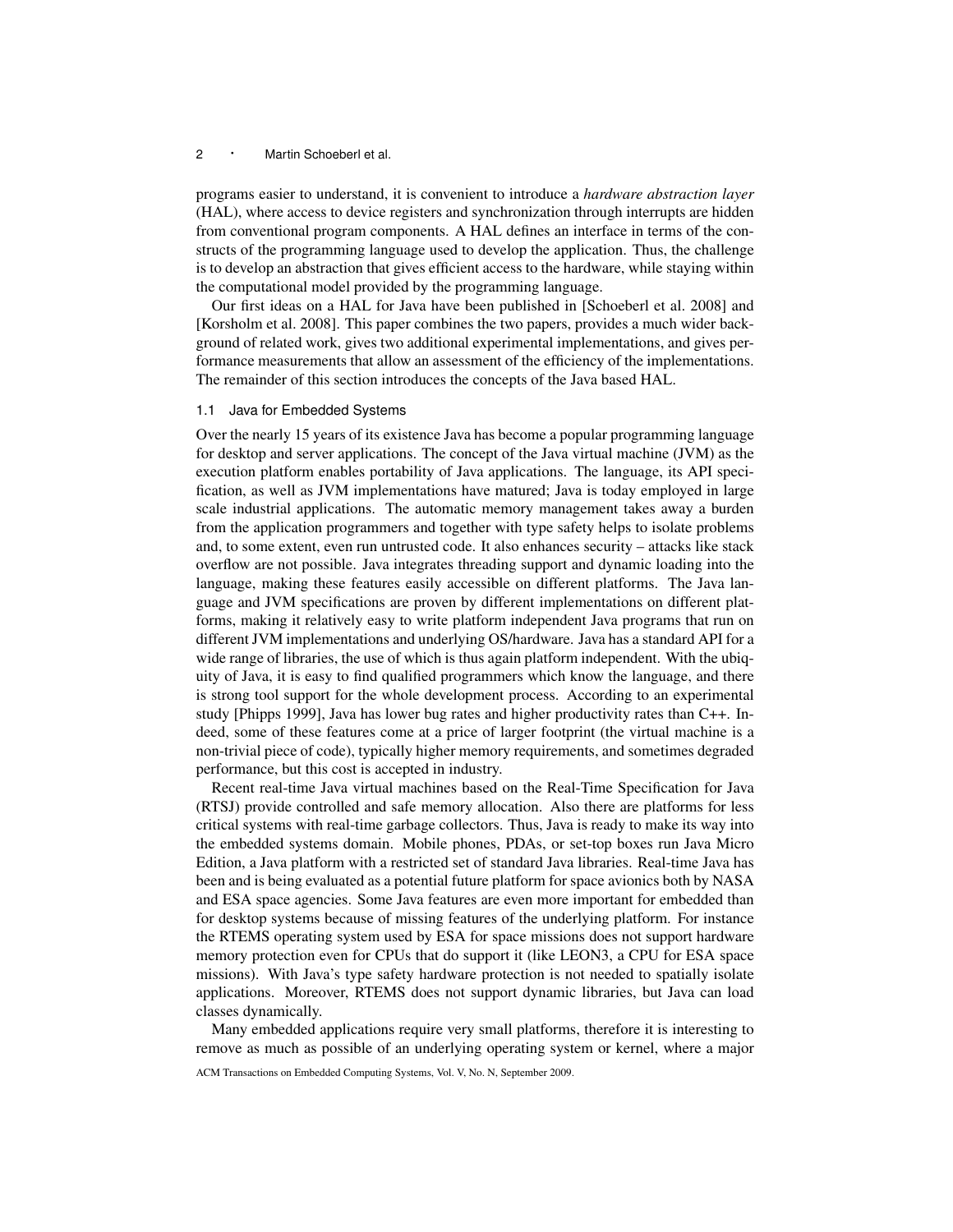programs easier to understand, it is convenient to introduce a *hardware abstraction layer* (HAL), where access to device registers and synchronization through interrupts are hidden from conventional program components. A HAL defines an interface in terms of the constructs of the programming language used to develop the application. Thus, the challenge is to develop an abstraction that gives efficient access to the hardware, while staying within the computational model provided by the programming language.

Our first ideas on a HAL for Java have been published in [Schoeberl et al. 2008] and [Korsholm et al. 2008]. This paper combines the two papers, provides a much wider background of related work, gives two additional experimental implementations, and gives performance measurements that allow an assessment of the efficiency of the implementations. The remainder of this section introduces the concepts of the Java based HAL.

### 1.1 Java for Embedded Systems

Over the nearly 15 years of its existence Java has become a popular programming language for desktop and server applications. The concept of the Java virtual machine (JVM) as the execution platform enables portability of Java applications. The language, its API specification, as well as JVM implementations have matured; Java is today employed in large scale industrial applications. The automatic memory management takes away a burden from the application programmers and together with type safety helps to isolate problems and, to some extent, even run untrusted code. It also enhances security – attacks like stack overflow are not possible. Java integrates threading support and dynamic loading into the language, making these features easily accessible on different platforms. The Java language and JVM specifications are proven by different implementations on different platforms, making it relatively easy to write platform independent Java programs that run on different JVM implementations and underlying OS/hardware. Java has a standard API for a wide range of libraries, the use of which is thus again platform independent. With the ubiquity of Java, it is easy to find qualified programmers which know the language, and there is strong tool support for the whole development process. According to an experimental study [Phipps 1999], Java has lower bug rates and higher productivity rates than C++. Indeed, some of these features come at a price of larger footprint (the virtual machine is a non-trivial piece of code), typically higher memory requirements, and sometimes degraded performance, but this cost is accepted in industry.

Recent real-time Java virtual machines based on the Real-Time Specification for Java (RTSJ) provide controlled and safe memory allocation. Also there are platforms for less critical systems with real-time garbage collectors. Thus, Java is ready to make its way into the embedded systems domain. Mobile phones, PDAs, or set-top boxes run Java Micro Edition, a Java platform with a restricted set of standard Java libraries. Real-time Java has been and is being evaluated as a potential future platform for space avionics both by NASA and ESA space agencies. Some Java features are even more important for embedded than for desktop systems because of missing features of the underlying platform. For instance the RTEMS operating system used by ESA for space missions does not support hardware memory protection even for CPUs that do support it (like LEON3, a CPU for ESA space missions). With Java's type safety hardware protection is not needed to spatially isolate applications. Moreover, RTEMS does not support dynamic libraries, but Java can load classes dynamically.

Many embedded applications require very small platforms, therefore it is interesting to remove as much as possible of an underlying operating system or kernel, where a major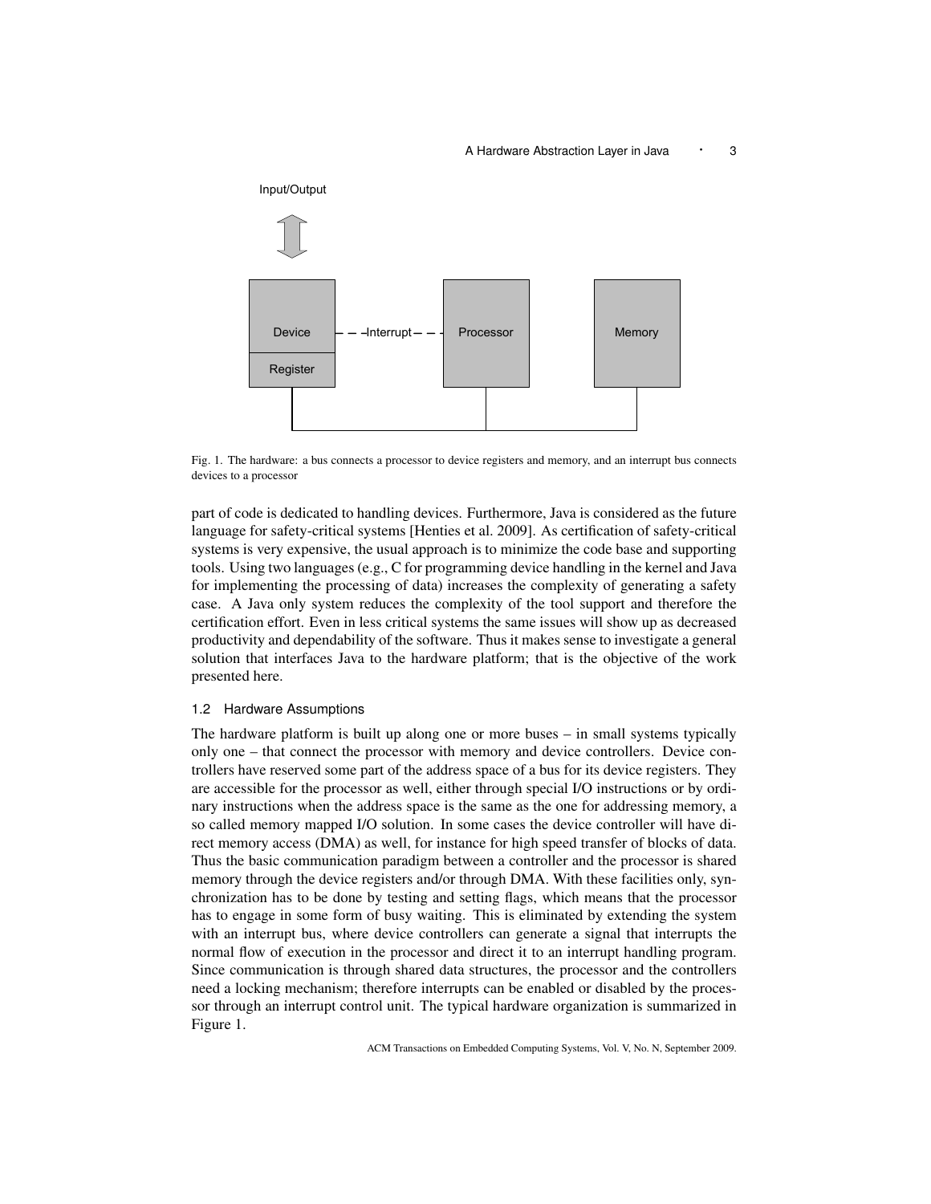Input/Output

Device

Register

Interrupt

Processor

Memory

Fig. 1. The hardware: a bus connects a processor to device registers and memory, and an interrupt bus connects devices to a processor

part of code is dedicated to handling devices. Furthermore, Java is considered as the future language for safety-critical systems [Henties et al. 2009]. As certification of safety-critical systems is very expensive, the usual approach is to minimize the code base and supporting tools. Using two languages (e.g., C for programming device handling in the kernel and Java for implementing the processing of data) increases the complexity of generating a safety case. A Java only system reduces the complexity of the tool support and therefore the certification effort. Even in less critical systems the same issues will show up as decreased productivity and dependability of the software. Thus it makes sense to investigate a general solution that interfaces Java to the hardware platform; that is the objective of the work presented here.

### 1.2 Hardware Assumptions

The hardware platform is built up along one or more buses – in small systems typically only one – that connect the processor with memory and device controllers. Device controllers have reserved some part of the address space of a bus for its device registers. They are accessible for the processor as well, either through special I/O instructions or by ordinary instructions when the address space is the same as the one for addressing memory, a so called memory mapped I/O solution. In some cases the device controller will have direct memory access (DMA) as well, for instance for high speed transfer of blocks of data. Thus the basic communication paradigm between a controller and the processor is shared memory through the device registers and/or through DMA. With these facilities only, synchronization has to be done by testing and setting flags, which means that the processor has to engage in some form of busy waiting. This is eliminated by extending the system with an interrupt bus, where device controllers can generate a signal that interrupts the normal flow of execution in the processor and direct it to an interrupt handling program. Since communication is through shared data structures, the processor and the controllers need a locking mechanism; therefore interrupts can be enabled or disabled by the processor through an interrupt control unit. The typical hardware organization is summarized in Figure 1.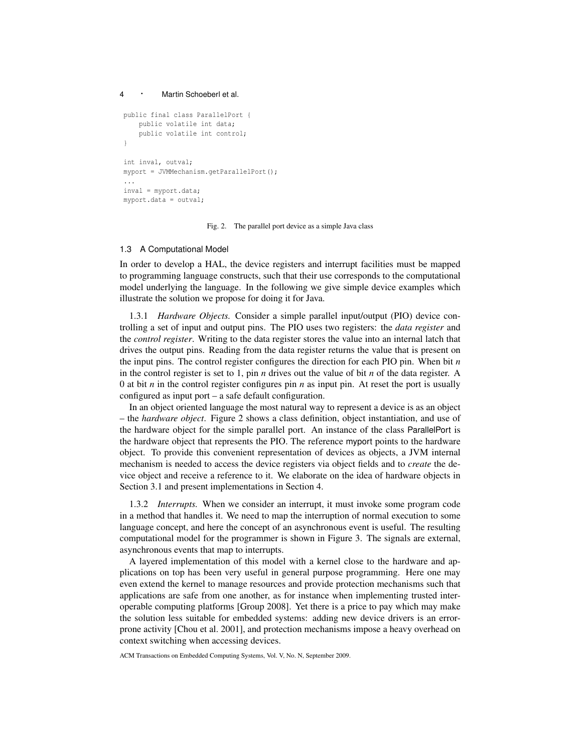```java
public final class ParallelPort {
    public volatile int data;
    public volatile int control;
}

int inval, outval;
myport = JVMMechanism.getParallelPort();
...
inval = myport.data;
myport.data = outval;
```

Fig. 2. The parallel port device as a simple Java class

### 1.3 A Computational Model

In order to develop a HAL, the device registers and interrupt facilities must be mapped to programming language constructs, such that their use corresponds to the computational model underlying the language. In the following we give simple device examples which illustrate the solution we propose for doing it for Java.

1.3.1 *Hardware Objects.* Consider a simple parallel input/output (PIO) device controlling a set of input and output pins. The PIO uses two registers: the *data register* and the *control register*. Writing to the data register stores the value into an internal latch that drives the output pins. Reading from the data register returns the value that is present on the input pins. The control register configures the direction for each PIO pin. When bit $n$ in the control register is set to 1, pin $n$ drives out the value of bit $n$ of the data register. A 0 at bit $n$ in the control register configures pin $n$ as input pin. At reset the port is usually configured as input port – a safe default configuration.

In an object oriented language the most natural way to represent a device is as an object – the *hardware object*. Figure 2 shows a class definition, object instantiation, and use of the hardware object for the simple parallel port. An instance of the class ParallelPort is the hardware object that represents the PIO. The reference myport points to the hardware object. To provide this convenient representation of devices as objects, a JVM internal mechanism is needed to access the device registers via object fields and to *create* the device object and receive a reference to it. We elaborate on the idea of hardware objects in Section 3.1 and present implementations in Section 4.

1.3.2 *Interrupts.* When we consider an interrupt, it must invoke some program code in a method that handles it. We need to map the interruption of normal execution to some language concept, and here the concept of an asynchronous event is useful. The resulting computational model for the programmer is shown in Figure 3. The signals are external, asynchronous events that map to interrupts.

A layered implementation of this model with a kernel close to the hardware and applications on top has been very useful in general purpose programming. Here one may even extend the kernel to manage resources and provide protection mechanisms such that applications are safe from one another, as for instance when implementing trusted interoperable computing platforms [Group 2008]. Yet there is a price to pay which may make the solution less suitable for embedded systems: adding new device drivers is an error-prone activity [Chou et al. 2001], and protection mechanisms impose a heavy overhead on context switching when accessing devices.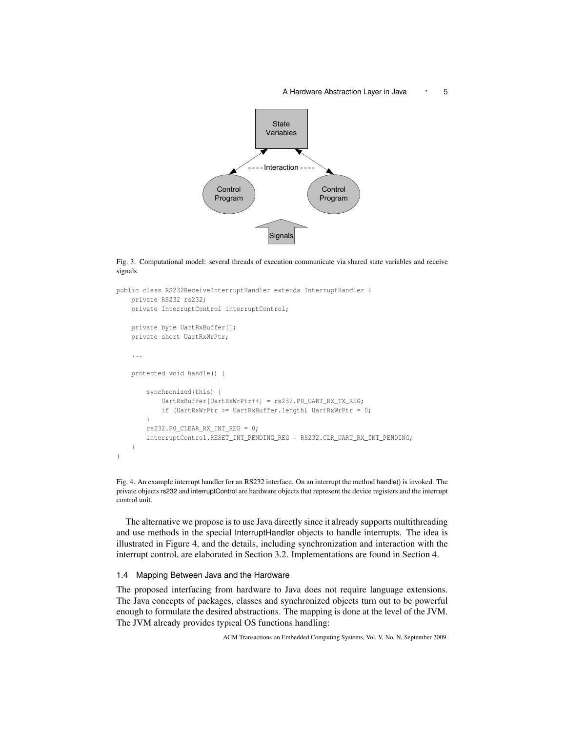State Variables

----Interaction----

Control Program

Control Program

Signals

Fig. 3. Computational model: several threads of execution communicate via shared state variables and receive signals.

```
public class RS232ReceiveInterruptHandler extends InterruptHandler {
    private RS232 rs232;
    private InterruptControl interruptControl;

    private byte UartRxBuffer[];
    private short UartRxWrPtr;

    ...

    protected void handle() {

        synchronized(this) {
            UartRxBuffer[UartRxWrPtr++] = rs232.P0_UART_RX_TX_REG;
            if (UartRxWrPtr >= UartRxBuffer.length) UartRxWrPtr = 0;
        }
        rs232.P0_CLEAR_RX_INT_REG = 0;
        interruptControl.RESET_INT_PENDING_REG = RS232.CLR_UART_RX_INT_PENDING;
    }
}
```

Fig. 4. An example interrupt handler for an RS232 interface. On an interrupt the method handle() is invoked. The private objects rs232 and interruptControl are hardware objects that represent the device registers and the interrupt control unit.

The alternative we propose is to use Java directly since it already supports multithreading and use methods in the special InterruptHandler objects to handle interrupts. The idea is illustrated in Figure 4, and the details, including synchronization and interaction with the interrupt control, are elaborated in Section 3.2. Implementations are found in Section 4.

### 1.4 Mapping Between Java and the Hardware

The proposed interfacing from hardware to Java does not require language extensions. The Java concepts of packages, classes and synchronized objects turn out to be powerful enough to formulate the desired abstractions. The mapping is done at the level of the JVM. The JVM already provides typical OS functions handling: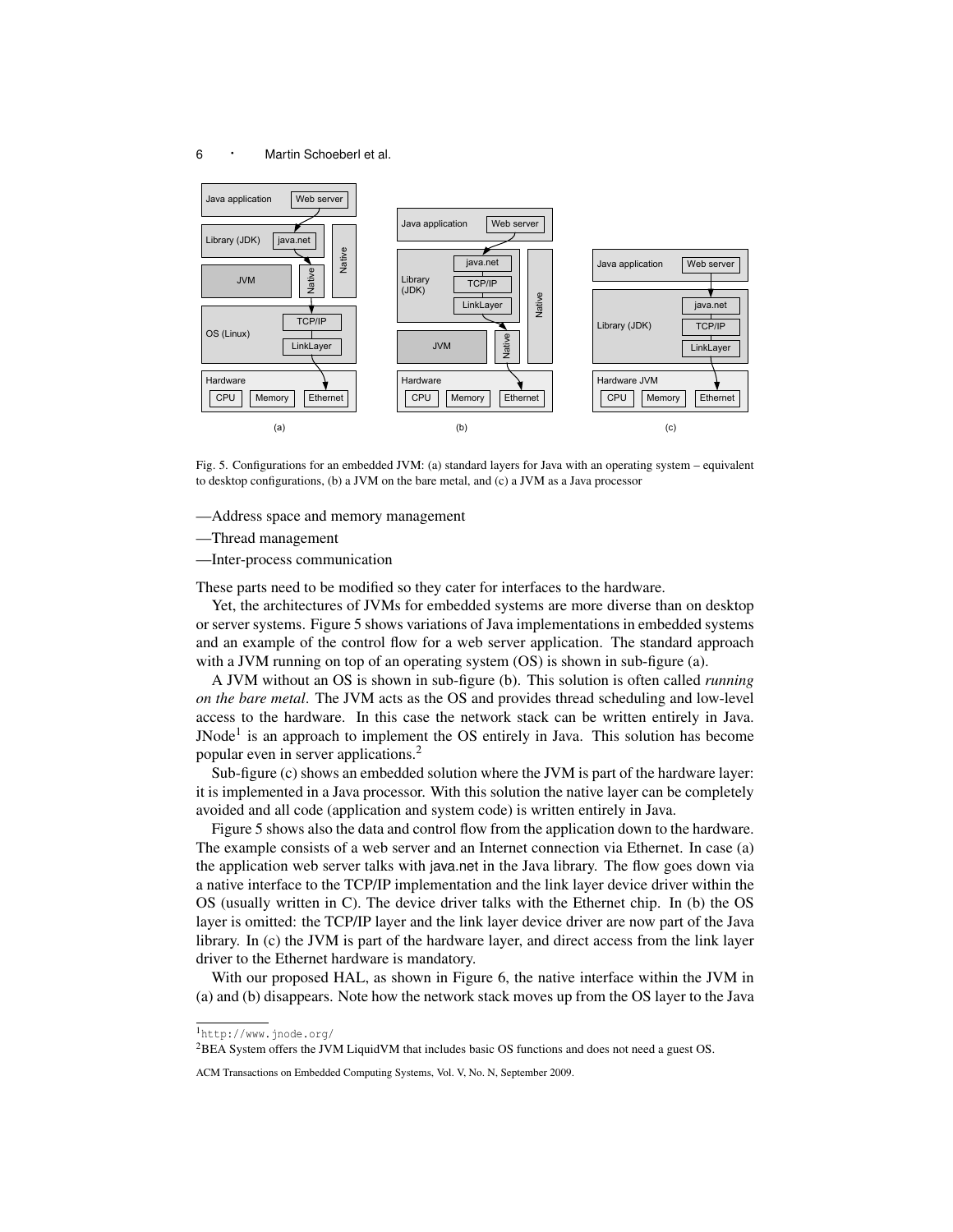Fig. 5. Configurations for an embedded JVM: (a) standard layers for Java with an operating system – equivalent to desktop configurations, (b) a JVM on the bare metal, and (c) a JVM as a Java processor

—Address space and memory management

—Thread management

—Inter-process communication

These parts need to be modified so they cater for interfaces to the hardware.

Yet, the architectures of JVMs for embedded systems are more diverse than on desktop or server systems. Figure 5 shows variations of Java implementations in embedded systems and an example of the control flow for a web server application. The standard approach with a JVM running on top of an operating system (OS) is shown in sub-figure (a).

A JVM without an OS is shown in sub-figure (b). This solution is often called *running on the bare metal*. The JVM acts as the OS and provides thread scheduling and low-level access to the hardware. In this case the network stack can be written entirely in Java. JNode[1] is an approach to implement the OS entirely in Java. This solution has become popular even in server applications.[2]

Sub-figure (c) shows an embedded solution where the JVM is part of the hardware layer: it is implemented in a Java processor. With this solution the native layer can be completely avoided and all code (application and system code) is written entirely in Java.

Figure 5 shows also the data and control flow from the application down to the hardware. The example consists of a web server and an Internet connection via Ethernet. In case (a) the application web server talks with java.net in the Java library. The flow goes down via a native interface to the TCP/IP implementation and the link layer device driver within the OS (usually written in C). The device driver talks with the Ethernet chip. In (b) the OS layer is omitted: the TCP/IP layer and the link layer device driver are now part of the Java library. In (c) the JVM is part of the hardware layer, and direct access from the link layer driver to the Ethernet hardware is mandatory.

With our proposed HAL, as shown in Figure 6, the native interface within the JVM in (a) and (b) disappears. Note how the network stack moves up from the OS layer to the Java

[1] http://www.jnode.org/

[2] BEA System offers the JVM LiquidVM that includes basic OS functions and does not need a guest OS.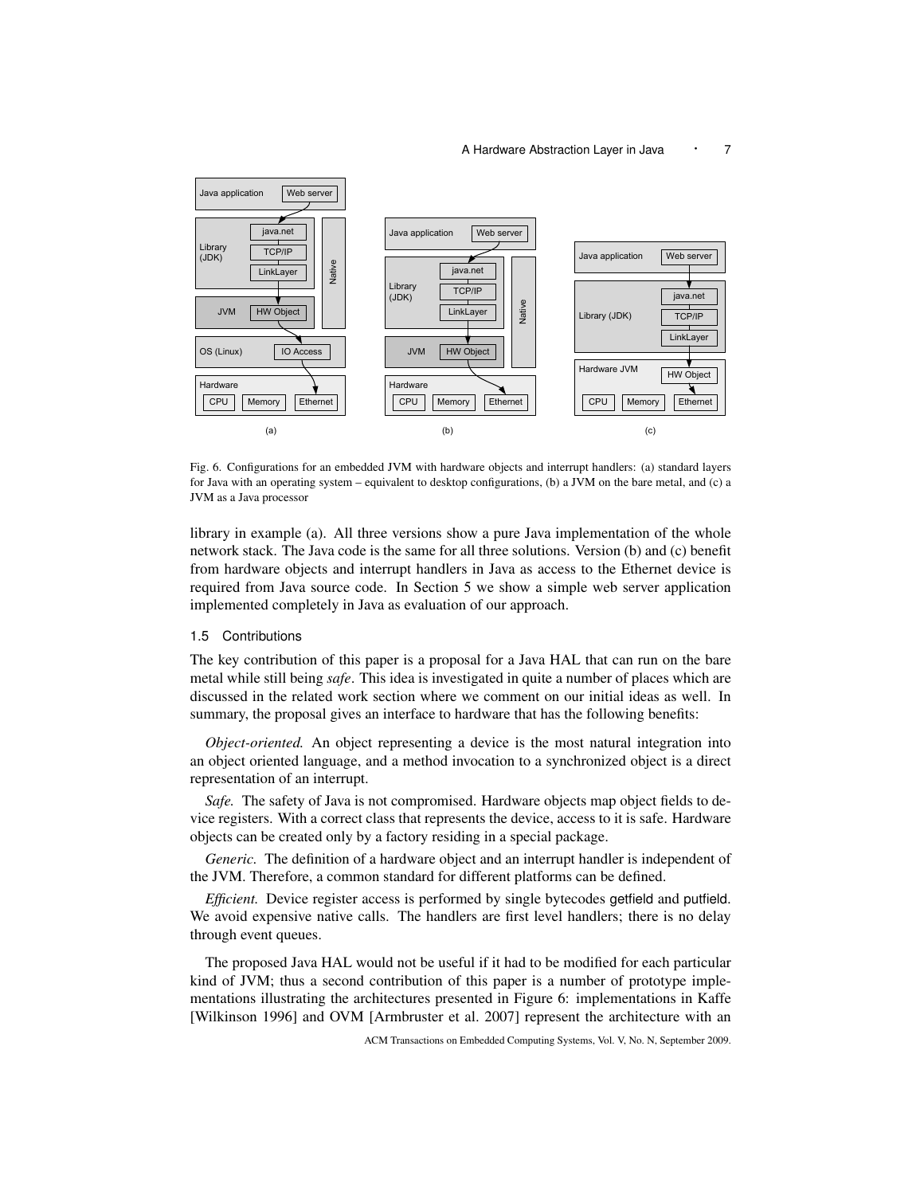Fig. 6. Configurations for an embedded JVM with hardware objects and interrupt handlers: (a) standard layers for Java with an operating system – equivalent to desktop configurations, (b) a JVM on the bare metal, and (c) a JVM as a Java processor

library in example (a). All three versions show a pure Java implementation of the whole network stack. The Java code is the same for all three solutions. Version (b) and (c) benefit from hardware objects and interrupt handlers in Java as access to the Ethernet device is required from Java source code. In Section 5 we show a simple web server application implemented completely in Java as evaluation of our approach.

### 1.5 Contributions

The key contribution of this paper is a proposal for a Java HAL that can run on the bare metal while still being *safe*. This idea is investigated in quite a number of places which are discussed in the related work section where we comment on our initial ideas as well. In summary, the proposal gives an interface to hardware that has the following benefits:

*Object-oriented.* An object representing a device is the most natural integration into an object oriented language, and a method invocation to a synchronized object is a direct representation of an interrupt.

*Safe.* The safety of Java is not compromised. Hardware objects map object fields to device registers. With a correct class that represents the device, access to it is safe. Hardware objects can be created only by a factory residing in a special package.

*Generic.* The definition of a hardware object and an interrupt handler is independent of the JVM. Therefore, a common standard for different platforms can be defined.

*Efficient.* Device register access is performed by single bytecodes getfield and putfield. We avoid expensive native calls. The handlers are first level handlers; there is no delay through event queues.

The proposed Java HAL would not be useful if it had to be modified for each particular kind of JVM; thus a second contribution of this paper is a number of prototype implementations illustrating the architectures presented in Figure 6: implementations in Kaffe [Wilkinson 1996] and OVM [Armbruster et al. 2007] represent the architecture with an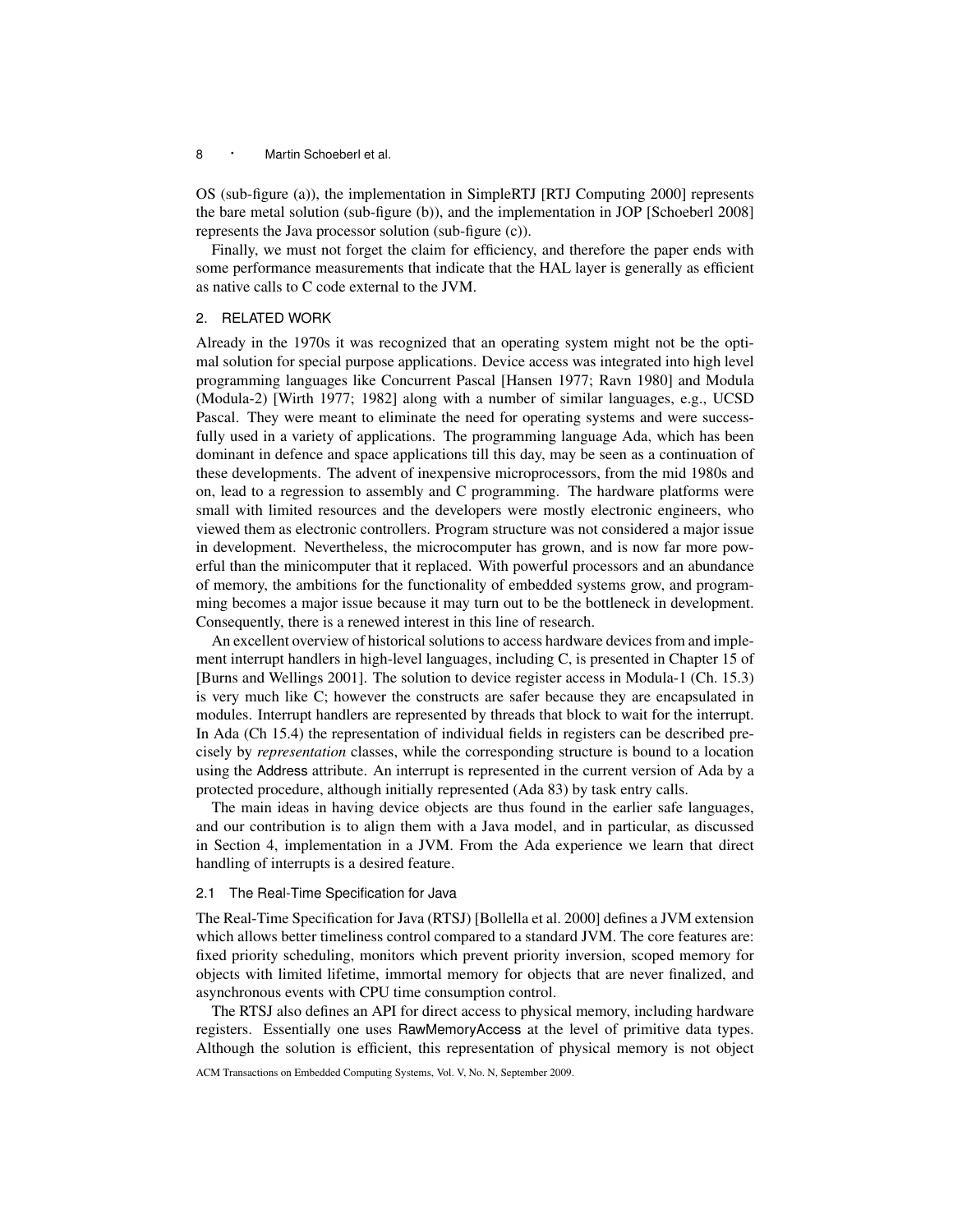OS (sub-figure (a)), the implementation in SimpleRTJ [RTJ Computing 2000] represents the bare metal solution (sub-figure (b)), and the implementation in JOP [Schoeberl 2008] represents the Java processor solution (sub-figure (c)).

Finally, we must not forget the claim for efficiency, and therefore the paper ends with some performance measurements that indicate that the HAL layer is generally as efficient as native calls to C code external to the JVM.

## 2. RELATED WORK

Already in the 1970s it was recognized that an operating system might not be the optimal solution for special purpose applications. Device access was integrated into high level programming languages like Concurrent Pascal [Hansen 1977; Ravn 1980] and Modula (Modula-2) [Wirth 1977; 1982] along with a number of similar languages, e.g., UCSD Pascal. They were meant to eliminate the need for operating systems and were successfully used in a variety of applications. The programming language Ada, which has been dominant in defence and space applications till this day, may be seen as a continuation of these developments. The advent of inexpensive microprocessors, from the mid 1980s and on, lead to a regression to assembly and C programming. The hardware platforms were small with limited resources and the developers were mostly electronic engineers, who viewed them as electronic controllers. Program structure was not considered a major issue in development. Nevertheless, the microcomputer has grown, and is now far more powerful than the minicomputer that it replaced. With powerful processors and an abundance of memory, the ambitions for the functionality of embedded systems grow, and programming becomes a major issue because it may turn out to be the bottleneck in development. Consequently, there is a renewed interest in this line of research.

An excellent overview of historical solutions to access hardware devices from and implement interrupt handlers in high-level languages, including C, is presented in Chapter 15 of [Burns and Wellings 2001]. The solution to device register access in Modula-1 (Ch. 15.3) is very much like C; however the constructs are safer because they are encapsulated in modules. Interrupt handlers are represented by threads that block to wait for the interrupt. In Ada (Ch 15.4) the representation of individual fields in registers can be described precisely by *representation* classes, while the corresponding structure is bound to a location using the Address attribute. An interrupt is represented in the current version of Ada by a protected procedure, although initially represented (Ada 83) by task entry calls.

The main ideas in having device objects are thus found in the earlier safe languages, and our contribution is to align them with a Java model, and in particular, as discussed in Section 4, implementation in a JVM. From the Ada experience we learn that direct handling of interrupts is a desired feature.

### 2.1 The Real-Time Specification for Java

The Real-Time Specification for Java (RTSJ) [Bollella et al. 2000] defines a JVM extension which allows better timeliness control compared to a standard JVM. The core features are: fixed priority scheduling, monitors which prevent priority inversion, scoped memory for objects with limited lifetime, immortal memory for objects that are never finalized, and asynchronous events with CPU time consumption control.

The RTSJ also defines an API for direct access to physical memory, including hardware registers. Essentially one uses RawMemoryAccess at the level of primitive data types. Although the solution is efficient, this representation of physical memory is not object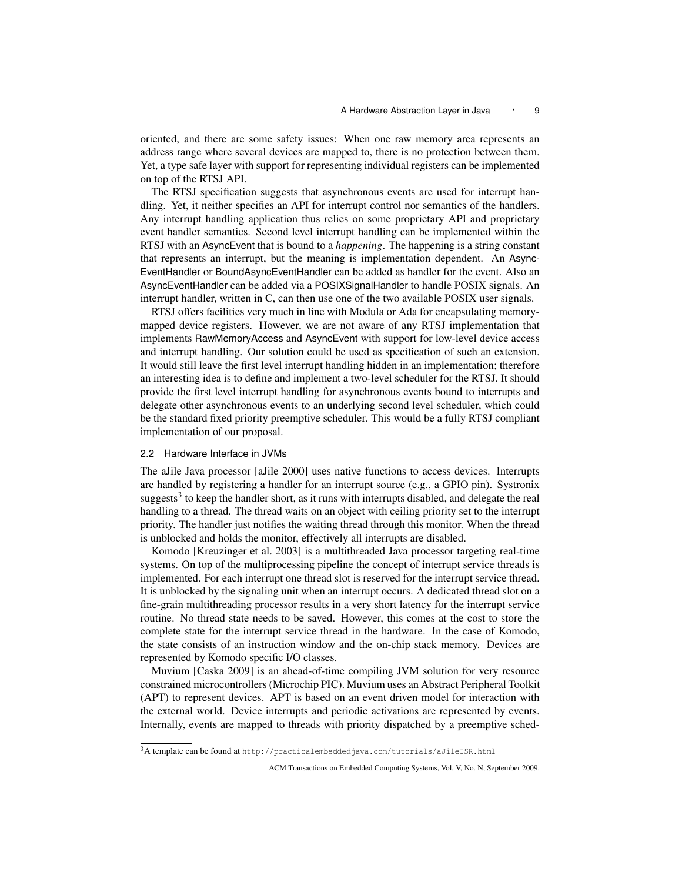oriented, and there are some safety issues: When one raw memory area represents an address range where several devices are mapped to, there is no protection between them. Yet, a type safe layer with support for representing individual registers can be implemented on top of the RTSJ API.

The RTSJ specification suggests that asynchronous events are used for interrupt handling. Yet, it neither specifies an API for interrupt control nor semantics of the handlers. Any interrupt handling application thus relies on some proprietary API and proprietary event handler semantics. Second level interrupt handling can be implemented within the RTSJ with an AsyncEvent that is bound to a *happening*. The happening is a string constant that represents an interrupt, but the meaning is implementation dependent. An AsyncEventHandler or BoundAsyncEventHandler can be added as handler for the event. Also an AsyncEventHandler can be added via a POSIXSignalHandler to handle POSIX signals. An interrupt handler, written in C, can then use one of the two available POSIX user signals.

RTSJ offers facilities very much in line with Modula or Ada for encapsulating memory-mapped device registers. However, we are not aware of any RTSJ implementation that implements RawMemoryAccess and AsyncEvent with support for low-level device access and interrupt handling. Our solution could be used as specification of such an extension. It would still leave the first level interrupt handling hidden in an implementation; therefore an interesting idea is to define and implement a two-level scheduler for the RTSJ. It should provide the first level interrupt handling for asynchronous events bound to interrupts and delegate other asynchronous events to an underlying second level scheduler, which could be the standard fixed priority preemptive scheduler. This would be a fully RTSJ compliant implementation of our proposal.

### 2.2 Hardware Interface in JVMs

The aJile Java processor [aJile 2000] uses native functions to access devices. Interrupts are handled by registering a handler for an interrupt source (e.g., a GPIO pin). Systronix suggests[3] to keep the handler short, as it runs with interrupts disabled, and delegate the real handling to a thread. The thread waits on an object with ceiling priority set to the interrupt priority. The handler just notifies the waiting thread through this monitor. When the thread is unblocked and holds the monitor, effectively all interrupts are disabled.

Komodo [Kreuzinger et al. 2003] is a multithreaded Java processor targeting real-time systems. On top of the multiprocessing pipeline the concept of interrupt service threads is implemented. For each interrupt one thread slot is reserved for the interrupt service thread. It is unblocked by the signaling unit when an interrupt occurs. A dedicated thread slot on a fine-grain multithreading processor results in a very short latency for the interrupt service routine. No thread state needs to be saved. However, this comes at the cost to store the complete state for the interrupt service thread in the hardware. In the case of Komodo, the state consists of an instruction window and the on-chip stack memory. Devices are represented by Komodo specific I/O classes.

Muvium [Caska 2009] is an ahead-of-time compiling JVM solution for very resource constrained microcontrollers (Microchip PIC). Muvium uses an Abstract Peripheral Toolkit (APT) to represent devices. APT is based on an event driven model for interaction with the external world. Device interrupts and periodic activations are represented by events. Internally, events are mapped to threads with priority dispatched by a preemptive sched-

[3] A template can be found at http://practicalembeddedjava.com/tutorials/aJileISR.html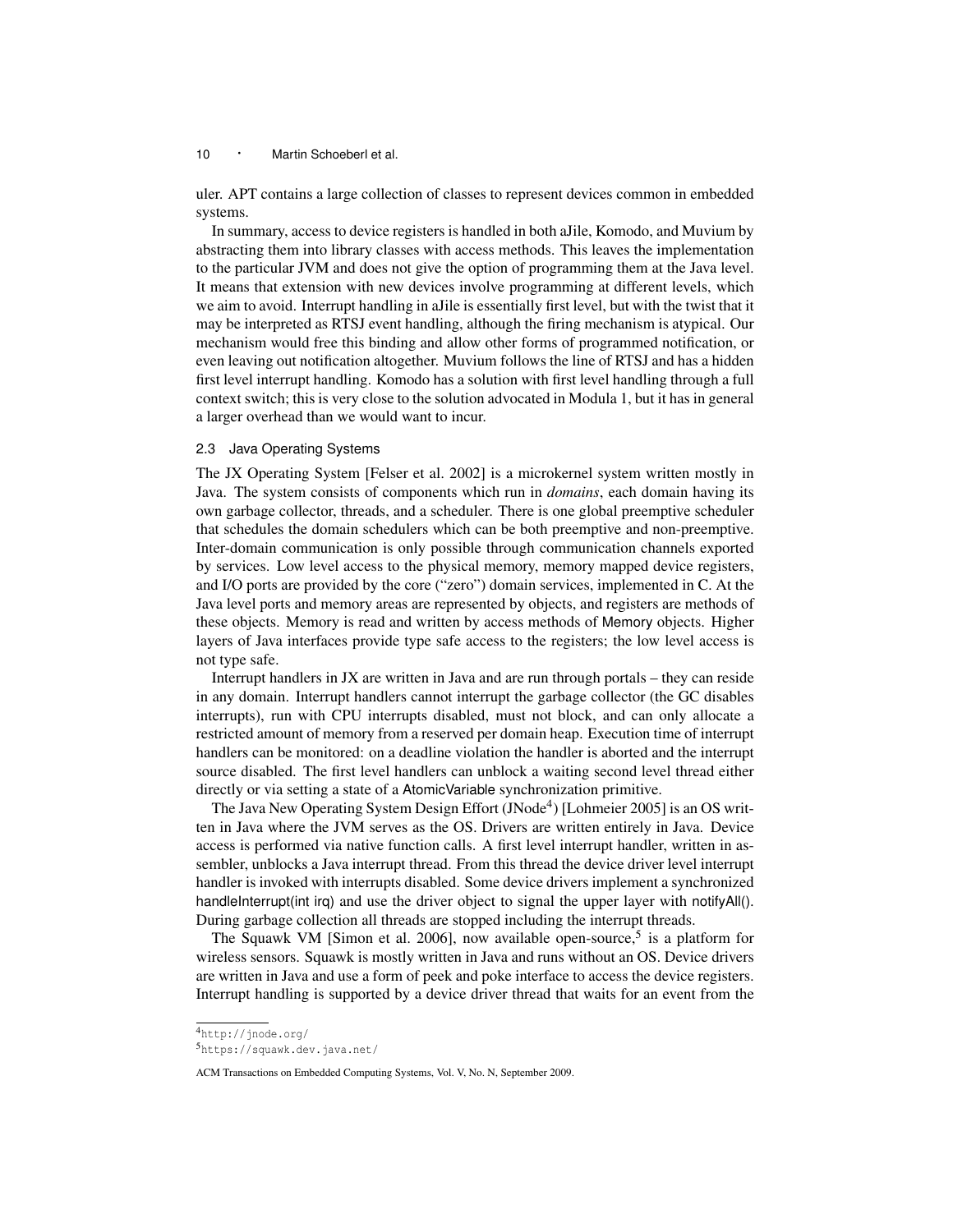uler. APT contains a large collection of classes to represent devices common in embedded systems.

In summary, access to device registers is handled in both aJile, Komodo, and Muvium by abstracting them into library classes with access methods. This leaves the implementation to the particular JVM and does not give the option of programming them at the Java level. It means that extension with new devices involve programming at different levels, which we aim to avoid. Interrupt handling in aJile is essentially first level, but with the twist that it may be interpreted as RTSJ event handling, although the firing mechanism is atypical. Our mechanism would free this binding and allow other forms of programmed notification, or even leaving out notification altogether. Muvium follows the line of RTSJ and has a hidden first level interrupt handling. Komodo has a solution with first level handling through a full context switch; this is very close to the solution advocated in Modula 1, but it has in general a larger overhead than we would want to incur.

### 2.3 Java Operating Systems

The JX Operating System [Felser et al. 2002] is a microkernel system written mostly in Java. The system consists of components which run in *domains*, each domain having its own garbage collector, threads, and a scheduler. There is one global preemptive scheduler that schedules the domain schedulers which can be both preemptive and non-preemptive. Inter-domain communication is only possible through communication channels exported by services. Low level access to the physical memory, memory mapped device registers, and I/O ports are provided by the core ("zero") domain services, implemented in C. At the Java level ports and memory areas are represented by objects, and registers are methods of these objects. Memory is read and written by access methods of Memory objects. Higher layers of Java interfaces provide type safe access to the registers; the low level access is not type safe.

Interrupt handlers in JX are written in Java and are run through portals – they can reside in any domain. Interrupt handlers cannot interrupt the garbage collector (the GC disables interrupts), run with CPU interrupts disabled, must not block, and can only allocate a restricted amount of memory from a reserved per domain heap. Execution time of interrupt handlers can be monitored: on a deadline violation the handler is aborted and the interrupt source disabled. The first level handlers can unblock a waiting second level thread either directly or via setting a state of a AtomicVariable synchronization primitive.

The Java New Operating System Design Effort (JNode[4]) [Lohmeier 2005] is an OS written in Java where the JVM serves as the OS. Drivers are written entirely in Java. Device access is performed via native function calls. A first level interrupt handler, written in assembler, unblocks a Java interrupt thread. From this thread the device driver level interrupt handler is invoked with interrupts disabled. Some device drivers implement a synchronized handleInterrupt(int irq) and use the driver object to signal the upper layer with notifyAll(). During garbage collection all threads are stopped including the interrupt threads.

The Squawk VM [Simon et al. 2006], now available open-source,[5] is a platform for wireless sensors. Squawk is mostly written in Java and runs without an OS. Device drivers are written in Java and use a form of peek and poke interface to access the device registers. Interrupt handling is supported by a device driver thread that waits for an event from the

[4] http://jnode.org/

[5] https://squawk.dev.java.net/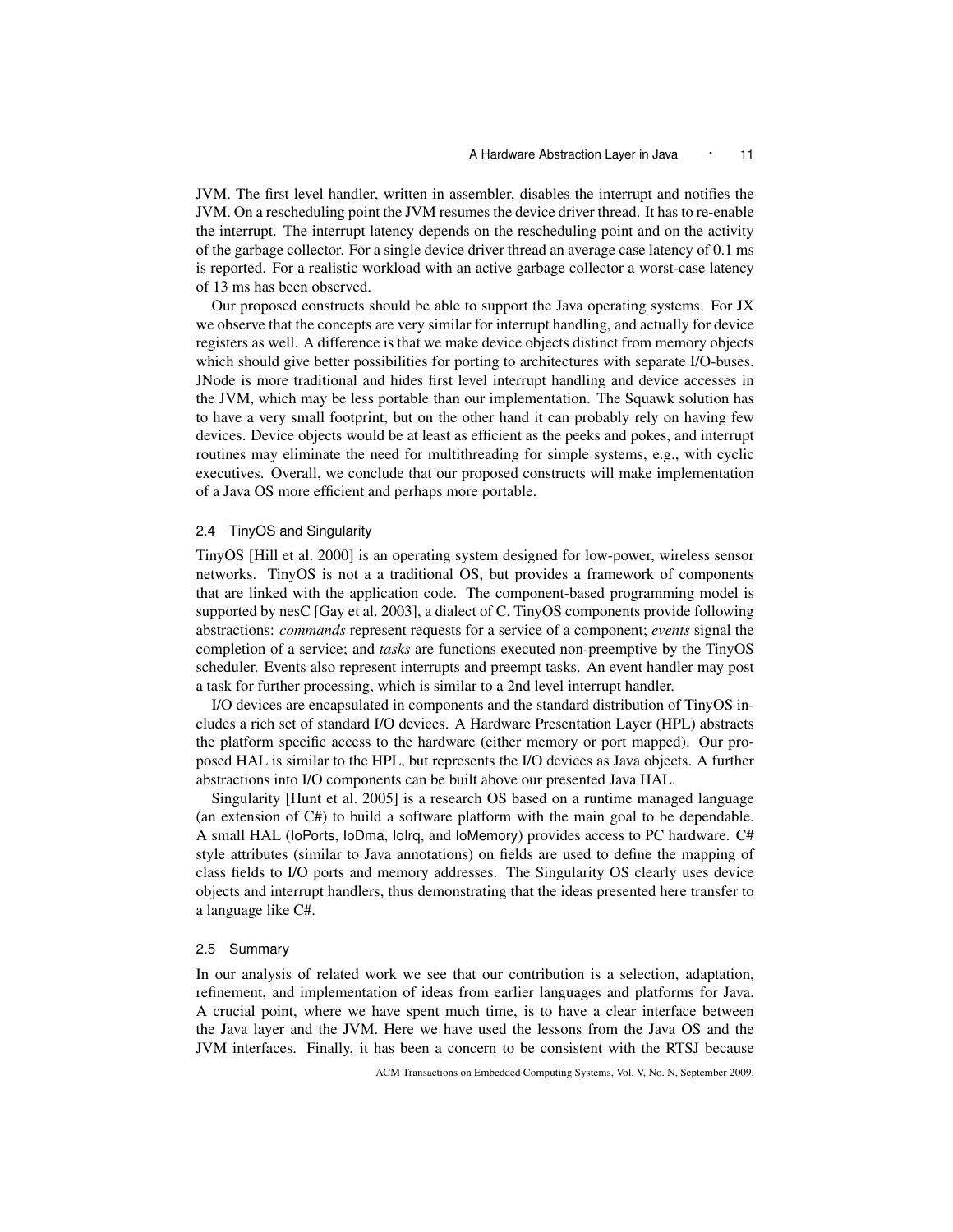JVM. The first level handler, written in assembler, disables the interrupt and notifies the JVM. On a rescheduling point the JVM resumes the device driver thread. It has to re-enable the interrupt. The interrupt latency depends on the rescheduling point and on the activity of the garbage collector. For a single device driver thread an average case latency of 0.1 ms is reported. For a realistic workload with an active garbage collector a worst-case latency of 13 ms has been observed.

Our proposed constructs should be able to support the Java operating systems. For JX we observe that the concepts are very similar for interrupt handling, and actually for device registers as well. A difference is that we make device objects distinct from memory objects which should give better possibilities for porting to architectures with separate I/O-buses. JNode is more traditional and hides first level interrupt handling and device accesses in the JVM, which may be less portable than our implementation. The Squawk solution has to have a very small footprint, but on the other hand it can probably rely on having few devices. Device objects would be at least as efficient as the peeks and pokes, and interrupt routines may eliminate the need for multithreading for simple systems, e.g., with cyclic executives. Overall, we conclude that our proposed constructs will make implementation of a Java OS more efficient and perhaps more portable.

### 2.4 TinyOS and Singularity

TinyOS [Hill et al. 2000] is an operating system designed for low-power, wireless sensor networks. TinyOS is not a a traditional OS, but provides a framework of components that are linked with the application code. The component-based programming model is supported by nesC [Gay et al. 2003], a dialect of C. TinyOS components provide following abstractions: *commands* represent requests for a service of a component; *events* signal the completion of a service; and *tasks* are functions executed non-preemptive by the TinyOS scheduler. Events also represent interrupts and preempt tasks. An event handler may post a task for further processing, which is similar to a 2nd level interrupt handler.

I/O devices are encapsulated in components and the standard distribution of TinyOS includes a rich set of standard I/O devices. A Hardware Presentation Layer (HPL) abstracts the platform specific access to the hardware (either memory or port mapped). Our proposed HAL is similar to the HPL, but represents the I/O devices as Java objects. A further abstractions into I/O components can be built above our presented Java HAL.

Singularity [Hunt et al. 2005] is a research OS based on a runtime managed language (an extension of C#) to build a software platform with the main goal to be dependable. A small HAL (IoPorts, IoDma, IoIrq, and IoMemory) provides access to PC hardware. C# style attributes (similar to Java annotations) on fields are used to define the mapping of class fields to I/O ports and memory addresses. The Singularity OS clearly uses device objects and interrupt handlers, thus demonstrating that the ideas presented here transfer to a language like C#.

### 2.5 Summary

In our analysis of related work we see that our contribution is a selection, adaptation, refinement, and implementation of ideas from earlier languages and platforms for Java. A crucial point, where we have spent much time, is to have a clear interface between the Java layer and the JVM. Here we have used the lessons from the Java OS and the JVM interfaces. Finally, it has been a concern to be consistent with the RTSJ because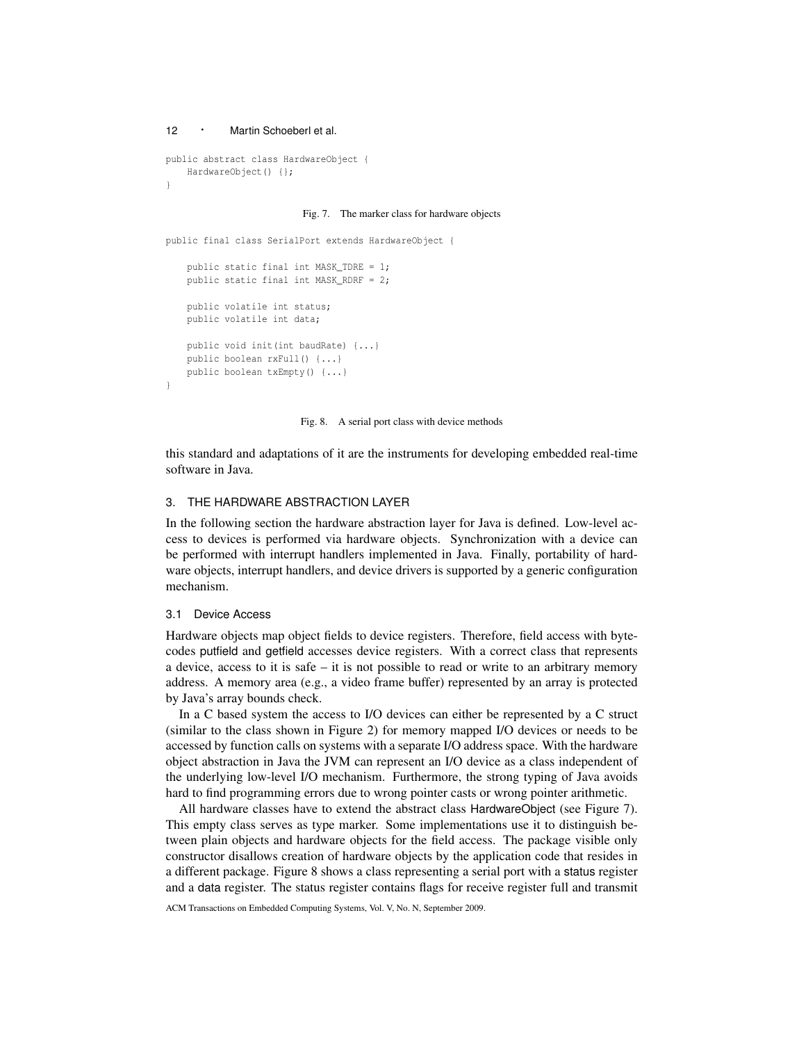```java
public abstract class HardwareObject {
    HardwareObject() {};
}
```

Fig. 7. The marker class for hardware objects

```java
public final class SerialPort extends HardwareObject {

    public static final int MASK_TDRE = 1;
    public static final int MASK_RDRF = 2;

    public volatile int status;
    public volatile int data;

    public void init(int baudRate) {...}
    public boolean rxFull() {...}
    public boolean txEmpty() {...}
}
```

Fig. 8. A serial port class with device methods

this standard and adaptations of it are the instruments for developing embedded real-time software in Java.

## 3. THE HARDWARE ABSTRACTION LAYER

In the following section the hardware abstraction layer for Java is defined. Low-level access to devices is performed via hardware objects. Synchronization with a device can be performed with interrupt handlers implemented in Java. Finally, portability of hardware objects, interrupt handlers, and device drivers is supported by a generic configuration mechanism.

### 3.1 Device Access

Hardware objects map object fields to device registers. Therefore, field access with bytecodes putfield and getfield accesses device registers. With a correct class that represents a device, access to it is safe – it is not possible to read or write to an arbitrary memory address. A memory area (e.g., a video frame buffer) represented by an array is protected by Java's array bounds check.

In a C based system the access to I/O devices can either be represented by a C struct (similar to the class shown in Figure 2) for memory mapped I/O devices or needs to be accessed by function calls on systems with a separate I/O address space. With the hardware object abstraction in Java the JVM can represent an I/O device as a class independent of the underlying low-level I/O mechanism. Furthermore, the strong typing of Java avoids hard to find programming errors due to wrong pointer casts or wrong pointer arithmetic.

All hardware classes have to extend the abstract class HardwareObject (see Figure 7). This empty class serves as type marker. Some implementations use it to distinguish between plain objects and hardware objects for the field access. The package visible only constructor disallows creation of hardware objects by the application code that resides in a different package. Figure 8 shows a class representing a serial port with a status register and a data register. The status register contains flags for receive register full and transmit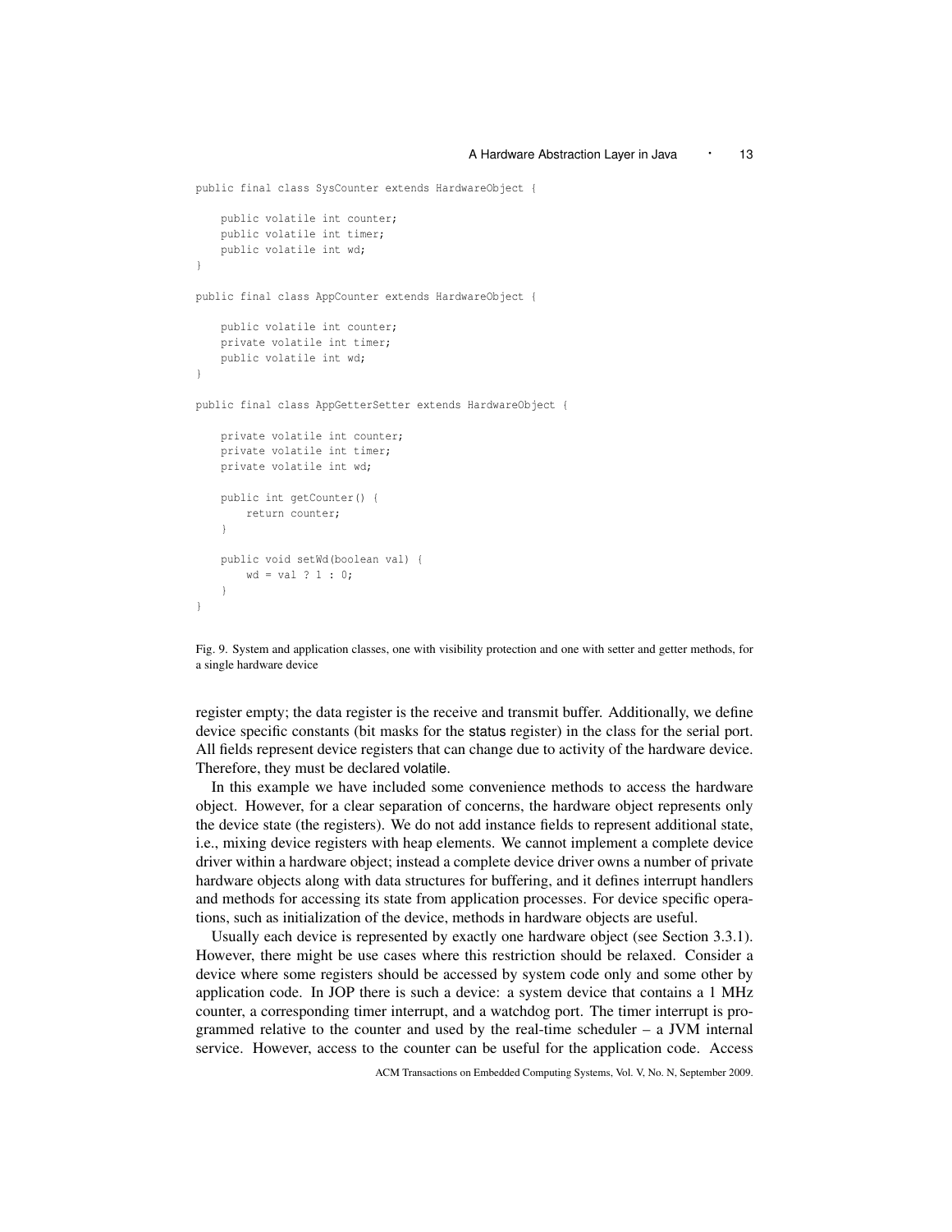```java
public final class SysCounter extends HardwareObject {

    public volatile int counter;
    public volatile int timer;
    public volatile int wd;
}

public final class AppCounter extends HardwareObject {

    public volatile int counter;
    private volatile int timer;
    public volatile int wd;
}

public final class AppGetterSetter extends HardwareObject {

    private volatile int counter;
    private volatile int timer;
    private volatile int wd;

    public int getCounter() {
        return counter;
    }

    public void setWd(boolean val) {
        wd = val ? 1 : 0;
    }
}
```

Fig. 9. System and application classes, one with visibility protection and one with setter and getter methods, for a single hardware device

register empty; the data register is the receive and transmit buffer. Additionally, we define device specific constants (bit masks for the status register) in the class for the serial port. All fields represent device registers that can change due to activity of the hardware device. Therefore, they must be declared volatile.

In this example we have included some convenience methods to access the hardware object. However, for a clear separation of concerns, the hardware object represents only the device state (the registers). We do not add instance fields to represent additional state, i.e., mixing device registers with heap elements. We cannot implement a complete device driver within a hardware object; instead a complete device driver owns a number of private hardware objects along with data structures for buffering, and it defines interrupt handlers and methods for accessing its state from application processes. For device specific operations, such as initialization of the device, methods in hardware objects are useful.

Usually each device is represented by exactly one hardware object (see Section 3.3.1). However, there might be use cases where this restriction should be relaxed. Consider a device where some registers should be accessed by system code only and some other by application code. In JOP there is such a device: a system device that contains a 1 MHz counter, a corresponding timer interrupt, and a watchdog port. The timer interrupt is programmed relative to the counter and used by the real-time scheduler – a JVM internal service. However, access to the counter can be useful for the application code. Access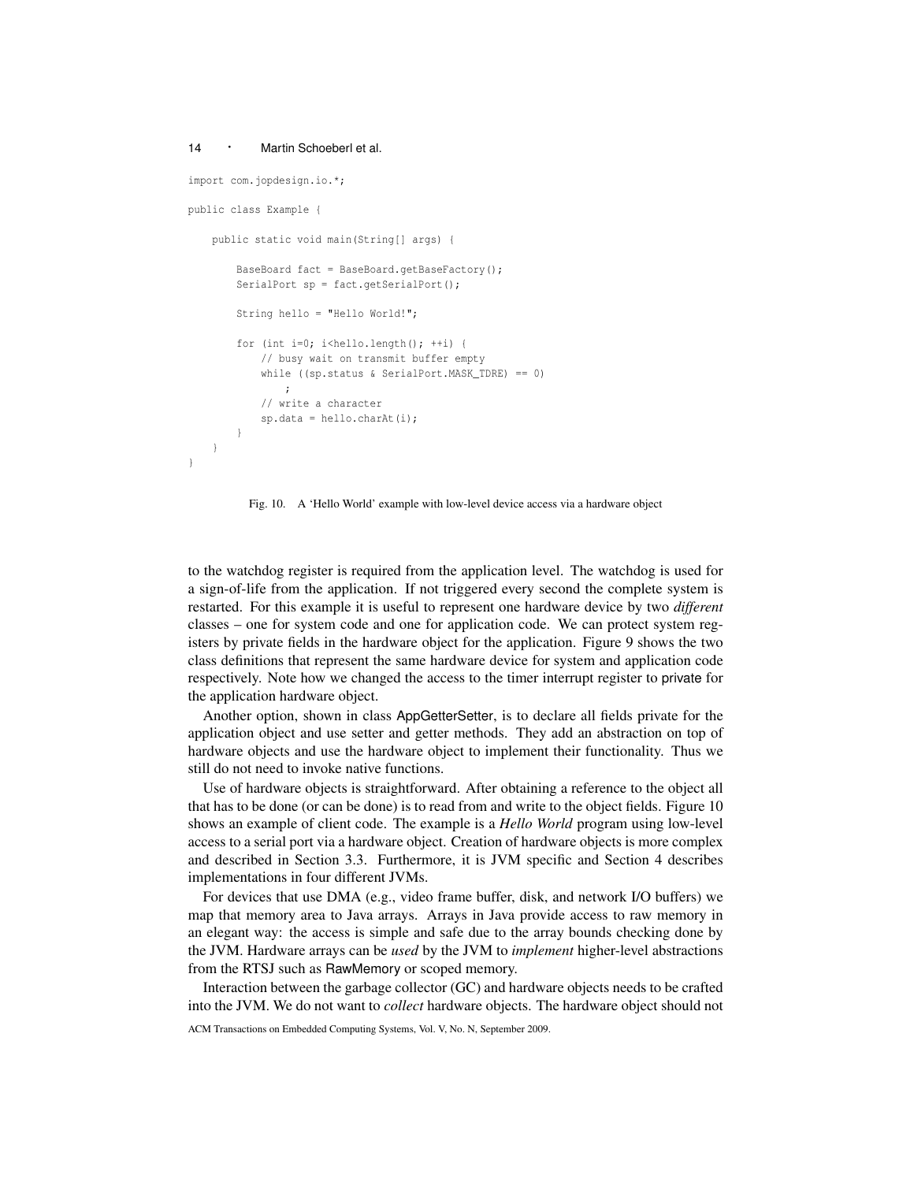```java
import com.jopdesign.io.*;

public class Example {

    public static void main(String[] args) {

        BaseBoard fact = BaseBoard.getBaseFactory();
        SerialPort sp = fact.getSerialPort();

        String hello = "Hello World!";

        for (int i=0; i<hello.length(); ++i) {
            // busy wait on transmit buffer empty
            while ((sp.status & SerialPort.MASK_TDRE) == 0)
                ;
            // write a character
            sp.data = hello.charAt(i);
        }
    }
}
```

Fig. 10. A 'Hello World' example with low-level device access via a hardware object

to the watchdog register is required from the application level. The watchdog is used for a sign-of-life from the application. If not triggered every second the complete system is restarted. For this example it is useful to represent one hardware device by two *different* classes – one for system code and one for application code. We can protect system registers by private fields in the hardware object for the application. Figure 9 shows the two class definitions that represent the same hardware device for system and application code respectively. Note how we changed the access to the timer interrupt register to private for the application hardware object.

Another option, shown in class AppGetterSetter, is to declare all fields private for the application object and use setter and getter methods. They add an abstraction on top of hardware objects and use the hardware object to implement their functionality. Thus we still do not need to invoke native functions.

Use of hardware objects is straightforward. After obtaining a reference to the object all that has to be done (or can be done) is to read from and write to the object fields. Figure 10 shows an example of client code. The example is a *Hello World* program using low-level access to a serial port via a hardware object. Creation of hardware objects is more complex and described in Section 3.3. Furthermore, it is JVM specific and Section 4 describes implementations in four different JVMs.

For devices that use DMA (e.g., video frame buffer, disk, and network I/O buffers) we map that memory area to Java arrays. Arrays in Java provide access to raw memory in an elegant way: the access is simple and safe due to the array bounds checking done by the JVM. Hardware arrays can be *used* by the JVM to *implement* higher-level abstractions from the RTSJ such as RawMemory or scoped memory.

Interaction between the garbage collector (GC) and hardware objects needs to be crafted into the JVM. We do not want to *collect* hardware objects. The hardware object should not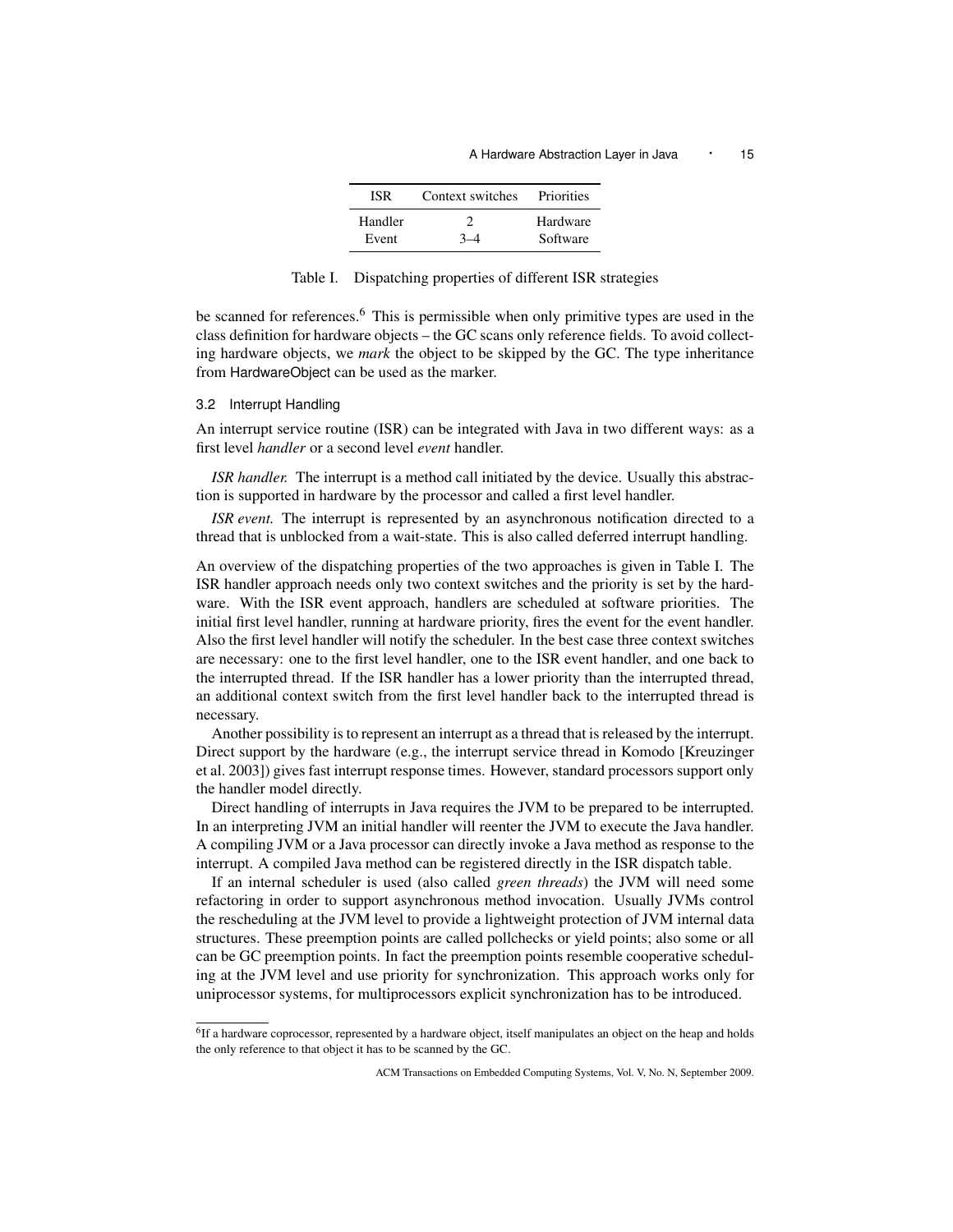| ISR | Context switches | Priorities |
|---|---|---|
| Handler | 2 | Hardware |
| Event | 3–4 | Software |

Table I. Dispatching properties of different ISR strategies

be scanned for references.[6] This is permissible when only primitive types are used in the class definition for hardware objects – the GC scans only reference fields. To avoid collecting hardware objects, we *mark* the object to be skipped by the GC. The type inheritance from HardwareObject can be used as the marker.

### 3.2 Interrupt Handling

An interrupt service routine (ISR) can be integrated with Java in two different ways: as a first level *handler* or a second level *event* handler.

*ISR handler.* The interrupt is a method call initiated by the device. Usually this abstraction is supported in hardware by the processor and called a first level handler.

*ISR event.* The interrupt is represented by an asynchronous notification directed to a thread that is unblocked from a wait-state. This is also called deferred interrupt handling.

An overview of the dispatching properties of the two approaches is given in Table I. The ISR handler approach needs only two context switches and the priority is set by the hardware. With the ISR event approach, handlers are scheduled at software priorities. The initial first level handler, running at hardware priority, fires the event for the event handler. Also the first level handler will notify the scheduler. In the best case three context switches are necessary: one to the first level handler, one to the ISR event handler, and one back to the interrupted thread. If the ISR handler has a lower priority than the interrupted thread, an additional context switch from the first level handler back to the interrupted thread is necessary.

Another possibility is to represent an interrupt as a thread that is released by the interrupt. Direct support by the hardware (e.g., the interrupt service thread in Komodo [Kreuzinger et al. 2003]) gives fast interrupt response times. However, standard processors support only the handler model directly.

Direct handling of interrupts in Java requires the JVM to be prepared to be interrupted. In an interpreting JVM an initial handler will reenter the JVM to execute the Java handler. A compiling JVM or a Java processor can directly invoke a Java method as response to the interrupt. A compiled Java method can be registered directly in the ISR dispatch table.

If an internal scheduler is used (also called *green threads*) the JVM will need some refactoring in order to support asynchronous method invocation. Usually JVMs control the rescheduling at the JVM level to provide a lightweight protection of JVM internal data structures. These preemption points are called pollchecks or yield points; also some or all can be GC preemption points. In fact the preemption points resemble cooperative scheduling at the JVM level and use priority for synchronization. This approach works only for uniprocessor systems, for multiprocessors explicit synchronization has to be introduced.

[6] If a hardware coprocessor, represented by a hardware object, itself manipulates an object on the heap and holds the only reference to that object it has to be scanned by the GC.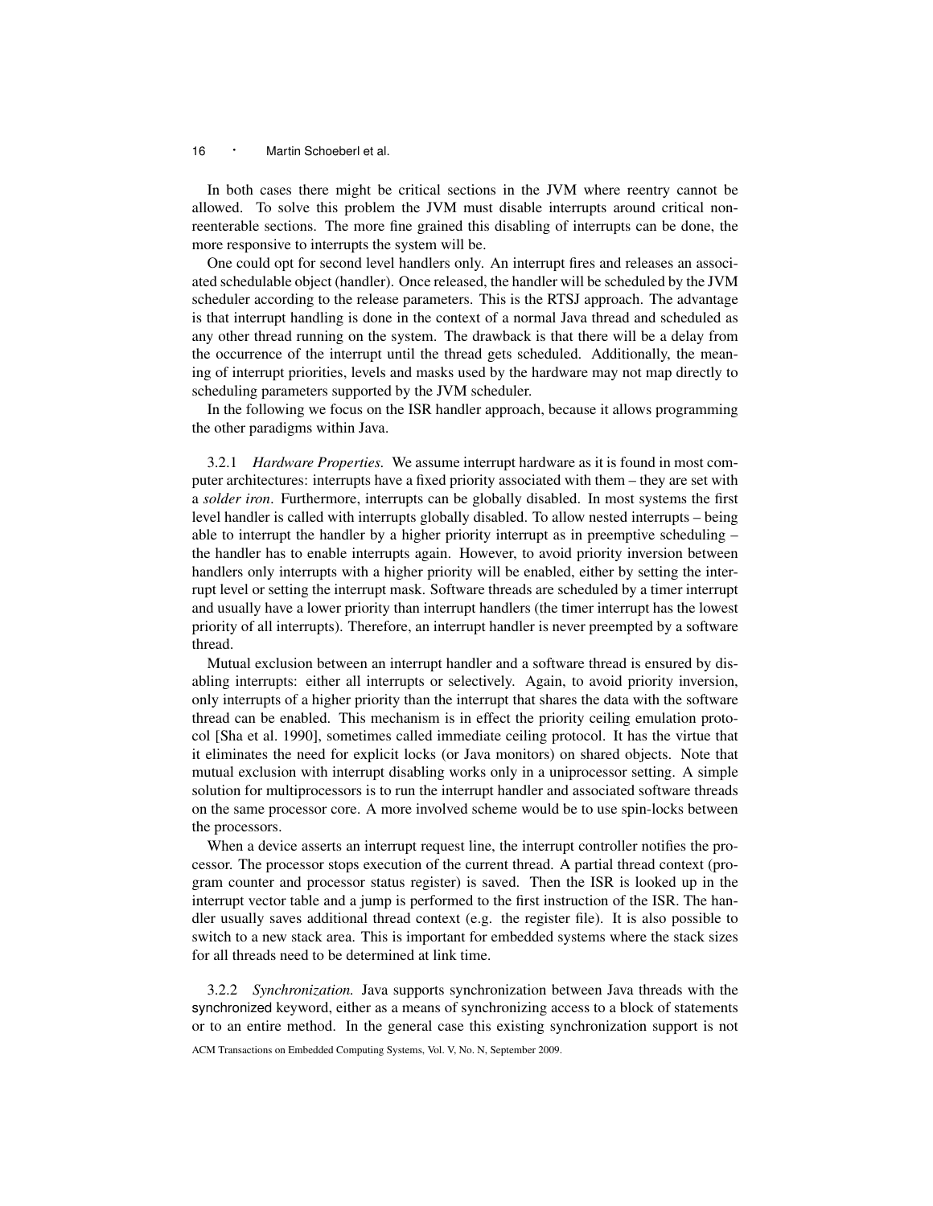In both cases there might be critical sections in the JVM where reentry cannot be allowed. To solve this problem the JVM must disable interrupts around critical non-reenterable sections. The more fine grained this disabling of interrupts can be done, the more responsive to interrupts the system will be.

One could opt for second level handlers only. An interrupt fires and releases an associated schedulable object (handler). Once released, the handler will be scheduled by the JVM scheduler according to the release parameters. This is the RTSJ approach. The advantage is that interrupt handling is done in the context of a normal Java thread and scheduled as any other thread running on the system. The drawback is that there will be a delay from the occurrence of the interrupt until the thread gets scheduled. Additionally, the meaning of interrupt priorities, levels and masks used by the hardware may not map directly to scheduling parameters supported by the JVM scheduler.

In the following we focus on the ISR handler approach, because it allows programming the other paradigms within Java.

3.2.1 *Hardware Properties.* We assume interrupt hardware as it is found in most computer architectures: interrupts have a fixed priority associated with them – they are set with a *solder iron*. Furthermore, interrupts can be globally disabled. In most systems the first level handler is called with interrupts globally disabled. To allow nested interrupts – being able to interrupt the handler by a higher priority interrupt as in preemptive scheduling – the handler has to enable interrupts again. However, to avoid priority inversion between handlers only interrupts with a higher priority will be enabled, either by setting the interrupt level or setting the interrupt mask. Software threads are scheduled by a timer interrupt and usually have a lower priority than interrupt handlers (the timer interrupt has the lowest priority of all interrupts). Therefore, an interrupt handler is never preempted by a software thread.

Mutual exclusion between an interrupt handler and a software thread is ensured by disabling interrupts: either all interrupts or selectively. Again, to avoid priority inversion, only interrupts of a higher priority than the interrupt that shares the data with the software thread can be enabled. This mechanism is in effect the priority ceiling emulation protocol [Sha et al. 1990], sometimes called immediate ceiling protocol. It has the virtue that it eliminates the need for explicit locks (or Java monitors) on shared objects. Note that mutual exclusion with interrupt disabling works only in a uniprocessor setting. A simple solution for multiprocessors is to run the interrupt handler and associated software threads on the same processor core. A more involved scheme would be to use spin-locks between the processors.

When a device asserts an interrupt request line, the interrupt controller notifies the processor. The processor stops execution of the current thread. A partial thread context (program counter and processor status register) is saved. Then the ISR is looked up in the interrupt vector table and a jump is performed to the first instruction of the ISR. The handler usually saves additional thread context (e.g. the register file). It is also possible to switch to a new stack area. This is important for embedded systems where the stack sizes for all threads need to be determined at link time.

3.2.2 *Synchronization.* Java supports synchronization between Java threads with the `synchronized` keyword, either as a means of synchronizing access to a block of statements or to an entire method. In the general case this existing synchronization support is not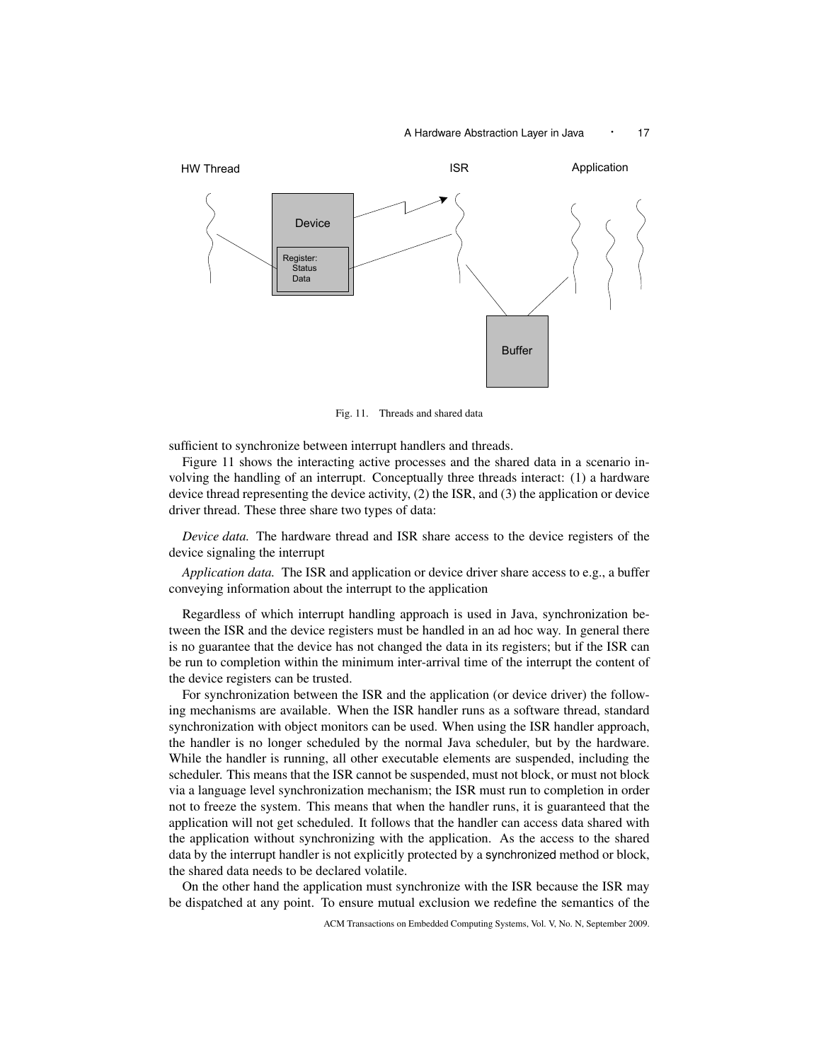Fig. 11. Threads and shared data

sufficient to synchronize between interrupt handlers and threads.

Figure 11 shows the interacting active processes and the shared data in a scenario involving the handling of an interrupt. Conceptually three threads interact: (1) a hardware device thread representing the device activity, (2) the ISR, and (3) the application or device driver thread. These three share two types of data:

*Device data.* The hardware thread and ISR share access to the device registers of the device signaling the interrupt

*Application data.* The ISR and application or device driver share access to e.g., a buffer conveying information about the interrupt to the application

Regardless of which interrupt handling approach is used in Java, synchronization between the ISR and the device registers must be handled in an ad hoc way. In general there is no guarantee that the device has not changed the data in its registers; but if the ISR can be run to completion within the minimum inter-arrival time of the interrupt the content of the device registers can be trusted.

For synchronization between the ISR and the application (or device driver) the following mechanisms are available. When the ISR handler runs as a software thread, standard synchronization with object monitors can be used. When using the ISR handler approach, the handler is no longer scheduled by the normal Java scheduler, but by the hardware. While the handler is running, all other executable elements are suspended, including the scheduler. This means that the ISR cannot be suspended, must not block, or must not block via a language level synchronization mechanism; the ISR must run to completion in order not to freeze the system. This means that when the handler runs, it is guaranteed that the application will not get scheduled. It follows that the handler can access data shared with the application without synchronizing with the application. As the access to the shared data by the interrupt handler is not explicitly protected by a `synchronized` method or block, the shared data needs to be declared volatile.

On the other hand the application must synchronize with the ISR because the ISR may be dispatched at any point. To ensure mutual exclusion we redefine the semantics of the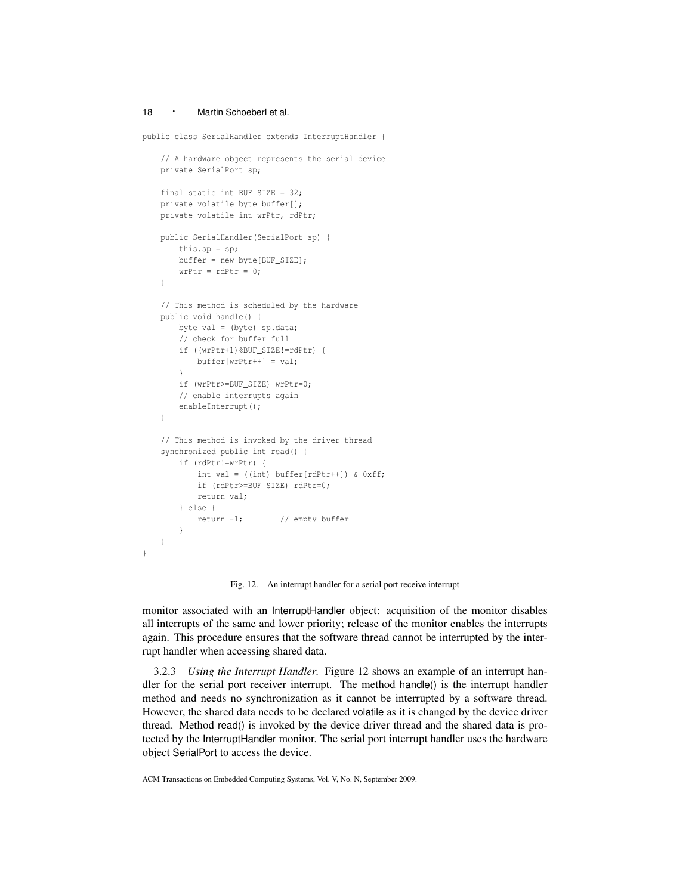```
public class SerialHandler extends InterruptHandler {

    // A hardware object represents the serial device
    private SerialPort sp;

    final static int BUF_SIZE = 32;
    private volatile byte buffer[];
    private volatile int wrPtr, rdPtr;

    public SerialHandler(SerialPort sp) {
        this.sp = sp;
        buffer = new byte[BUF_SIZE];
        wrPtr = rdPtr = 0;
    }

    // This method is scheduled by the hardware
    public void handle() {
        byte val = (byte) sp.data;
        // check for buffer full
        if ((wrPtr+1)%BUF_SIZE!=rdPtr) {
            buffer[wrPtr++] = val;
        }
        if (wrPtr>=BUF_SIZE) wrPtr=0;
        // enable interrupts again
        enableInterrupt();
    }

    // This method is invoked by the driver thread
    synchronized public int read() {
        if (rdPtr!=wrPtr) {
            int val = ((int) buffer[rdPtr++]) & 0xff;
            if (rdPtr>=BUF_SIZE) rdPtr=0;
            return val;
        } else {
            return -1;        // empty buffer
        }
    }
}
```

Fig. 12. An interrupt handler for a serial port receive interrupt

monitor associated with an InterruptHandler object: acquisition of the monitor disables all interrupts of the same and lower priority; release of the monitor enables the interrupts again. This procedure ensures that the software thread cannot be interrupted by the interrupt handler when accessing shared data.

3.2.3 *Using the Interrupt Handler.* Figure 12 shows an example of an interrupt handler for the serial port receiver interrupt. The method handle() is the interrupt handler method and needs no synchronization as it cannot be interrupted by a software thread. However, the shared data needs to be declared volatile as it is changed by the device driver thread. Method read() is invoked by the device driver thread and the shared data is protected by the InterruptHandler monitor. The serial port interrupt handler uses the hardware object SerialPort to access the device.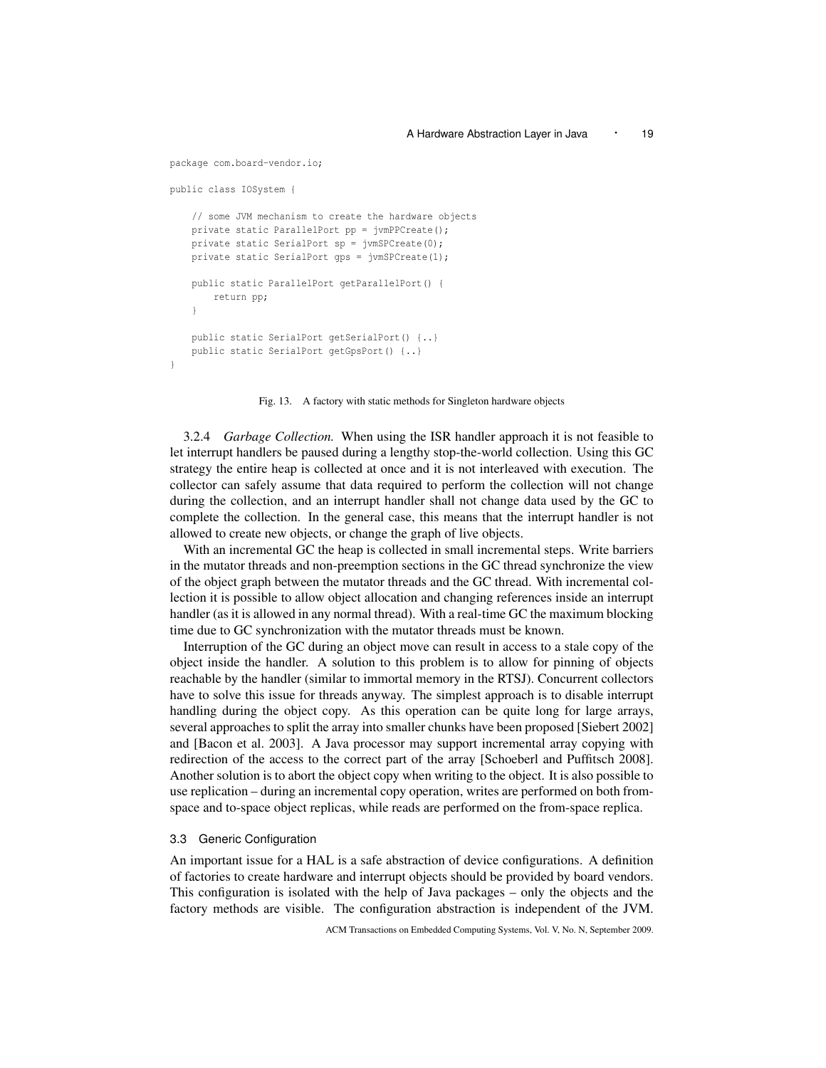```
package com.board-vendor.io;

public class IOSystem {

    // some JVM mechanism to create the hardware objects
    private static ParallelPort pp = jvmPPCreate();
    private static SerialPort sp = jvmSPCreate(0);
    private static SerialPort gps = jvmSPCreate(1);

    public static ParallelPort getParallelPort() {
        return pp;
    }

    public static SerialPort getSerialPort() {..}
    public static SerialPort getGpsPort() {..}
}
```

Fig. 13. A factory with static methods for Singleton hardware objects

#### 3.2.4 *Garbage Collection.*

When using the ISR handler approach it is not feasible to let interrupt handlers be paused during a lengthy stop-the-world collection. Using this GC strategy the entire heap is collected at once and it is not interleaved with execution. The collector can safely assume that data required to perform the collection will not change during the collection, and an interrupt handler shall not change data used by the GC to complete the collection. In the general case, this means that the interrupt handler is not allowed to create new objects, or change the graph of live objects.

With an incremental GC the heap is collected in small incremental steps. Write barriers in the mutator threads and non-preemption sections in the GC thread synchronize the view of the object graph between the mutator threads and the GC thread. With incremental collection it is possible to allow object allocation and changing references inside an interrupt handler (as it is allowed in any normal thread). With a real-time GC the maximum blocking time due to GC synchronization with the mutator threads must be known.

Interruption of the GC during an object move can result in access to a stale copy of the object inside the handler. A solution to this problem is to allow for pinning of objects reachable by the handler (similar to immortal memory in the RTSJ). Concurrent collectors have to solve this issue for threads anyway. The simplest approach is to disable interrupt handling during the object copy. As this operation can be quite long for large arrays, several approaches to split the array into smaller chunks have been proposed [Siebert 2002] and [Bacon et al. 2003]. A Java processor may support incremental array copying with redirection of the access to the correct part of the array [Schoeberl and Puffitsch 2008]. Another solution is to abort the object copy when writing to the object. It is also possible to use replication – during an incremental copy operation, writes are performed on both from-space and to-space object replicas, while reads are performed on the from-space replica.

### 3.3 Generic Configuration

An important issue for a HAL is a safe abstraction of device configurations. A definition of factories to create hardware and interrupt objects should be provided by board vendors. This configuration is isolated with the help of Java packages – only the objects and the factory methods are visible. The configuration abstraction is independent of the JVM.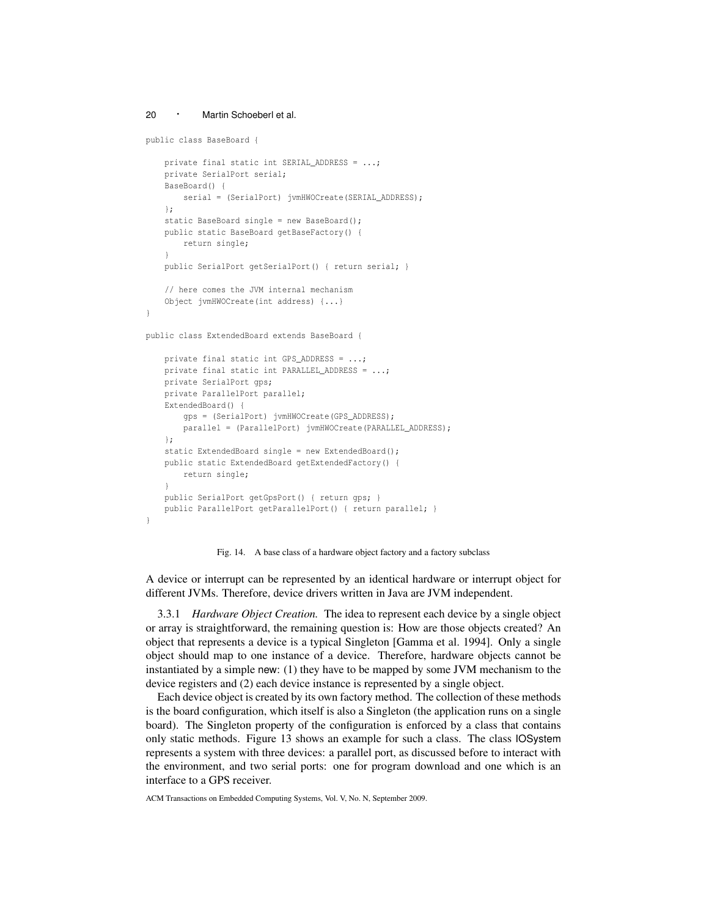```java
public class BaseBoard {

    private final static int SERIAL_ADDRESS = ...;
    private SerialPort serial;
    BaseBoard() {
        serial = (SerialPort) jvmHWOCreate(SERIAL_ADDRESS);
    };
    static BaseBoard single = new BaseBoard();
    public static BaseBoard getBaseFactory() {
        return single;
    }
    public SerialPort getSerialPort() { return serial; }

    // here comes the JVM internal mechanism
    Object jvmHWOCreate(int address) {...}
}

public class ExtendedBoard extends BaseBoard {

    private final static int GPS_ADDRESS = ...;
    private final static int PARALLEL_ADDRESS = ...;
    private SerialPort gps;
    private ParallelPort parallel;
    ExtendedBoard() {
        gps = (SerialPort) jvmHWOCreate(GPS_ADDRESS);
        parallel = (ParallelPort) jvmHWOCreate(PARALLEL_ADDRESS);
    };
    static ExtendedBoard single = new ExtendedBoard();
    public static ExtendedBoard getExtendedFactory() {
        return single;
    }
    public SerialPort getGpsPort() { return gps; }
    public ParallelPort getParallelPort() { return parallel; }
}
```

Fig. 14. A base class of a hardware object factory and a factory subclass

A device or interrupt can be represented by an identical hardware or interrupt object for different JVMs. Therefore, device drivers written in Java are JVM independent.

3.3.1 *Hardware Object Creation.* The idea to represent each device by a single object or array is straightforward, the remaining question is: How are those objects created? An object that represents a device is a typical Singleton [Gamma et al. 1994]. Only a single object should map to one instance of a device. Therefore, hardware objects cannot be instantiated by a simple new: (1) they have to be mapped by some JVM mechanism to the device registers and (2) each device instance is represented by a single object.

Each device object is created by its own factory method. The collection of these methods is the board configuration, which itself is also a Singleton (the application runs on a single board). The Singleton property of the configuration is enforced by a class that contains only static methods. Figure 13 shows an example for such a class. The class IOSystem represents a system with three devices: a parallel port, as discussed before to interact with the environment, and two serial ports: one for program download and one which is an interface to a GPS receiver.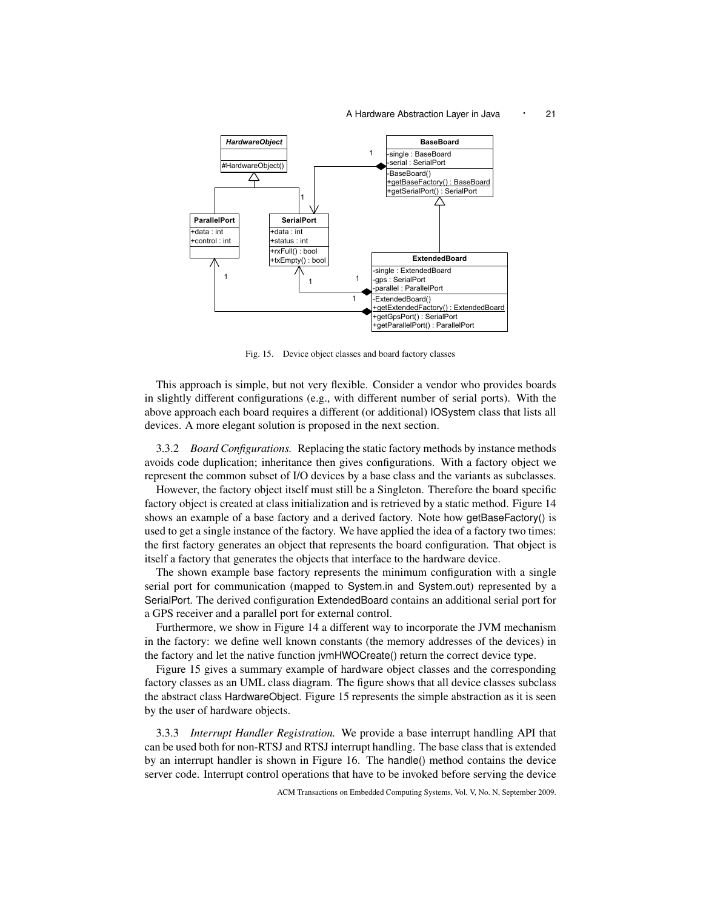Fig. 15. Device object classes and board factory classes

This approach is simple, but not very flexible. Consider a vendor who provides boards in slightly different configurations (e.g., with different number of serial ports). With the above approach each board requires a different (or additional) IOSystem class that lists all devices. A more elegant solution is proposed in the next section.

3.3.2 *Board Configurations.* Replacing the static factory methods by instance methods avoids code duplication; inheritance then gives configurations. With a factory object we represent the common subset of I/O devices by a base class and the variants as subclasses.

However, the factory object itself must still be a Singleton. Therefore the board specific factory object is created at class initialization and is retrieved by a static method. Figure 14 shows an example of a base factory and a derived factory. Note how getBaseFactory() is used to get a single instance of the factory. We have applied the idea of a factory two times: the first factory generates an object that represents the board configuration. That object is itself a factory that generates the objects that interface to the hardware device.

The shown example base factory represents the minimum configuration with a single serial port for communication (mapped to System.in and System.out) represented by a SerialPort. The derived configuration ExtendedBoard contains an additional serial port for a GPS receiver and a parallel port for external control.

Furthermore, we show in Figure 14 a different way to incorporate the JVM mechanism in the factory: we define well known constants (the memory addresses of the devices) in the factory and let the native function jvmHWOCreate() return the correct device type.

Figure 15 gives a summary example of hardware object classes and the corresponding factory classes as an UML class diagram. The figure shows that all device classes subclass the abstract class HardwareObject. Figure 15 represents the simple abstraction as it is seen by the user of hardware objects.

3.3.3 *Interrupt Handler Registration.* We provide a base interrupt handling API that can be used both for non-RTSJ and RTSJ interrupt handling. The base class that is extended by an interrupt handler is shown in Figure 16. The handle() method contains the device server code. Interrupt control operations that have to be invoked before serving the device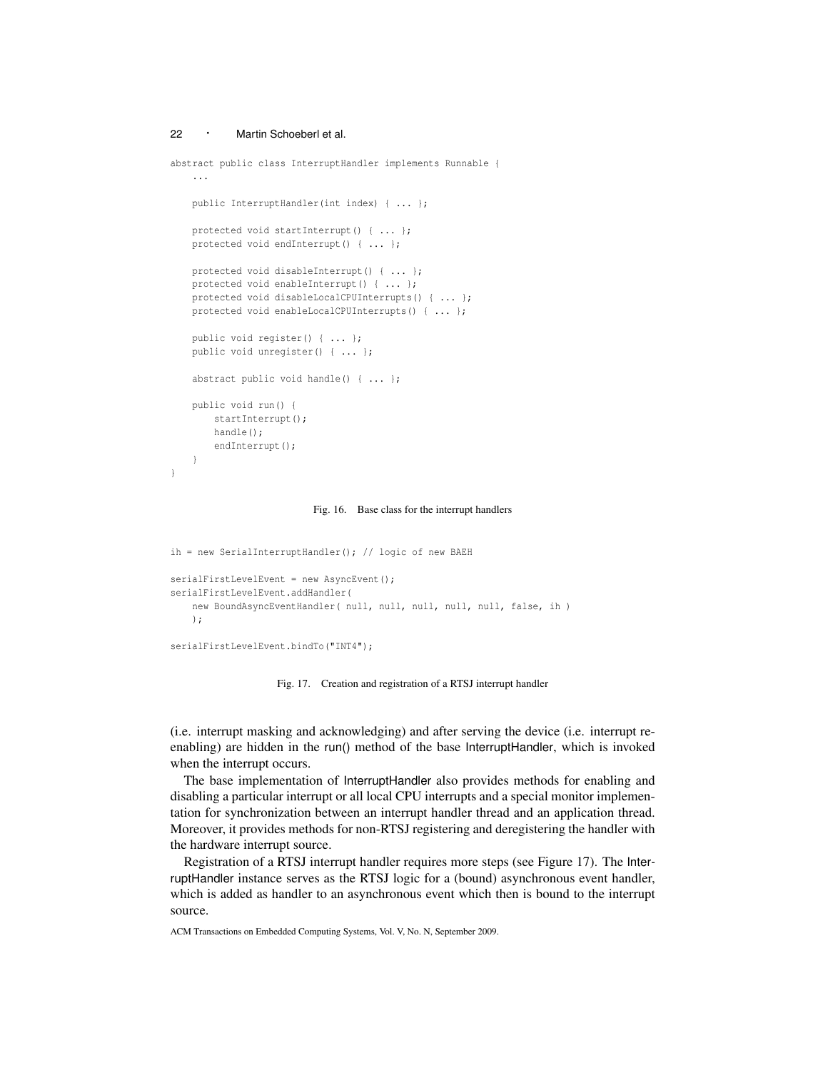```
abstract public class InterruptHandler implements Runnable {
    ...

    public InterruptHandler(int index) { ... };

    protected void startInterrupt() { ... };
    protected void endInterrupt() { ... };

    protected void disableInterrupt() { ... };
    protected void enableInterrupt() { ... };
    protected void disableLocalCPUInterrupts() { ... };
    protected void enableLocalCPUInterrupts() { ... };

    public void register() { ... };
    public void unregister() { ... };

    abstract public void handle() { ... };

    public void run() {
        startInterrupt();
        handle();
        endInterrupt();
    }
}
```

Fig. 16. Base class for the interrupt handlers

```
ih = new SerialInterruptHandler(); // logic of new BAEH

serialFirstLevelEvent = new AsyncEvent();
serialFirstLevelEvent.addHandler(
    new BoundAsyncEventHandler( null, null, null, null, null, false, ih )
    );

serialFirstLevelEvent.bindTo("INT4");
```

Fig. 17. Creation and registration of a RTSJ interrupt handler

(i.e. interrupt masking and acknowledging) and after serving the device (i.e. interrupt re-enabling) are hidden in the run() method of the base InterruptHandler, which is invoked when the interrupt occurs.

The base implementation of InterruptHandler also provides methods for enabling and disabling a particular interrupt or all local CPU interrupts and a special monitor implementation for synchronization between an interrupt handler thread and an application thread. Moreover, it provides methods for non-RTSJ registering and deregistering the handler with the hardware interrupt source.

Registration of a RTSJ interrupt handler requires more steps (see Figure 17). The InterruptHandler instance serves as the RTSJ logic for a (bound) asynchronous event handler, which is added as handler to an asynchronous event which then is bound to the interrupt source.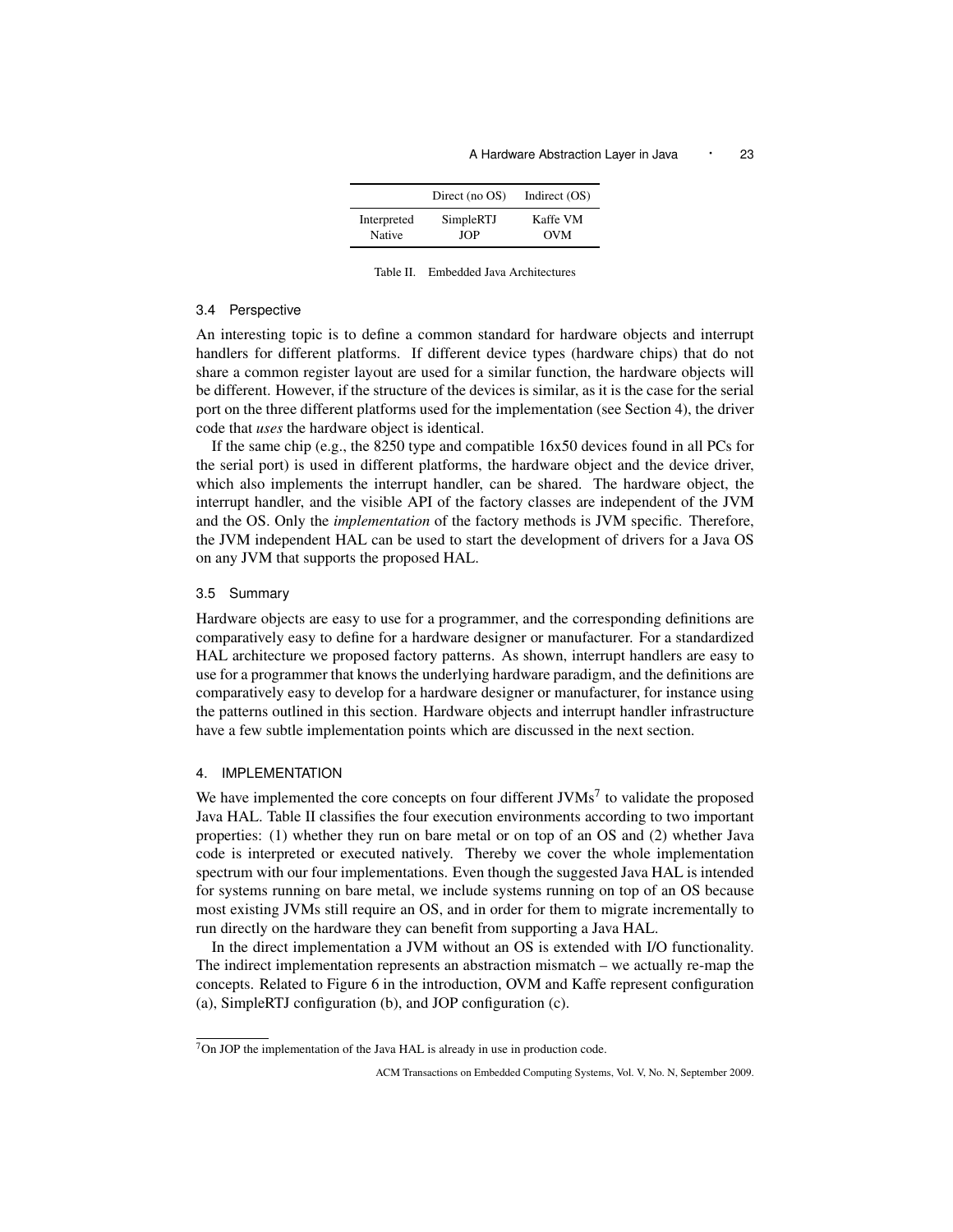| | Direct (no OS) | Indirect (OS) |
|---|---|---|
| Interpreted | SimpleRTJ | Kaffe VM |
| Native | JOP | OVM |

Table II. Embedded Java Architectures

### 3.4 Perspective

An interesting topic is to define a common standard for hardware objects and interrupt handlers for different platforms. If different device types (hardware chips) that do not share a common register layout are used for a similar function, the hardware objects will be different. However, if the structure of the devices is similar, as it is the case for the serial port on the three different platforms used for the implementation (see Section 4), the driver code that *uses* the hardware object is identical.

If the same chip (e.g., the 8250 type and compatible 16x50 devices found in all PCs for the serial port) is used in different platforms, the hardware object and the device driver, which also implements the interrupt handler, can be shared. The hardware object, the interrupt handler, and the visible API of the factory classes are independent of the JVM and the OS. Only the *implementation* of the factory methods is JVM specific. Therefore, the JVM independent HAL can be used to start the development of drivers for a Java OS on any JVM that supports the proposed HAL.

### 3.5 Summary

Hardware objects are easy to use for a programmer, and the corresponding definitions are comparatively easy to define for a hardware designer or manufacturer. For a standardized HAL architecture we proposed factory patterns. As shown, interrupt handlers are easy to use for a programmer that knows the underlying hardware paradigm, and the definitions are comparatively easy to develop for a hardware designer or manufacturer, for instance using the patterns outlined in this section. Hardware objects and interrupt handler infrastructure have a few subtle implementation points which are discussed in the next section.

## 4. IMPLEMENTATION

We have implemented the core concepts on four different JVMs[7] to validate the proposed Java HAL. Table II classifies the four execution environments according to two important properties: (1) whether they run on bare metal or on top of an OS and (2) whether Java code is interpreted or executed natively. Thereby we cover the whole implementation spectrum with our four implementations. Even though the suggested Java HAL is intended for systems running on bare metal, we include systems running on top of an OS because most existing JVMs still require an OS, and in order for them to migrate incrementally to run directly on the hardware they can benefit from supporting a Java HAL.

In the direct implementation a JVM without an OS is extended with I/O functionality. The indirect implementation represents an abstraction mismatch – we actually re-map the concepts. Related to Figure 6 in the introduction, OVM and Kaffe represent configuration (a), SimpleRTJ configuration (b), and JOP configuration (c).

[7] On JOP the implementation of the Java HAL is already in use in production code.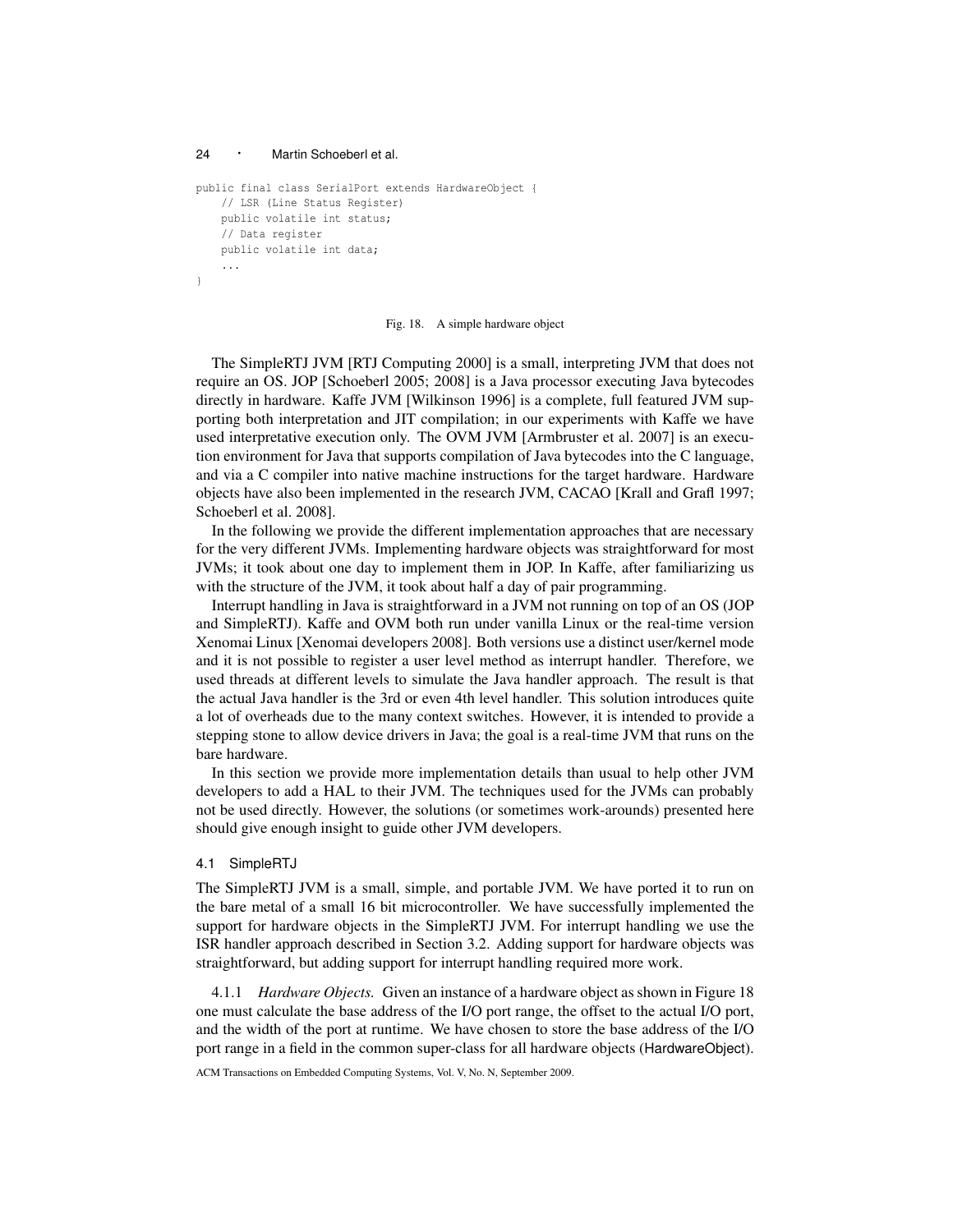```java
public final class SerialPort extends HardwareObject {
    // LSR (Line Status Register)
    public volatile int status;
    // Data register
    public volatile int data;
    ...
}
```

Fig. 18. A simple hardware object

The SimpleRTJ JVM [RTJ Computing 2000] is a small, interpreting JVM that does not require an OS. JOP [Schoeberl 2005; 2008] is a Java processor executing Java bytecodes directly in hardware. Kaffe JVM [Wilkinson 1996] is a complete, full featured JVM supporting both interpretation and JIT compilation; in our experiments with Kaffe we have used interpretative execution only. The OVM JVM [Armbruster et al. 2007] is an execution environment for Java that supports compilation of Java bytecodes into the C language, and via a C compiler into native machine instructions for the target hardware. Hardware objects have also been implemented in the research JVM, CACAO [Krall and Grafl 1997; Schoeberl et al. 2008].

In the following we provide the different implementation approaches that are necessary for the very different JVMs. Implementing hardware objects was straightforward for most JVMs; it took about one day to implement them in JOP. In Kaffe, after familiarizing us with the structure of the JVM, it took about half a day of pair programming.

Interrupt handling in Java is straightforward in a JVM not running on top of an OS (JOP and SimpleRTJ). Kaffe and OVM both run under vanilla Linux or the real-time version Xenomai Linux [Xenomai developers 2008]. Both versions use a distinct user/kernel mode and it is not possible to register a user level method as interrupt handler. Therefore, we used threads at different levels to simulate the Java handler approach. The result is that the actual Java handler is the 3rd or even 4th level handler. This solution introduces quite a lot of overheads due to the many context switches. However, it is intended to provide a stepping stone to allow device drivers in Java; the goal is a real-time JVM that runs on the bare hardware.

In this section we provide more implementation details than usual to help other JVM developers to add a HAL to their JVM. The techniques used for the JVMs can probably not be used directly. However, the solutions (or sometimes work-arounds) presented here should give enough insight to guide other JVM developers.

### 4.1 SimpleRTJ

The SimpleRTJ JVM is a small, simple, and portable JVM. We have ported it to run on the bare metal of a small 16 bit microcontroller. We have successfully implemented the support for hardware objects in the SimpleRTJ JVM. For interrupt handling we use the ISR handler approach described in Section 3.2. Adding support for hardware objects was straightforward, but adding support for interrupt handling required more work.

4.1.1 *Hardware Objects.* Given an instance of a hardware object as shown in Figure 18 one must calculate the base address of the I/O port range, the offset to the actual I/O port, and the width of the port at runtime. We have chosen to store the base address of the I/O port range in a field in the common super-class for all hardware objects (HardwareObject).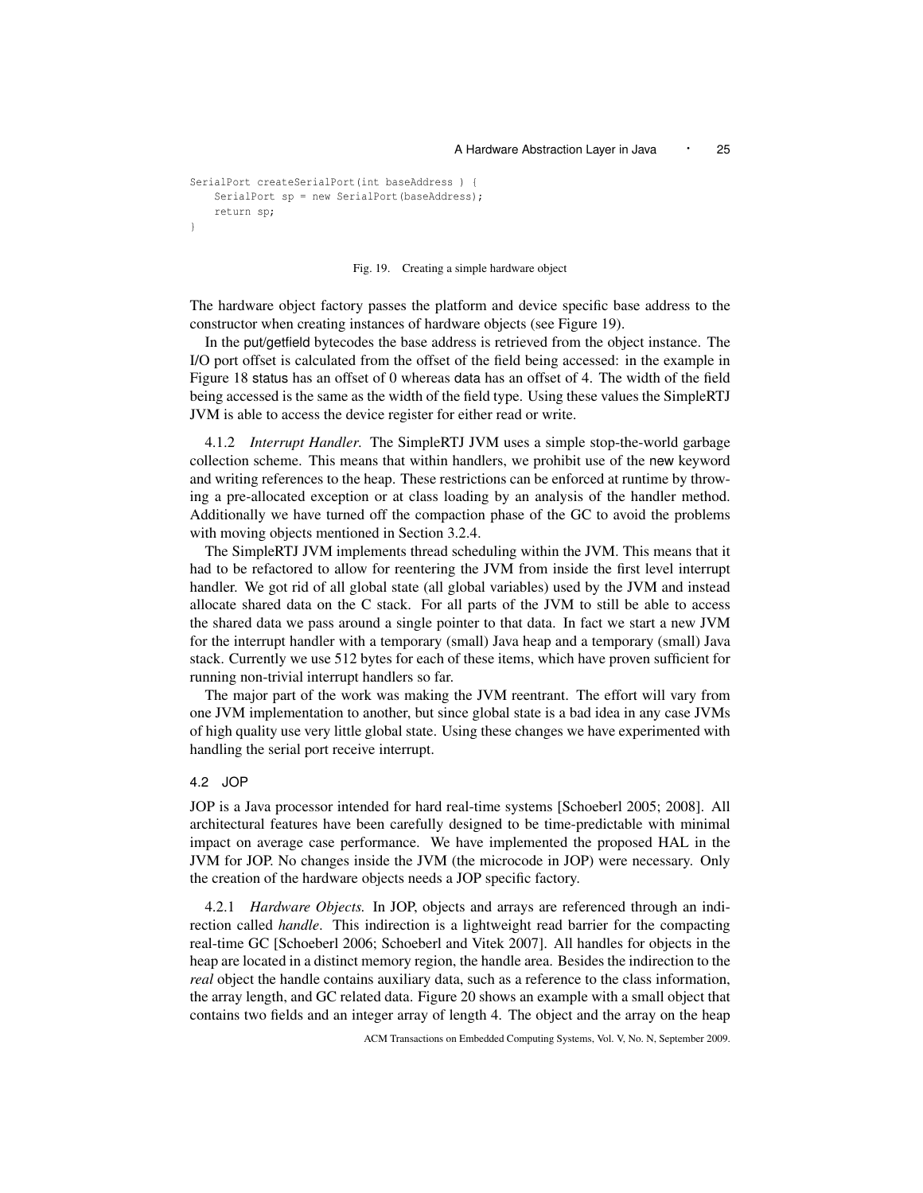```
SerialPort createSerialPort(int baseAddress ) {
    SerialPort sp = new SerialPort(baseAddress);
    return sp;
}
```

Fig. 19. Creating a simple hardware object

The hardware object factory passes the platform and device specific base address to the constructor when creating instances of hardware objects (see Figure 19).

In the put/getfield bytecodes the base address is retrieved from the object instance. The I/O port offset is calculated from the offset of the field being accessed: in the example in Figure 18 status has an offset of 0 whereas data has an offset of 4. The width of the field being accessed is the same as the width of the field type. Using these values the SimpleRTJ JVM is able to access the device register for either read or write.

4.1.2 *Interrupt Handler.* The SimpleRTJ JVM uses a simple stop-the-world garbage collection scheme. This means that within handlers, we prohibit use of the new keyword and writing references to the heap. These restrictions can be enforced at runtime by throwing a pre-allocated exception or at class loading by an analysis of the handler method. Additionally we have turned off the compaction phase of the GC to avoid the problems with moving objects mentioned in Section 3.2.4.

The SimpleRTJ JVM implements thread scheduling within the JVM. This means that it had to be refactored to allow for reentering the JVM from inside the first level interrupt handler. We got rid of all global state (all global variables) used by the JVM and instead allocate shared data on the C stack. For all parts of the JVM to still be able to access the shared data we pass around a single pointer to that data. In fact we start a new JVM for the interrupt handler with a temporary (small) Java heap and a temporary (small) Java stack. Currently we use 512 bytes for each of these items, which have proven sufficient for running non-trivial interrupt handlers so far.

The major part of the work was making the JVM reentrant. The effort will vary from one JVM implementation to another, but since global state is a bad idea in any case JVMs of high quality use very little global state. Using these changes we have experimented with handling the serial port receive interrupt.

## 4.2 JOP

JOP is a Java processor intended for hard real-time systems [Schoeberl 2005; 2008]. All architectural features have been carefully designed to be time-predictable with minimal impact on average case performance. We have implemented the proposed HAL in the JVM for JOP. No changes inside the JVM (the microcode in JOP) were necessary. Only the creation of the hardware objects needs a JOP specific factory.

4.2.1 *Hardware Objects.* In JOP, objects and arrays are referenced through an indirection called *handle*. This indirection is a lightweight read barrier for the compacting real-time GC [Schoeberl 2006; Schoeberl and Vitek 2007]. All handles for objects in the heap are located in a distinct memory region, the handle area. Besides the indirection to the *real* object the handle contains auxiliary data, such as a reference to the class information, the array length, and GC related data. Figure 20 shows an example with a small object that contains two fields and an integer array of length 4. The object and the array on the heap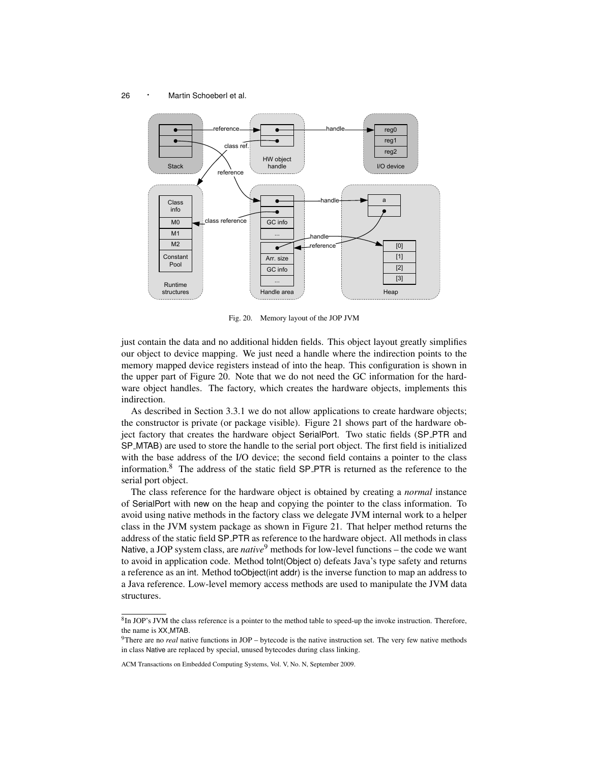Fig. 20. Memory layout of the JOP JVM

just contain the data and no additional hidden fields. This object layout greatly simplifies our object to device mapping. We just need a handle where the indirection points to the memory mapped device registers instead of into the heap. This configuration is shown in the upper part of Figure 20. Note that we do not need the GC information for the hardware object handles. The factory, which creates the hardware objects, implements this indirection.

As described in Section 3.3.1 we do not allow applications to create hardware objects; the constructor is private (or package visible). Figure 21 shows part of the hardware object factory that creates the hardware object SerialPort. Two static fields (SP_PTR and SP_MTAB) are used to store the handle to the serial port object. The first field is initialized with the base address of the I/O device; the second field contains a pointer to the class information.[8] The address of the static field SP_PTR is returned as the reference to the serial port object.

The class reference for the hardware object is obtained by creating a *normal* instance of SerialPort with new on the heap and copying the pointer to the class information. To avoid using native methods in the factory class we delegate JVM internal work to a helper class in the JVM system package as shown in Figure 21. That helper method returns the address of the static field SP_PTR as reference to the hardware object. All methods in class Native, a JOP system class, are *native*[9] methods for low-level functions – the code we want to avoid in application code. Method toInt(Object o) defeats Java's type safety and returns a reference as an int. Method toObject(int addr) is the inverse function to map an address to a Java reference. Low-level memory access methods are used to manipulate the JVM data structures.

[8] In JOP's JVM the class reference is a pointer to the method table to speed-up the invoke instruction. Therefore, the name is XX_MTAB.

[9] There are no *real* native functions in JOP – bytecode is the native instruction set. The very few native methods in class Native are replaced by special, unused bytecodes during class linking.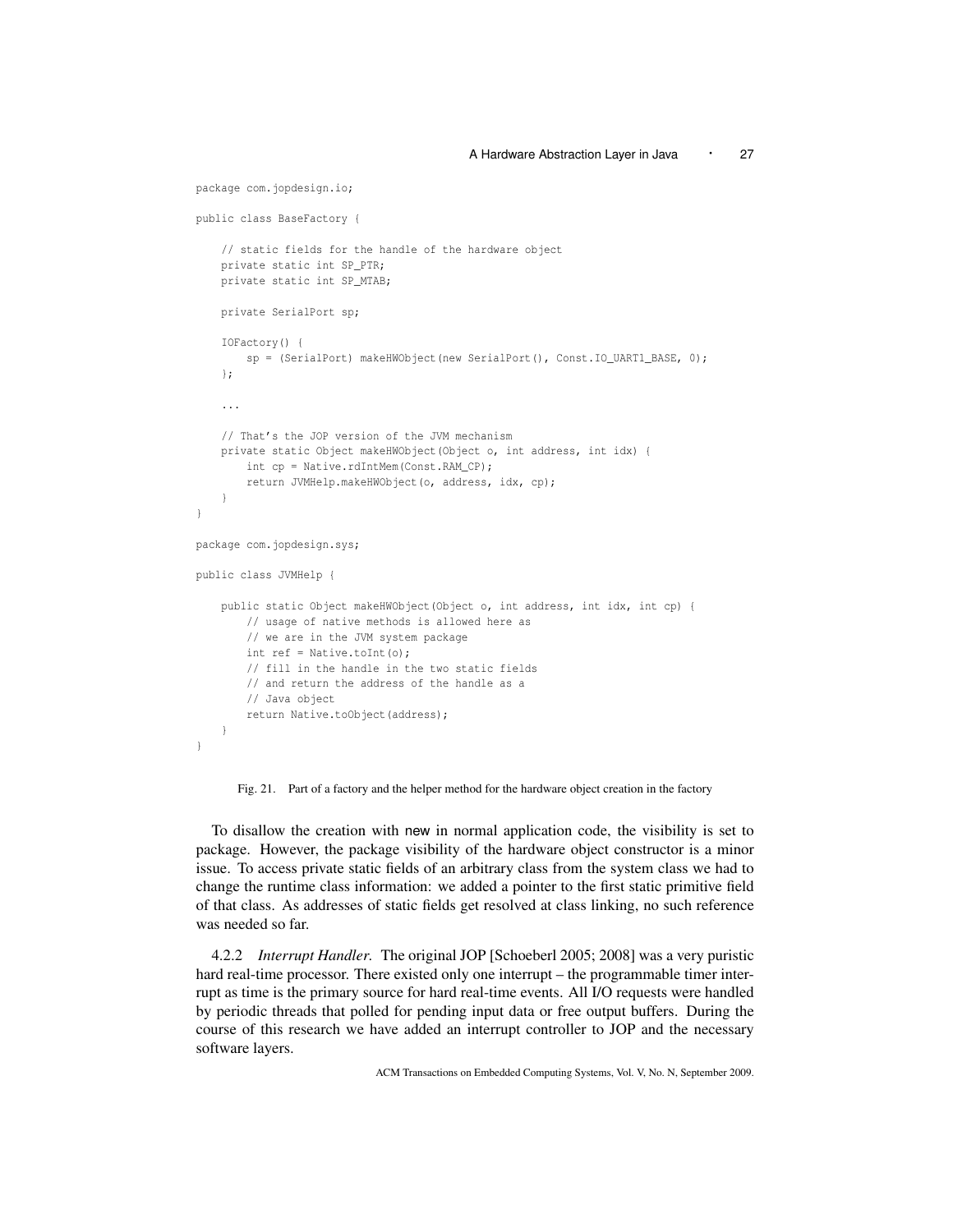```java
package com.jopdesign.io;

public class BaseFactory {

    // static fields for the handle of the hardware object
    private static int SP_PTR;
    private static int SP_MTAB;

    private SerialPort sp;

    IOFactory() {
        sp = (SerialPort) makeHWObject(new SerialPort(), Const.IO_UART1_BASE, 0);
    };

    ...

    // That's the JOP version of the JVM mechanism
    private static Object makeHWObject(Object o, int address, int idx) {
        int cp = Native.rdIntMem(Const.RAM_CP);
        return JVMHelp.makeHWObject(o, address, idx, cp);
    }
}

package com.jopdesign.sys;

public class JVMHelp {

    public static Object makeHWObject(Object o, int address, int idx, int cp) {
        // usage of native methods is allowed here as
        // we are in the JVM system package
        int ref = Native.toInt(o);
        // fill in the handle in the two static fields
        // and return the address of the handle as a
        // Java object
        return Native.toObject(address);
    }
}
```

Fig. 21. Part of a factory and the helper method for the hardware object creation in the factory

To disallow the creation with new in normal application code, the visibility is set to package. However, the package visibility of the hardware object constructor is a minor issue. To access private static fields of an arbitrary class from the system class we had to change the runtime class information: we added a pointer to the first static primitive field of that class. As addresses of static fields get resolved at class linking, no such reference was needed so far.

4.2.2 *Interrupt Handler.* The original JOP [Schoeberl 2005; 2008] was a very puristic hard real-time processor. There existed only one interrupt – the programmable timer interrupt as time is the primary source for hard real-time events. All I/O requests were handled by periodic threads that polled for pending input data or free output buffers. During the course of this research we have added an interrupt controller to JOP and the necessary software layers.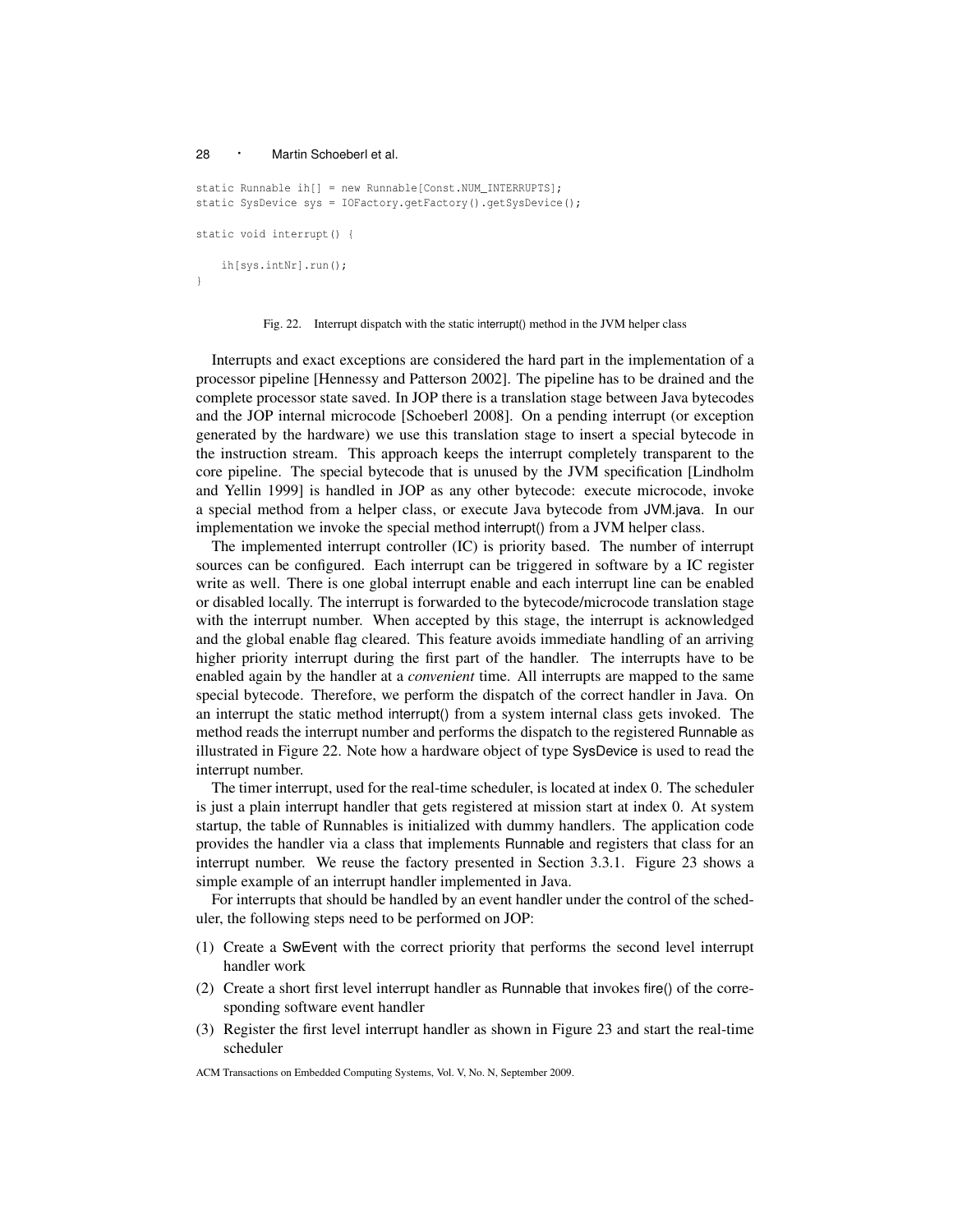```
static Runnable ih[] = new Runnable[Const.NUM_INTERRUPTS];
static SysDevice sys = IOFactory.getFactory().getSysDevice();

static void interrupt() {

    ih[sys.intNr].run();
}
```

Fig. 22. Interrupt dispatch with the static interrupt() method in the JVM helper class

Interrupts and exact exceptions are considered the hard part in the implementation of a processor pipeline [Hennessy and Patterson 2002]. The pipeline has to be drained and the complete processor state saved. In JOP there is a translation stage between Java bytecodes and the JOP internal microcode [Schoeberl 2008]. On a pending interrupt (or exception generated by the hardware) we use this translation stage to insert a special bytecode in the instruction stream. This approach keeps the interrupt completely transparent to the core pipeline. The special bytecode that is unused by the JVM specification [Lindholm and Yellin 1999] is handled in JOP as any other bytecode: execute microcode, invoke a special method from a helper class, or execute Java bytecode from JVM.java. In our implementation we invoke the special method interrupt() from a JVM helper class.

The implemented interrupt controller (IC) is priority based. The number of interrupt sources can be configured. Each interrupt can be triggered in software by a IC register write as well. There is one global interrupt enable and each interrupt line can be enabled or disabled locally. The interrupt is forwarded to the bytecode/microcode translation stage with the interrupt number. When accepted by this stage, the interrupt is acknowledged and the global enable flag cleared. This feature avoids immediate handling of an arriving higher priority interrupt during the first part of the handler. The interrupts have to be enabled again by the handler at a *convenient* time. All interrupts are mapped to the same special bytecode. Therefore, we perform the dispatch of the correct handler in Java. On an interrupt the static method interrupt() from a system internal class gets invoked. The method reads the interrupt number and performs the dispatch to the registered Runnable as illustrated in Figure 22. Note how a hardware object of type SysDevice is used to read the interrupt number.

The timer interrupt, used for the real-time scheduler, is located at index 0. The scheduler is just a plain interrupt handler that gets registered at mission start at index 0. At system startup, the table of Runnables is initialized with dummy handlers. The application code provides the handler via a class that implements Runnable and registers that class for an interrupt number. We reuse the factory presented in Section 3.3.1. Figure 23 shows a simple example of an interrupt handler implemented in Java.

For interrupts that should be handled by an event handler under the control of the scheduler, the following steps need to be performed on JOP:

(1) Create a SwEvent with the correct priority that performs the second level interrupt handler work

(2) Create a short first level interrupt handler as Runnable that invokes fire() of the corresponding software event handler

(3) Register the first level interrupt handler as shown in Figure 23 and start the real-time scheduler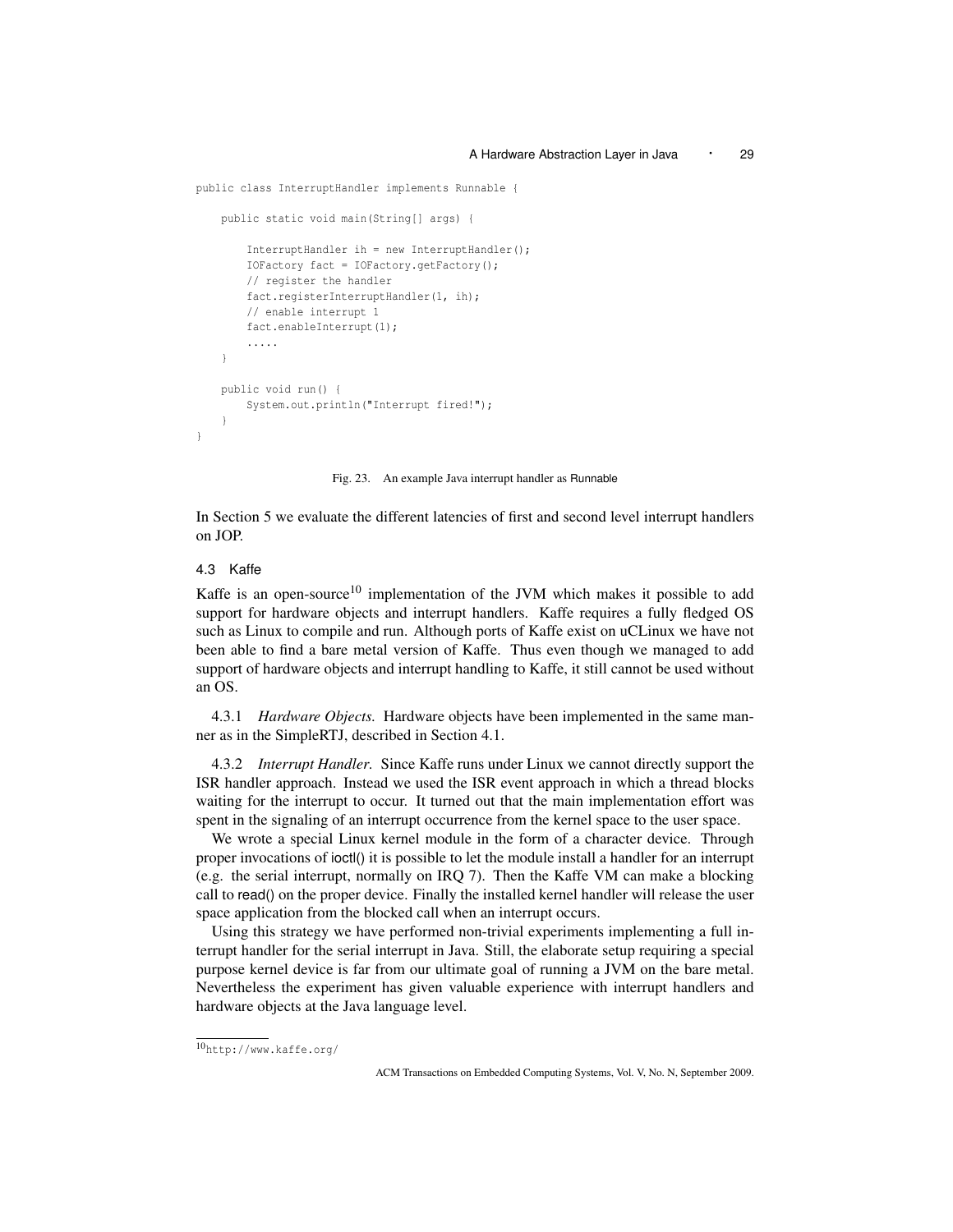```java
public class InterruptHandler implements Runnable {

    public static void main(String[] args) {

        InterruptHandler ih = new InterruptHandler();
        IOFactory fact = IOFactory.getFactory();
        // register the handler
        fact.registerInterruptHandler(1, ih);
        // enable interrupt 1
        fact.enableInterrupt(1);
        .....
    }

    public void run() {
        System.out.println("Interrupt fired!");
    }
}
```

Fig. 23. An example Java interrupt handler as Runnable

In Section 5 we evaluate the different latencies of first and second level interrupt handlers on JOP.

### 4.3 Kaffe

Kaffe is an open-source[10] implementation of the JVM which makes it possible to add support for hardware objects and interrupt handlers. Kaffe requires a fully fledged OS such as Linux to compile and run. Although ports of Kaffe exist on uCLinux we have not been able to find a bare metal version of Kaffe. Thus even though we managed to add support of hardware objects and interrupt handling to Kaffe, it still cannot be used without an OS.

4.3.1 *Hardware Objects.* Hardware objects have been implemented in the same manner as in the SimpleRTJ, described in Section 4.1.

4.3.2 *Interrupt Handler.* Since Kaffe runs under Linux we cannot directly support the ISR handler approach. Instead we used the ISR event approach in which a thread blocks waiting for the interrupt to occur. It turned out that the main implementation effort was spent in the signaling of an interrupt occurrence from the kernel space to the user space.

We wrote a special Linux kernel module in the form of a character device. Through proper invocations of ioctl() it is possible to let the module install a handler for an interrupt (e.g. the serial interrupt, normally on IRQ 7). Then the Kaffe VM can make a blocking call to read() on the proper device. Finally the installed kernel handler will release the user space application from the blocked call when an interrupt occurs.

Using this strategy we have performed non-trivial experiments implementing a full interrupt handler for the serial interrupt in Java. Still, the elaborate setup requiring a special purpose kernel device is far from our ultimate goal of running a JVM on the bare metal. Nevertheless the experiment has given valuable experience with interrupt handlers and hardware objects at the Java language level.

---

[10] http://www.kaffe.org/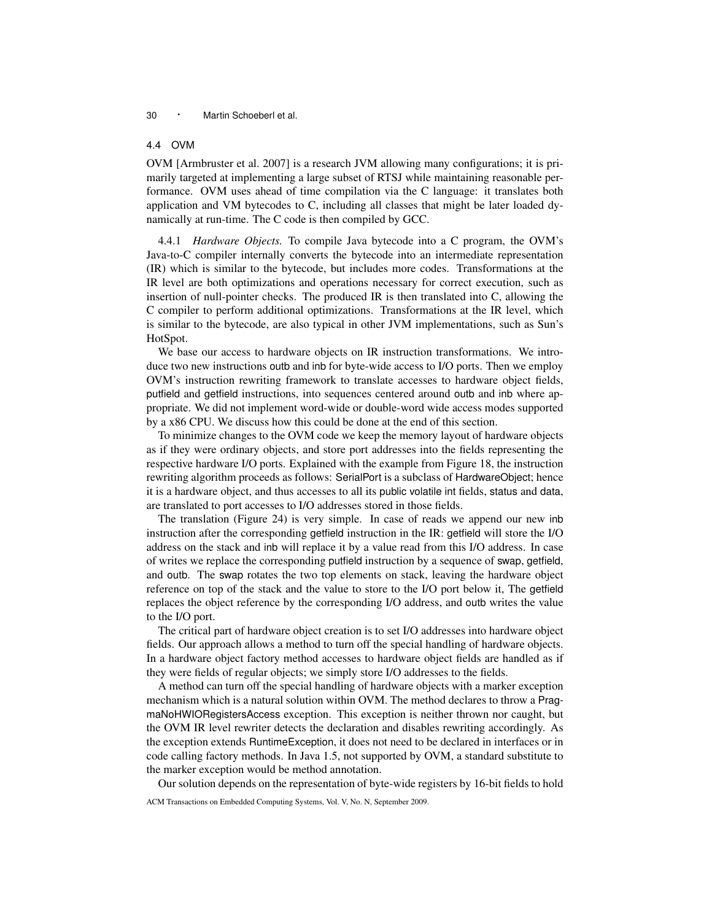### 4.4 OVM

OVM [Armbruster et al. 2007] is a research JVM allowing many configurations; it is primarily targeted at implementing a large subset of RTSJ while maintaining reasonable performance. OVM uses ahead of time compilation via the C language: it translates both application and VM bytecodes to C, including all classes that might be later loaded dynamically at run-time. The C code is then compiled by GCC.

4.4.1 *Hardware Objects.* To compile Java bytecode into a C program, the OVM's Java-to-C compiler internally converts the bytecode into an intermediate representation (IR) which is similar to the bytecode, but includes more codes. Transformations at the IR level are both optimizations and operations necessary for correct execution, such as insertion of null-pointer checks. The produced IR is then translated into C, allowing the C compiler to perform additional optimizations. Transformations at the IR level, which is similar to the bytecode, are also typical in other JVM implementations, such as Sun's HotSpot.

We base our access to hardware objects on IR instruction transformations. We introduce two new instructions outb and inb for byte-wide access to I/O ports. Then we employ OVM's instruction rewriting framework to translate accesses to hardware object fields, putfield and getfield instructions, into sequences centered around outb and inb where appropriate. We did not implement word-wide or double-word wide access modes supported by a x86 CPU. We discuss how this could be done at the end of this section.

To minimize changes to the OVM code we keep the memory layout of hardware objects as if they were ordinary objects, and store port addresses into the fields representing the respective hardware I/O ports. Explained with the example from Figure 18, the instruction rewriting algorithm proceeds as follows: SerialPort is a subclass of HardwareObject; hence it is a hardware object, and thus accesses to all its public volatile int fields, status and data, are translated to port accesses to I/O addresses stored in those fields.

The translation (Figure 24) is very simple. In case of reads we append our new inb instruction after the corresponding getfield instruction in the IR: getfield will store the I/O address on the stack and inb will replace it by a value read from this I/O address. In case of writes we replace the corresponding putfield instruction by a sequence of swap, getfield, and outb. The swap rotates the two top elements on stack, leaving the hardware object reference on top of the stack and the value to store to the I/O port below it, The getfield replaces the object reference by the corresponding I/O address, and outb writes the value to the I/O port.

The critical part of hardware object creation is to set I/O addresses into hardware object fields. Our approach allows a method to turn off the special handling of hardware objects. In a hardware object factory method accesses to hardware object fields are handled as if they were fields of regular objects; we simply store I/O addresses to the fields.

A method can turn off the special handling of hardware objects with a marker exception mechanism which is a natural solution within OVM. The method declares to throw a PragmaNoHWIORegistersAccess exception. This exception is neither thrown nor caught, but the OVM IR level rewriter detects the declaration and disables rewriting accordingly. As the exception extends RuntimeException, it does not need to be declared in interfaces or in code calling factory methods. In Java 1.5, not supported by OVM, a standard substitute to the marker exception would be method annotation.

Our solution depends on the representation of byte-wide registers by 16-bit fields to hold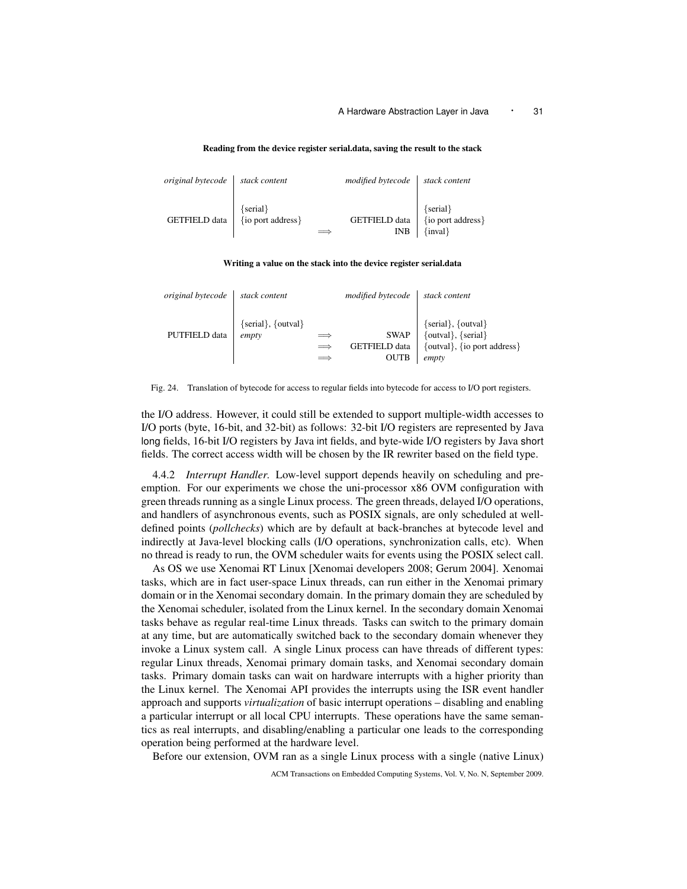**Reading from the device register serial.data, saving the result to the stack**

| *original bytecode* | *stack content* | | *modified bytecode* | *stack content* |
|---|---|---|---|---|
| | {serial} | | | {serial} |
| GETFIELD data | {io port address} | | GETFIELD data | {io port address} |
| | | $\Longrightarrow$ | INB | {inval} |

**Writing a value on the stack into the device register serial.data**

| *original bytecode* | *stack content* | | *modified bytecode* | *stack content* |
|---|---|---|---|---|
| | {serial}, {outval} | | | {serial}, {outval} |
| PUTFIELD data | *empty* | $\Longrightarrow$ | SWAP | {outval}, {serial} |
| | | $\Longrightarrow$ | GETFIELD data | {outval}, {io port address} |
| | | $\Longrightarrow$ | OUTB | *empty* |

Fig. 24. Translation of bytecode for access to regular fields into bytecode for access to I/O port registers.

the I/O address. However, it could still be extended to support multiple-width accesses to I/O ports (byte, 16-bit, and 32-bit) as follows: 32-bit I/O registers are represented by Java long fields, 16-bit I/O registers by Java int fields, and byte-wide I/O registers by Java short fields. The correct access width will be chosen by the IR rewriter based on the field type.

4.4.2 *Interrupt Handler.* Low-level support depends heavily on scheduling and preemption. For our experiments we chose the uni-processor x86 OVM configuration with green threads running as a single Linux process. The green threads, delayed I/O operations, and handlers of asynchronous events, such as POSIX signals, are only scheduled at well-defined points (*pollchecks*) which are by default at back-branches at bytecode level and indirectly at Java-level blocking calls (I/O operations, synchronization calls, etc). When no thread is ready to run, the OVM scheduler waits for events using the POSIX select call.

As OS we use Xenomai RT Linux [Xenomai developers 2008; Gerum 2004]. Xenomai tasks, which are in fact user-space Linux threads, can run either in the Xenomai primary domain or in the Xenomai secondary domain. In the primary domain they are scheduled by the Xenomai scheduler, isolated from the Linux kernel. In the secondary domain Xenomai tasks behave as regular real-time Linux threads. Tasks can switch to the primary domain at any time, but are automatically switched back to the secondary domain whenever they invoke a Linux system call. A single Linux process can have threads of different types: regular Linux threads, Xenomai primary domain tasks, and Xenomai secondary domain tasks. Primary domain tasks can wait on hardware interrupts with a higher priority than the Linux kernel. The Xenomai API provides the interrupts using the ISR event handler approach and supports *virtualization* of basic interrupt operations – disabling and enabling a particular interrupt or all local CPU interrupts. These operations have the same semantics as real interrupts, and disabling/enabling a particular one leads to the corresponding operation being performed at the hardware level.

Before our extension, OVM ran as a single Linux process with a single (native Linux)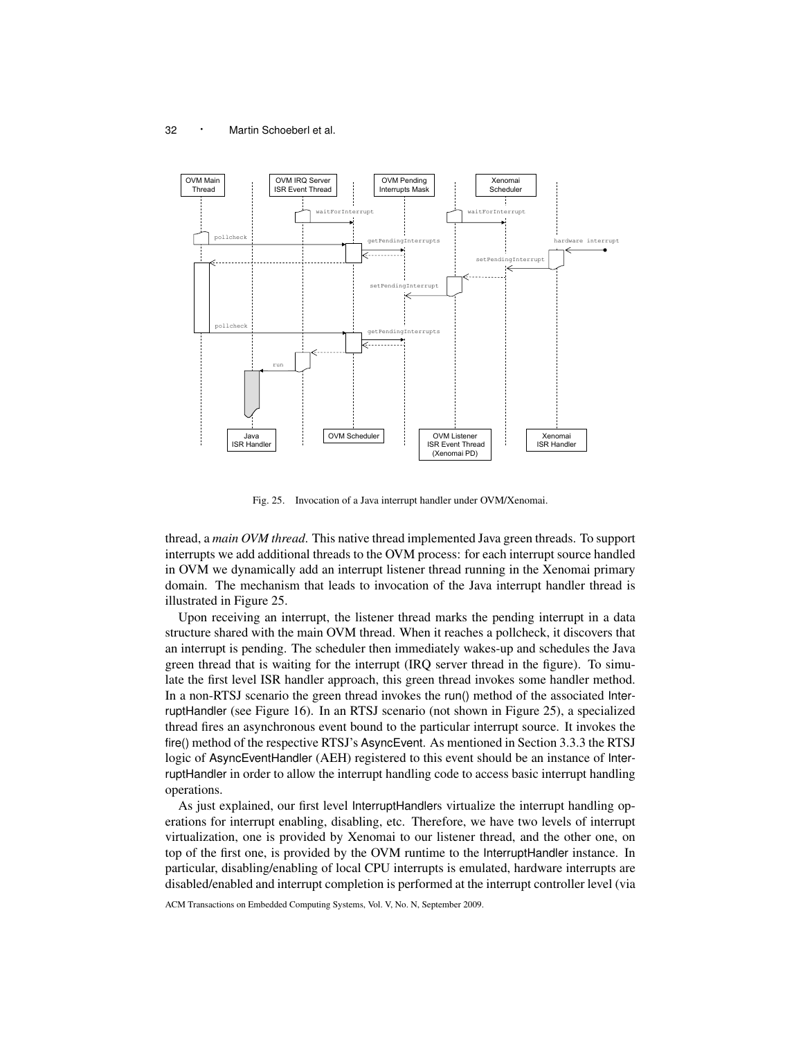Fig. 25. Invocation of a Java interrupt handler under OVM/Xenomai.

thread, a *main OVM thread*. This native thread implemented Java green threads. To support interrupts we add additional threads to the OVM process: for each interrupt source handled in OVM we dynamically add an interrupt listener thread running in the Xenomai primary domain. The mechanism that leads to invocation of the Java interrupt handler thread is illustrated in Figure 25.

Upon receiving an interrupt, the listener thread marks the pending interrupt in a data structure shared with the main OVM thread. When it reaches a pollcheck, it discovers that an interrupt is pending. The scheduler then immediately wakes-up and schedules the Java green thread that is waiting for the interrupt (IRQ server thread in the figure). To simulate the first level ISR handler approach, this green thread invokes some handler method. In a non-RTSJ scenario the green thread invokes the run() method of the associated InterruptHandler (see Figure 16). In an RTSJ scenario (not shown in Figure 25), a specialized thread fires an asynchronous event bound to the particular interrupt source. It invokes the fire() method of the respective RTSJ's AsyncEvent. As mentioned in Section 3.3.3 the RTSJ logic of AsyncEventHandler (AEH) registered to this event should be an instance of InterruptHandler in order to allow the interrupt handling code to access basic interrupt handling operations.

As just explained, our first level InterruptHandlers virtualize the interrupt handling operations for interrupt enabling, disabling, etc. Therefore, we have two levels of interrupt virtualization, one is provided by Xenomai to our listener thread, and the other one, on top of the first one, is provided by the OVM runtime to the InterruptHandler instance. In particular, disabling/enabling of local CPU interrupts is emulated, hardware interrupts are disabled/enabled and interrupt completion is performed at the interrupt controller level (via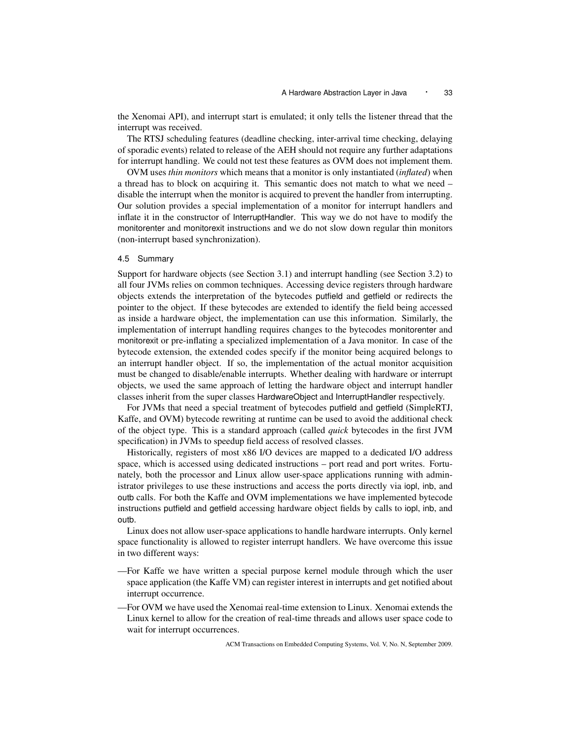the Xenomai API), and interrupt start is emulated; it only tells the listener thread that the interrupt was received.

The RTSJ scheduling features (deadline checking, inter-arrival time checking, delaying of sporadic events) related to release of the AEH should not require any further adaptations for interrupt handling. We could not test these features as OVM does not implement them.

OVM uses *thin monitors* which means that a monitor is only instantiated (*inflated*) when a thread has to block on acquiring it. This semantic does not match to what we need – disable the interrupt when the monitor is acquired to prevent the handler from interrupting. Our solution provides a special implementation of a monitor for interrupt handlers and inflate it in the constructor of InterruptHandler. This way we do not have to modify the monitorenter and monitorexit instructions and we do not slow down regular thin monitors (non-interrupt based synchronization).

### 4.5 Summary

Support for hardware objects (see Section 3.1) and interrupt handling (see Section 3.2) to all four JVMs relies on common techniques. Accessing device registers through hardware objects extends the interpretation of the bytecodes putfield and getfield or redirects the pointer to the object. If these bytecodes are extended to identify the field being accessed as inside a hardware object, the implementation can use this information. Similarly, the implementation of interrupt handling requires changes to the bytecodes monitorenter and monitorexit or pre-inflating a specialized implementation of a Java monitor. In case of the bytecode extension, the extended codes specify if the monitor being acquired belongs to an interrupt handler object. If so, the implementation of the actual monitor acquisition must be changed to disable/enable interrupts. Whether dealing with hardware or interrupt objects, we used the same approach of letting the hardware object and interrupt handler classes inherit from the super classes HardwareObject and InterruptHandler respectively.

For JVMs that need a special treatment of bytecodes putfield and getfield (SimpleRTJ, Kaffe, and OVM) bytecode rewriting at runtime can be used to avoid the additional check of the object type. This is a standard approach (called *quick* bytecodes in the first JVM specification) in JVMs to speedup field access of resolved classes.

Historically, registers of most x86 I/O devices are mapped to a dedicated I/O address space, which is accessed using dedicated instructions – port read and port writes. Fortunately, both the processor and Linux allow user-space applications running with administrator privileges to use these instructions and access the ports directly via iopl, inb, and outb calls. For both the Kaffe and OVM implementations we have implemented bytecode instructions putfield and getfield accessing hardware object fields by calls to iopl, inb, and outb.

Linux does not allow user-space applications to handle hardware interrupts. Only kernel space functionality is allowed to register interrupt handlers. We have overcome this issue in two different ways:

- For Kaffe we have written a special purpose kernel module through which the user space application (the Kaffe VM) can register interest in interrupts and get notified about interrupt occurrence.
- For OVM we have used the Xenomai real-time extension to Linux. Xenomai extends the Linux kernel to allow for the creation of real-time threads and allows user space code to wait for interrupt occurrences.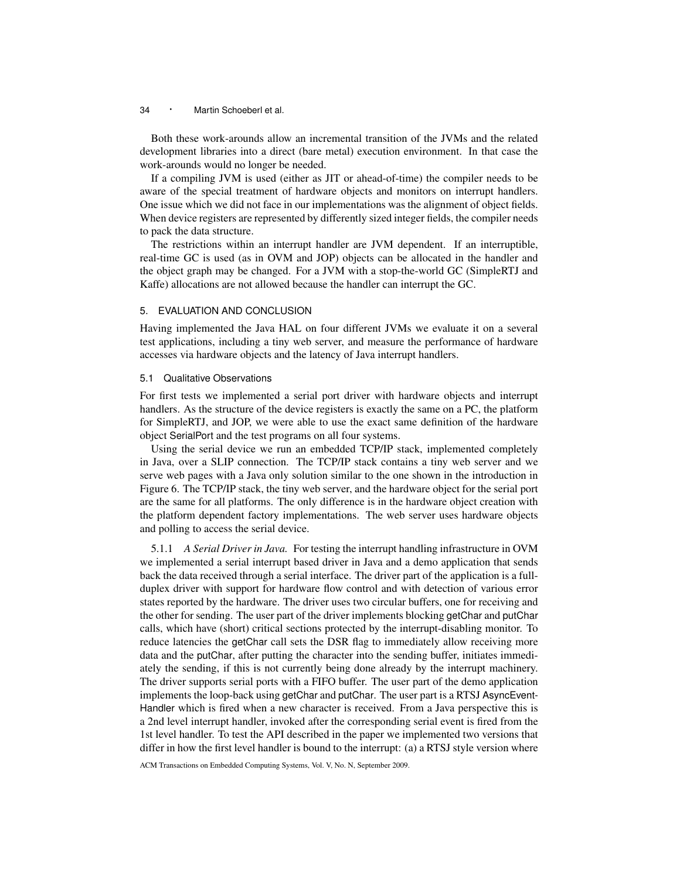Both these work-arounds allow an incremental transition of the JVMs and the related development libraries into a direct (bare metal) execution environment. In that case the work-arounds would no longer be needed.

If a compiling JVM is used (either as JIT or ahead-of-time) the compiler needs to be aware of the special treatment of hardware objects and monitors on interrupt handlers. One issue which we did not face in our implementations was the alignment of object fields. When device registers are represented by differently sized integer fields, the compiler needs to pack the data structure.

The restrictions within an interrupt handler are JVM dependent. If an interruptible, real-time GC is used (as in OVM and JOP) objects can be allocated in the handler and the object graph may be changed. For a JVM with a stop-the-world GC (SimpleRTJ and Kaffe) allocations are not allowed because the handler can interrupt the GC.

## 5. EVALUATION AND CONCLUSION

Having implemented the Java HAL on four different JVMs we evaluate it on a several test applications, including a tiny web server, and measure the performance of hardware accesses via hardware objects and the latency of Java interrupt handlers.

### 5.1 Qualitative Observations

For first tests we implemented a serial port driver with hardware objects and interrupt handlers. As the structure of the device registers is exactly the same on a PC, the platform for SimpleRTJ, and JOP, we were able to use the exact same definition of the hardware object SerialPort and the test programs on all four systems.

Using the serial device we run an embedded TCP/IP stack, implemented completely in Java, over a SLIP connection. The TCP/IP stack contains a tiny web server and we serve web pages with a Java only solution similar to the one shown in the introduction in Figure 6. The TCP/IP stack, the tiny web server, and the hardware object for the serial port are the same for all platforms. The only difference is in the hardware object creation with the platform dependent factory implementations. The web server uses hardware objects and polling to access the serial device.

5.1.1 *A Serial Driver in Java.* For testing the interrupt handling infrastructure in OVM we implemented a serial interrupt based driver in Java and a demo application that sends back the data received through a serial interface. The driver part of the application is a full-duplex driver with support for hardware flow control and with detection of various error states reported by the hardware. The driver uses two circular buffers, one for receiving and the other for sending. The user part of the driver implements blocking getChar and putChar calls, which have (short) critical sections protected by the interrupt-disabling monitor. To reduce latencies the getChar call sets the DSR flag to immediately allow receiving more data and the putChar, after putting the character into the sending buffer, initiates immediately the sending, if this is not currently being done already by the interrupt machinery. The driver supports serial ports with a FIFO buffer. The user part of the demo application implements the loop-back using getChar and putChar. The user part is a RTSJ AsyncEventHandler which is fired when a new character is received. From a Java perspective this is a 2nd level interrupt handler, invoked after the corresponding serial event is fired from the 1st level handler. To test the API described in the paper we implemented two versions that differ in how the first level handler is bound to the interrupt: (a) a RTSJ style version where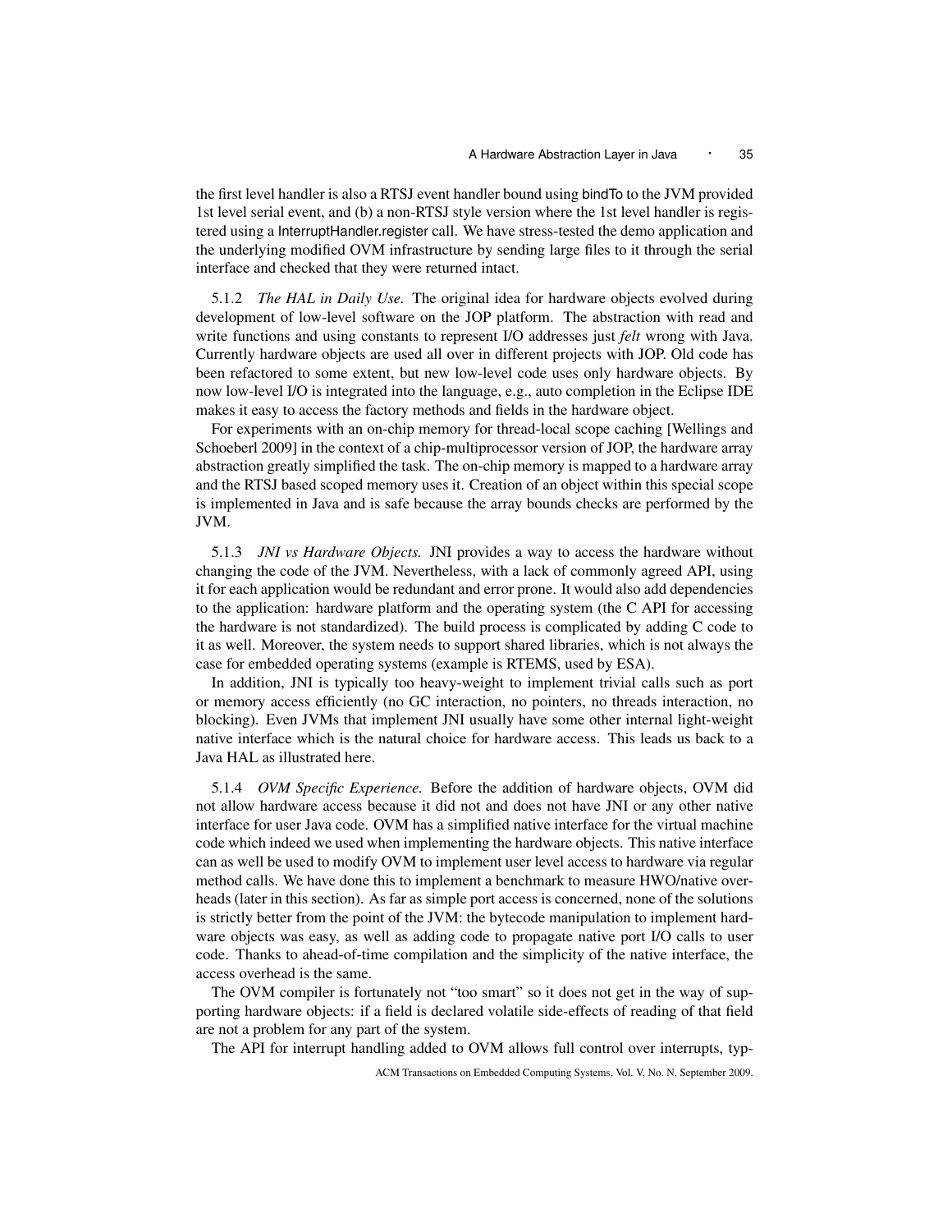the first level handler is also a RTSJ event handler bound using bindTo to the JVM provided 1st level serial event, and (b) a non-RTSJ style version where the 1st level handler is registered using a InterruptHandler.register call. We have stress-tested the demo application and the underlying modified OVM infrastructure by sending large files to it through the serial interface and checked that they were returned intact.

5.1.2 *The HAL in Daily Use.* The original idea for hardware objects evolved during development of low-level software on the JOP platform. The abstraction with read and write functions and using constants to represent I/O addresses just *felt* wrong with Java. Currently hardware objects are used all over in different projects with JOP. Old code has been refactored to some extent, but new low-level code uses only hardware objects. By now low-level I/O is integrated into the language, e.g., auto completion in the Eclipse IDE makes it easy to access the factory methods and fields in the hardware object.

For experiments with an on-chip memory for thread-local scope caching [Wellings and Schoeberl 2009] in the context of a chip-multiprocessor version of JOP, the hardware array abstraction greatly simplified the task. The on-chip memory is mapped to a hardware array and the RTSJ based scoped memory uses it. Creation of an object within this special scope is implemented in Java and is safe because the array bounds checks are performed by the JVM.

5.1.3 *JNI vs Hardware Objects.* JNI provides a way to access the hardware without changing the code of the JVM. Nevertheless, with a lack of commonly agreed API, using it for each application would be redundant and error prone. It would also add dependencies to the application: hardware platform and the operating system (the C API for accessing the hardware is not standardized). The build process is complicated by adding C code to it as well. Moreover, the system needs to support shared libraries, which is not always the case for embedded operating systems (example is RTEMS, used by ESA).

In addition, JNI is typically too heavy-weight to implement trivial calls such as port or memory access efficiently (no GC interaction, no pointers, no threads interaction, no blocking). Even JVMs that implement JNI usually have some other internal light-weight native interface which is the natural choice for hardware access. This leads us back to a Java HAL as illustrated here.

5.1.4 *OVM Specific Experience.* Before the addition of hardware objects, OVM did not allow hardware access because it did not and does not have JNI or any other native interface for user Java code. OVM has a simplified native interface for the virtual machine code which indeed we used when implementing the hardware objects. This native interface can as well be used to modify OVM to implement user level access to hardware via regular method calls. We have done this to implement a benchmark to measure HWO/native overheads (later in this section). As far as simple port access is concerned, none of the solutions is strictly better from the point of the JVM: the bytecode manipulation to implement hardware objects was easy, as well as adding code to propagate native port I/O calls to user code. Thanks to ahead-of-time compilation and the simplicity of the native interface, the access overhead is the same.

The OVM compiler is fortunately not "too smart" so it does not get in the way of supporting hardware objects: if a field is declared volatile side-effects of reading of that field are not a problem for any part of the system.

The API for interrupt handling added to OVM allows full control over interrupts, typ-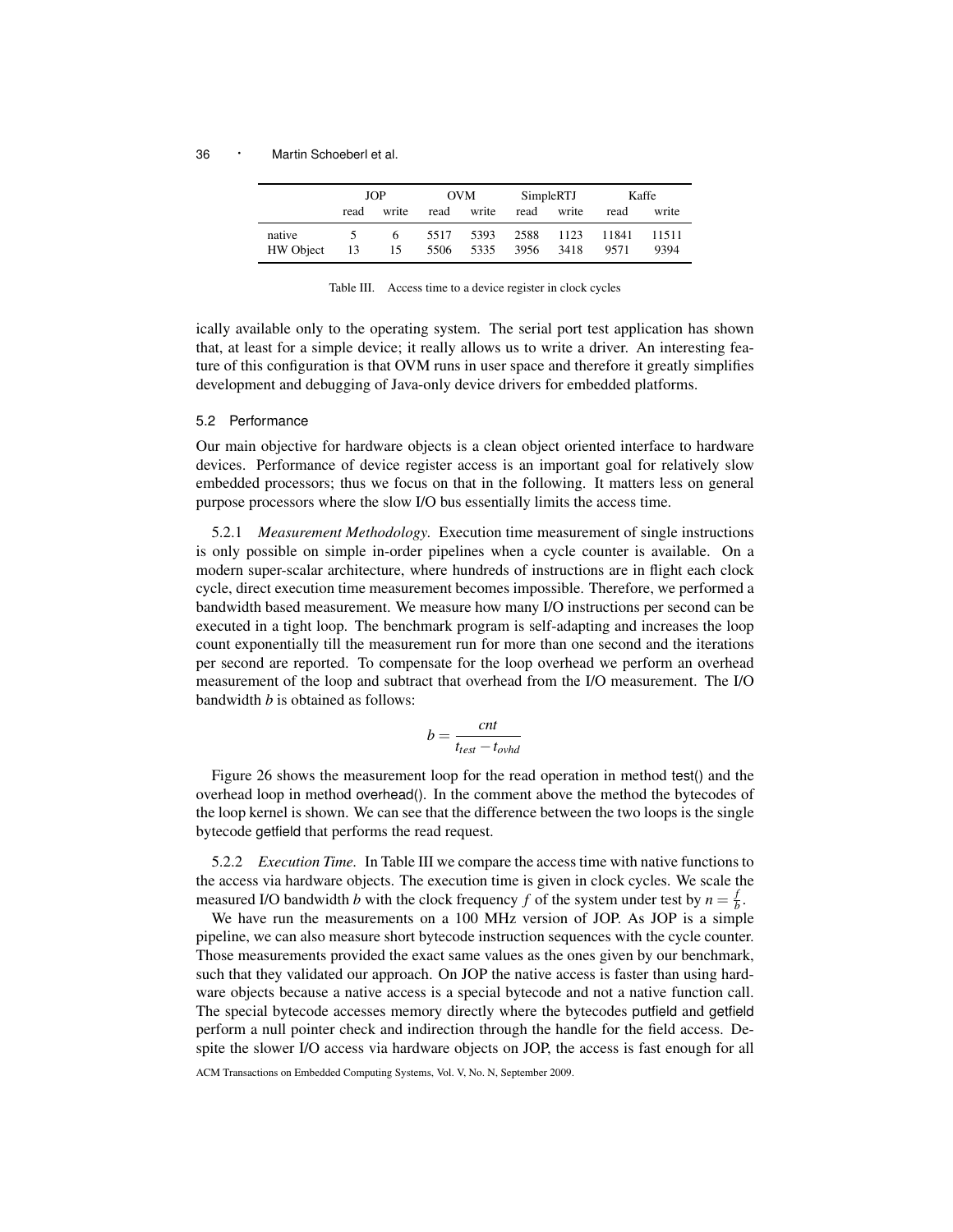| | JOP | | OVM | | SimpleRTJ | | Kaffe | |
|---|---|---|---|---|---|---|---|---|
| | read | write | read | write | read | write | read | write |
| native | 5 | 6 | 5517 | 5393 | 2588 | 1123 | 11841 | 11511 |
| HW Object | 13 | 15 | 5506 | 5335 | 3956 | 3418 | 9571 | 9394 |

Table III. Access time to a device register in clock cycles

ically available only to the operating system. The serial port test application has shown that, at least for a simple device; it really allows us to write a driver. An interesting feature of this configuration is that OVM runs in user space and therefore it greatly simplifies development and debugging of Java-only device drivers for embedded platforms.

### 5.2 Performance

Our main objective for hardware objects is a clean object oriented interface to hardware devices. Performance of device register access is an important goal for relatively slow embedded processors; thus we focus on that in the following. It matters less on general purpose processors where the slow I/O bus essentially limits the access time.

5.2.1 *Measurement Methodology.* Execution time measurement of single instructions is only possible on simple in-order pipelines when a cycle counter is available. On a modern super-scalar architecture, where hundreds of instructions are in flight each clock cycle, direct execution time measurement becomes impossible. Therefore, we performed a bandwidth based measurement. We measure how many I/O instructions per second can be executed in a tight loop. The benchmark program is self-adapting and increases the loop count exponentially till the measurement run for more than one second and the iterations per second are reported. To compensate for the loop overhead we perform an overhead measurement of the loop and subtract that overhead from the I/O measurement. The I/O bandwidth $b$ is obtained as follows:

$$b = \frac{cnt}{t_{test} - t_{ovhd}}$$

Figure 26 shows the measurement loop for the read operation in method test() and the overhead loop in method overhead(). In the comment above the method the bytecodes of the loop kernel is shown. We can see that the difference between the two loops is the single bytecode getfield that performs the read request.

5.2.2 *Execution Time.* In Table III we compare the access time with native functions to the access via hardware objects. The execution time is given in clock cycles. We scale the measured I/O bandwidth $b$ with the clock frequency $f$ of the system under test by $n = \frac{f}{b}$.

We have run the measurements on a 100 MHz version of JOP. As JOP is a simple pipeline, we can also measure short bytecode instruction sequences with the cycle counter. Those measurements provided the exact same values as the ones given by our benchmark, such that they validated our approach. On JOP the native access is faster than using hardware objects because a native access is a special bytecode and not a native function call. The special bytecode accesses memory directly where the bytecodes putfield and getfield perform a null pointer check and indirection through the handle for the field access. Despite the slower I/O access via hardware objects on JOP, the access is fast enough for all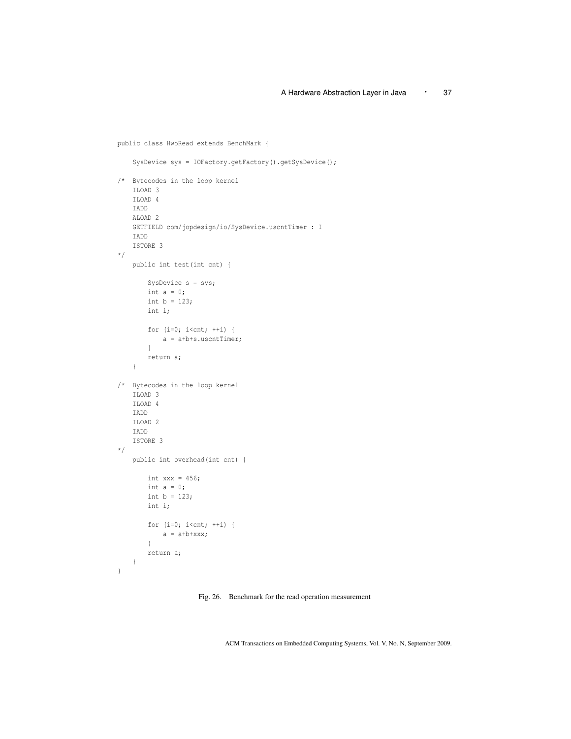```
public class HwoRead extends BenchMark {

    SysDevice sys = IOFactory.getFactory().getSysDevice();

/*  Bytecodes in the loop kernel
    ILOAD 3
    ILOAD 4
    IADD
    ALOAD 2
    GETFIELD com/jopdesign/io/SysDevice.uscntTimer : I
    IADD
    ISTORE 3
*/
    public int test(int cnt) {

        SysDevice s = sys;
        int a = 0;
        int b = 123;
        int i;

        for (i=0; i<cnt; ++i) {
            a = a+b+s.uscntTimer;
        }
        return a;
    }

/*  Bytecodes in the loop kernel
    ILOAD 3
    ILOAD 4
    IADD
    ILOAD 2
    IADD
    ISTORE 3
*/
    public int overhead(int cnt) {

        int xxx = 456;
        int a = 0;
        int b = 123;
        int i;

        for (i=0; i<cnt; ++i) {
            a = a+b+xxx;
        }
        return a;
    }
}
```

Fig. 26. Benchmark for the read operation measurement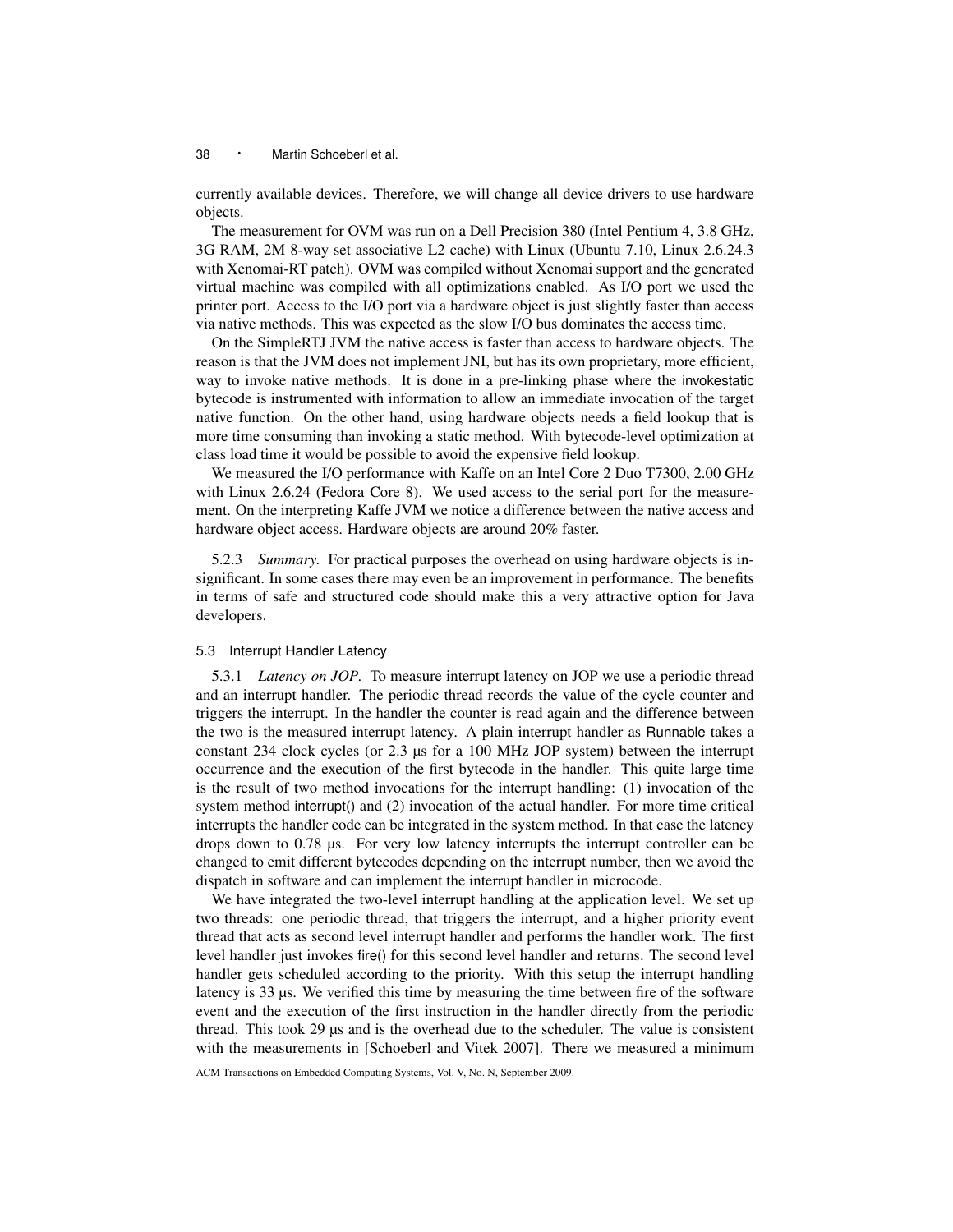currently available devices. Therefore, we will change all device drivers to use hardware objects.

The measurement for OVM was run on a Dell Precision 380 (Intel Pentium 4, 3.8 GHz, 3G RAM, 2M 8-way set associative L2 cache) with Linux (Ubuntu 7.10, Linux 2.6.24.3 with Xenomai-RT patch). OVM was compiled without Xenomai support and the generated virtual machine was compiled with all optimizations enabled. As I/O port we used the printer port. Access to the I/O port via a hardware object is just slightly faster than access via native methods. This was expected as the slow I/O bus dominates the access time.

On the SimpleRTJ JVM the native access is faster than access to hardware objects. The reason is that the JVM does not implement JNI, but has its own proprietary, more efficient, way to invoke native methods. It is done in a pre-linking phase where the invokestatic bytecode is instrumented with information to allow an immediate invocation of the target native function. On the other hand, using hardware objects needs a field lookup that is more time consuming than invoking a static method. With bytecode-level optimization at class load time it would be possible to avoid the expensive field lookup.

We measured the I/O performance with Kaffe on an Intel Core 2 Duo T7300, 2.00 GHz with Linux 2.6.24 (Fedora Core 8). We used access to the serial port for the measurement. On the interpreting Kaffe JVM we notice a difference between the native access and hardware object access. Hardware objects are around 20% faster.

5.2.3 *Summary.* For practical purposes the overhead on using hardware objects is insignificant. In some cases there may even be an improvement in performance. The benefits in terms of safe and structured code should make this a very attractive option for Java developers.

### 5.3 Interrupt Handler Latency

5.3.1 *Latency on JOP.* To measure interrupt latency on JOP we use a periodic thread and an interrupt handler. The periodic thread records the value of the cycle counter and triggers the interrupt. In the handler the counter is read again and the difference between the two is the measured interrupt latency. A plain interrupt handler as Runnable takes a constant 234 clock cycles (or 2.3 µs for a 100 MHz JOP system) between the interrupt occurrence and the execution of the first bytecode in the handler. This quite large time is the result of two method invocations for the interrupt handling: (1) invocation of the system method interrupt() and (2) invocation of the actual handler. For more time critical interrupts the handler code can be integrated in the system method. In that case the latency drops down to 0.78 µs. For very low latency interrupts the interrupt controller can be changed to emit different bytecodes depending on the interrupt number, then we avoid the dispatch in software and can implement the interrupt handler in microcode.

We have integrated the two-level interrupt handling at the application level. We set up two threads: one periodic thread, that triggers the interrupt, and a higher priority event thread that acts as second level interrupt handler and performs the handler work. The first level handler just invokes fire() for this second level handler and returns. The second level handler gets scheduled according to the priority. With this setup the interrupt handling latency is 33 µs. We verified this time by measuring the time between fire of the software event and the execution of the first instruction in the handler directly from the periodic thread. This took 29 µs and is the overhead due to the scheduler. The value is consistent with the measurements in [Schoeberl and Vitek 2007]. There we measured a minimum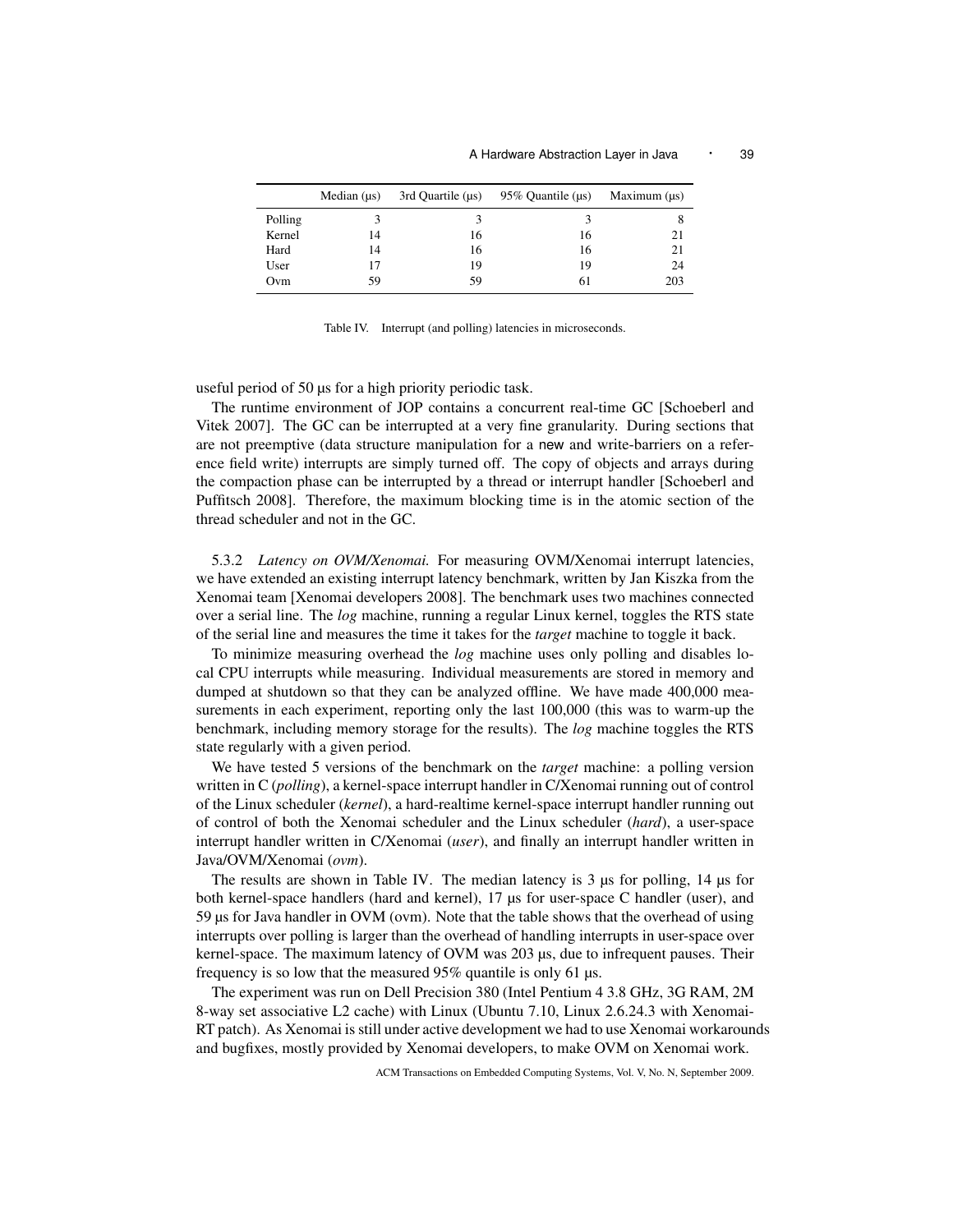|  | Median (µs) | 3rd Quartile (µs) | 95% Quantile (µs) | Maximum (µs) |
|---|---|---|---|---|
| Polling | 3 | 3 | 3 | 8 |
| Kernel | 14 | 16 | 16 | 21 |
| Hard | 14 | 16 | 16 | 21 |
| User | 17 | 19 | 19 | 24 |
| Ovm | 59 | 59 | 61 | 203 |

Table IV. Interrupt (and polling) latencies in microseconds.

useful period of 50 µs for a high priority periodic task.

The runtime environment of JOP contains a concurrent real-time GC [Schoeberl and Vitek 2007]. The GC can be interrupted at a very fine granularity. During sections that are not preemptive (data structure manipulation for a new and write-barriers on a reference field write) interrupts are simply turned off. The copy of objects and arrays during the compaction phase can be interrupted by a thread or interrupt handler [Schoeberl and Puffitsch 2008]. Therefore, the maximum blocking time is in the atomic section of the thread scheduler and not in the GC.

5.3.2 *Latency on OVM/Xenomai.* For measuring OVM/Xenomai interrupt latencies, we have extended an existing interrupt latency benchmark, written by Jan Kiszka from the Xenomai team [Xenomai developers 2008]. The benchmark uses two machines connected over a serial line. The *log* machine, running a regular Linux kernel, toggles the RTS state of the serial line and measures the time it takes for the *target* machine to toggle it back.

To minimize measuring overhead the *log* machine uses only polling and disables local CPU interrupts while measuring. Individual measurements are stored in memory and dumped at shutdown so that they can be analyzed offline. We have made 400,000 measurements in each experiment, reporting only the last 100,000 (this was to warm-up the benchmark, including memory storage for the results). The *log* machine toggles the RTS state regularly with a given period.

We have tested 5 versions of the benchmark on the *target* machine: a polling version written in C (*polling*), a kernel-space interrupt handler in C/Xenomai running out of control of the Linux scheduler (*kernel*), a hard-realtime kernel-space interrupt handler running out of control of both the Xenomai scheduler and the Linux scheduler (*hard*), a user-space interrupt handler written in C/Xenomai (*user*), and finally an interrupt handler written in Java/OVM/Xenomai (*ovm*).

The results are shown in Table IV. The median latency is 3 µs for polling, 14 µs for both kernel-space handlers (hard and kernel), 17 µs for user-space C handler (user), and 59 µs for Java handler in OVM (ovm). Note that the table shows that the overhead of using interrupts over polling is larger than the overhead of handling interrupts in user-space over kernel-space. The maximum latency of OVM was 203 µs, due to infrequent pauses. Their frequency is so low that the measured 95% quantile is only 61 µs.

The experiment was run on Dell Precision 380 (Intel Pentium 4 3.8 GHz, 3G RAM, 2M 8-way set associative L2 cache) with Linux (Ubuntu 7.10, Linux 2.6.24.3 with Xenomai-RT patch). As Xenomai is still under active development we had to use Xenomai workarounds and bugfixes, mostly provided by Xenomai developers, to make OVM on Xenomai work.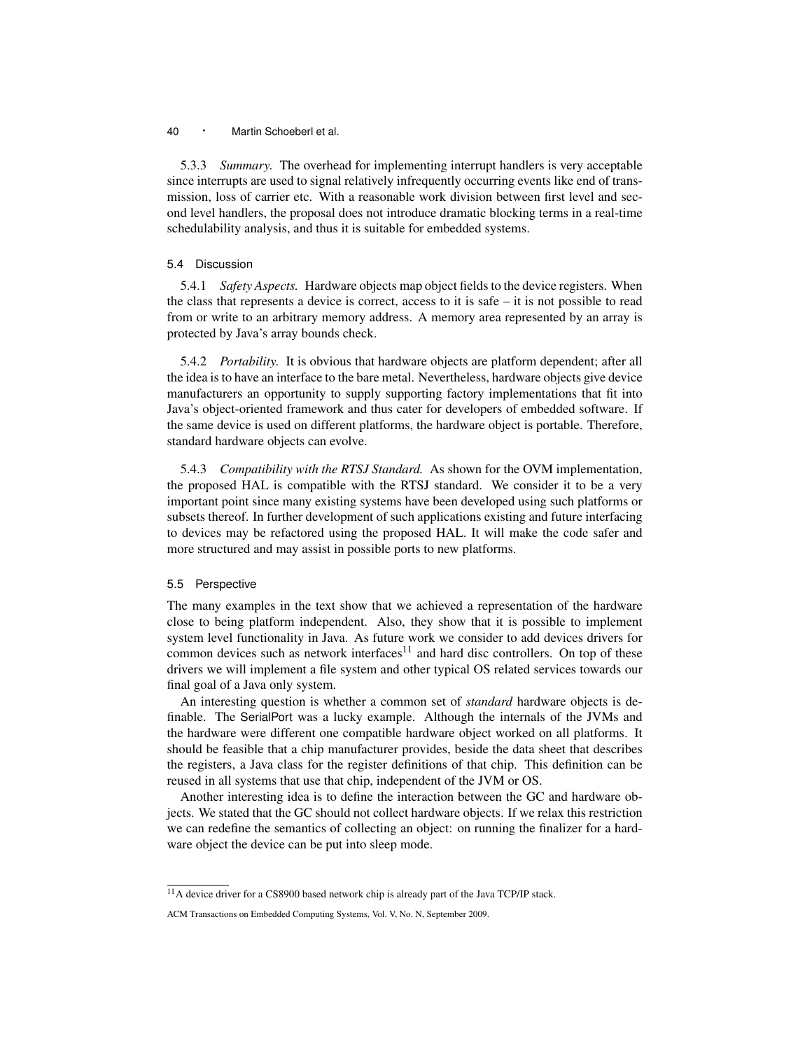5.3.3 *Summary.* The overhead for implementing interrupt handlers is very acceptable since interrupts are used to signal relatively infrequently occurring events like end of transmission, loss of carrier etc. With a reasonable work division between first level and second level handlers, the proposal does not introduce dramatic blocking terms in a real-time schedulability analysis, and thus it is suitable for embedded systems.

### 5.4 Discussion

5.4.1 *Safety Aspects.* Hardware objects map object fields to the device registers. When the class that represents a device is correct, access to it is safe – it is not possible to read from or write to an arbitrary memory address. A memory area represented by an array is protected by Java's array bounds check.

5.4.2 *Portability.* It is obvious that hardware objects are platform dependent; after all the idea is to have an interface to the bare metal. Nevertheless, hardware objects give device manufacturers an opportunity to supply supporting factory implementations that fit into Java's object-oriented framework and thus cater for developers of embedded software. If the same device is used on different platforms, the hardware object is portable. Therefore, standard hardware objects can evolve.

5.4.3 *Compatibility with the RTSJ Standard.* As shown for the OVM implementation, the proposed HAL is compatible with the RTSJ standard. We consider it to be a very important point since many existing systems have been developed using such platforms or subsets thereof. In further development of such applications existing and future interfacing to devices may be refactored using the proposed HAL. It will make the code safer and more structured and may assist in possible ports to new platforms.

### 5.5 Perspective

The many examples in the text show that we achieved a representation of the hardware close to being platform independent. Also, they show that it is possible to implement system level functionality in Java. As future work we consider to add devices drivers for common devices such as network interfaces[11] and hard disc controllers. On top of these drivers we will implement a file system and other typical OS related services towards our final goal of a Java only system.

An interesting question is whether a common set of *standard* hardware objects is definable. The SerialPort was a lucky example. Although the internals of the JVMs and the hardware were different one compatible hardware object worked on all platforms. It should be feasible that a chip manufacturer provides, beside the data sheet that describes the registers, a Java class for the register definitions of that chip. This definition can be reused in all systems that use that chip, independent of the JVM or OS.

Another interesting idea is to define the interaction between the GC and hardware objects. We stated that the GC should not collect hardware objects. If we relax this restriction we can redefine the semantics of collecting an object: on running the finalizer for a hardware object the device can be put into sleep mode.

[11] A device driver for a CS8900 based network chip is already part of the Java TCP/IP stack.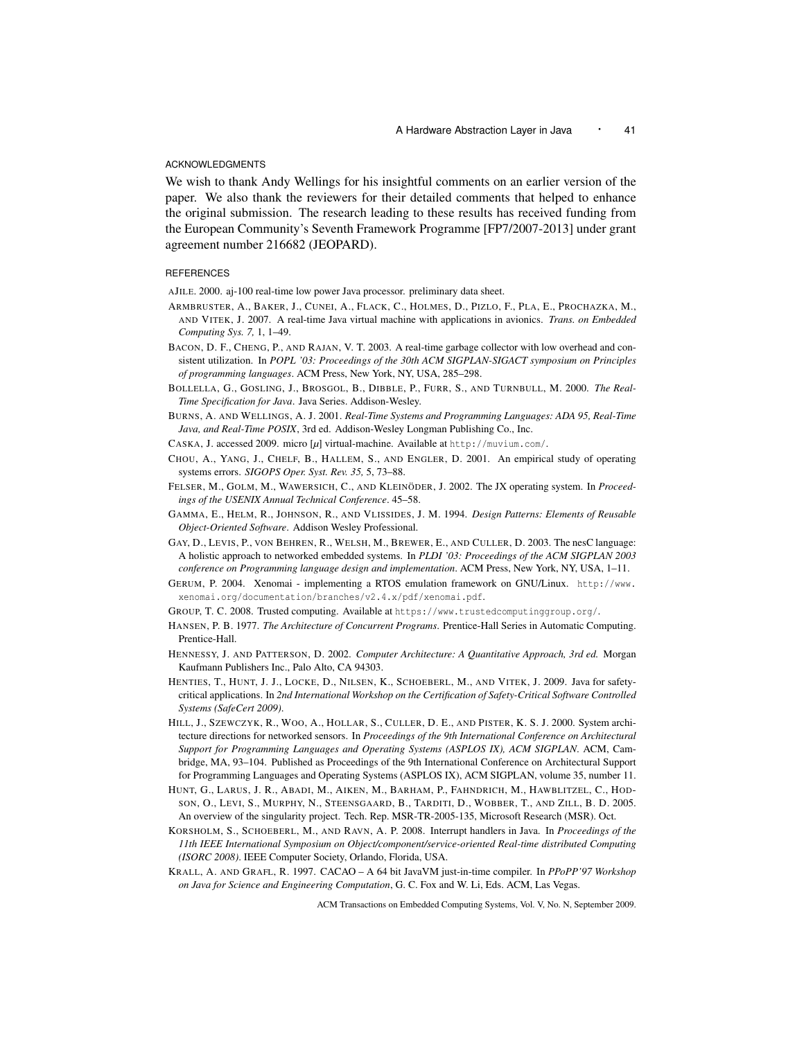## ACKNOWLEDGMENTS

We wish to thank Andy Wellings for his insightful comments on an earlier version of the paper. We also thank the reviewers for their detailed comments that helped to enhance the original submission. The research leading to these results has received funding from the European Community's Seventh Framework Programme [FP7/2007-2013] under grant agreement number 216682 (JEOPARD).

## REFERENCES

AJILE. 2000. aj-100 real-time low power Java processor. preliminary data sheet.

ARMBRUSTER, A., BAKER, J., CUNEI, A., FLACK, C., HOLMES, D., PIZLO, F., PLA, E., PROCHAZKA, M., AND VITEK, J. 2007. A real-time Java virtual machine with applications in avionics. *Trans. on Embedded Computing Sys. 7,* 1, 1–49.

BACON, D. F., CHENG, P., AND RAJAN, V. T. 2003. A real-time garbage collector with low overhead and consistent utilization. In *POPL '03: Proceedings of the 30th ACM SIGPLAN-SIGACT symposium on Principles of programming languages*. ACM Press, New York, NY, USA, 285–298.

BOLLELLA, G., GOSLING, J., BROSGOL, B., DIBBLE, P., FURR, S., AND TURNBULL, M. 2000. *The Real-Time Specification for Java*. Java Series. Addison-Wesley.

BURNS, A. AND WELLINGS, A. J. 2001. *Real-Time Systems and Programming Languages: ADA 95, Real-Time Java, and Real-Time POSIX*, 3rd ed. Addison-Wesley Longman Publishing Co., Inc.

CASKA, J. accessed 2009. micro [$\mu$] virtual-machine. Available at http://muvium.com/.

CHOU, A., YANG, J., CHELF, B., HALLEM, S., AND ENGLER, D. 2001. An empirical study of operating systems errors. *SIGOPS Oper. Syst. Rev. 35,* 5, 73–88.

FELSER, M., GOLM, M., WAWERSICH, C., AND KLEINÖDER, J. 2002. The JX operating system. In *Proceedings of the USENIX Annual Technical Conference*. 45–58.

GAMMA, E., HELM, R., JOHNSON, R., AND VLISSIDES, J. M. 1994. *Design Patterns: Elements of Reusable Object-Oriented Software*. Addison Wesley Professional.

GAY, D., LEVIS, P., VON BEHREN, R., WELSH, M., BREWER, E., AND CULLER, D. 2003. The nesC language: A holistic approach to networked embedded systems. In *PLDI '03: Proceedings of the ACM SIGPLAN 2003 conference on Programming language design and implementation*. ACM Press, New York, NY, USA, 1–11.

GERUM, P. 2004. Xenomai - implementing a RTOS emulation framework on GNU/Linux. http://www.xenomai.org/documentation/branches/v2.4.x/pdf/xenomai.pdf.

GROUP, T. C. 2008. Trusted computing. Available at https://www.trustedcomputinggroup.org/.

HANSEN, P. B. 1977. *The Architecture of Concurrent Programs*. Prentice-Hall Series in Automatic Computing. Prentice-Hall.

HENNESSY, J. AND PATTERSON, D. 2002. *Computer Architecture: A Quantitative Approach, 3rd ed.* Morgan Kaufmann Publishers Inc., Palo Alto, CA 94303.

HENTIES, T., HUNT, J. J., LOCKE, D., NILSEN, K., SCHOEBERL, M., AND VITEK, J. 2009. Java for safety-critical applications. In *2nd International Workshop on the Certification of Safety-Critical Software Controlled Systems (SafeCert 2009)*.

HILL, J., SZEWCZYK, R., WOO, A., HOLLAR, S., CULLER, D. E., AND PISTER, K. S. J. 2000. System architecture directions for networked sensors. In *Proceedings of the 9th International Conference on Architectural Support for Programming Languages and Operating Systems (ASPLOS IX), ACM SIGPLAN*. ACM, Cambridge, MA, 93–104. Published as Proceedings of the 9th International Conference on Architectural Support for Programming Languages and Operating Systems (ASPLOS IX), ACM SIGPLAN, volume 35, number 11.

HUNT, G., LARUS, J. R., ABADI, M., AIKEN, M., BARHAM, P., FAHNDRICH, M., HAWBLITZEL, C., HODSON, O., LEVI, S., MURPHY, N., STEENSGAARD, B., TARDITI, D., WOBBER, T., AND ZILL, B. D. 2005. An overview of the singularity project. Tech. Rep. MSR-TR-2005-135, Microsoft Research (MSR). Oct.

KORSHOLM, S., SCHOEBERL, M., AND RAVN, A. P. 2008. Interrupt handlers in Java. In *Proceedings of the 11th IEEE International Symposium on Object/component/service-oriented Real-time distributed Computing (ISORC 2008)*. IEEE Computer Society, Orlando, Florida, USA.

KRALL, A. AND GRAFL, R. 1997. CACAO – A 64 bit JavaVM just-in-time compiler. In *PPoPP'97 Workshop on Java for Science and Engineering Computation*, G. C. Fox and W. Li, Eds. ACM, Las Vegas.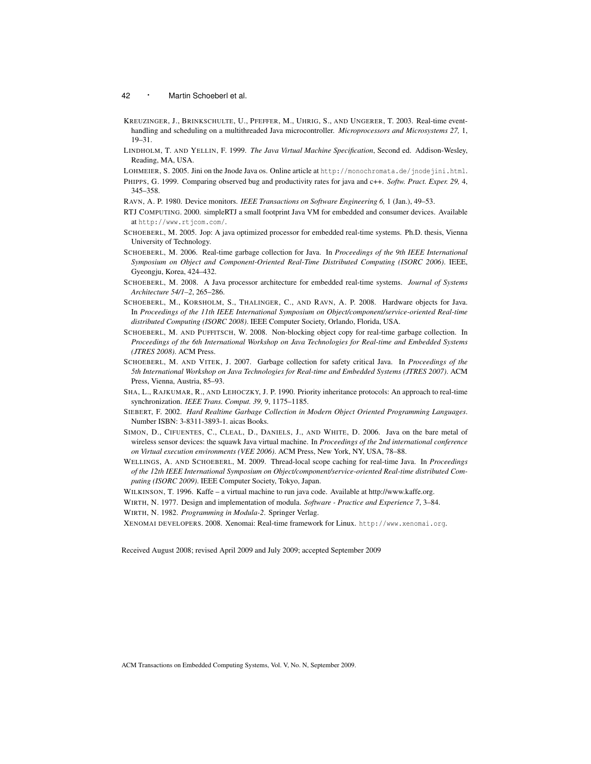KREUZINGER, J., BRINKSCHULTE, U., PFEFFER, M., UHRIG, S., AND UNGERER, T. 2003. Real-time event-handling and scheduling on a multithreaded Java microcontroller. *Microprocessors and Microsystems 27,* 1, 19–31.

LINDHOLM, T. AND YELLIN, F. 1999. *The Java Virtual Machine Specification*, Second ed. Addison-Wesley, Reading, MA, USA.

LOHMEIER, S. 2005. Jini on the Jnode Java os. Online article at `http://monochromata.de/jnodejini.html`.

PHIPPS, G. 1999. Comparing observed bug and productivity rates for java and c++. *Softw. Pract. Exper. 29,* 4, 345–358.

RAVN, A. P. 1980. Device monitors. *IEEE Transactions on Software Engineering 6,* 1 (Jan.), 49–53.

RTJ COMPUTING. 2000. simpleRTJ a small footprint Java VM for embedded and consumer devices. Available at `http://www.rtjcom.com/`.

SCHOEBERL, M. 2005. Jop: A java optimized processor for embedded real-time systems. Ph.D. thesis, Vienna University of Technology.

SCHOEBERL, M. 2006. Real-time garbage collection for Java. In *Proceedings of the 9th IEEE International Symposium on Object and Component-Oriented Real-Time Distributed Computing (ISORC 2006)*. IEEE, Gyeongju, Korea, 424–432.

SCHOEBERL, M. 2008. A Java processor architecture for embedded real-time systems. *Journal of Systems Architecture 54/1–2*, 265–286.

SCHOEBERL, M., KORSHOLM, S., THALINGER, C., AND RAVN, A. P. 2008. Hardware objects for Java. In *Proceedings of the 11th IEEE International Symposium on Object/component/service-oriented Real-time distributed Computing (ISORC 2008)*. IEEE Computer Society, Orlando, Florida, USA.

SCHOEBERL, M. AND PUFFITSCH, W. 2008. Non-blocking object copy for real-time garbage collection. In *Proceedings of the 6th International Workshop on Java Technologies for Real-time and Embedded Systems (JTRES 2008)*. ACM Press.

SCHOEBERL, M. AND VITEK, J. 2007. Garbage collection for safety critical Java. In *Proceedings of the 5th International Workshop on Java Technologies for Real-time and Embedded Systems (JTRES 2007)*. ACM Press, Vienna, Austria, 85–93.

SHA, L., RAJKUMAR, R., AND LEHOCZKY, J. P. 1990. Priority inheritance protocols: An approach to real-time synchronization. *IEEE Trans. Comput. 39,* 9, 1175–1185.

SIEBERT, F. 2002. *Hard Realtime Garbage Collection in Modern Object Oriented Programming Languages*. Number ISBN: 3-8311-3893-1. aicas Books.

SIMON, D., CIFUENTES, C., CLEAL, D., DANIELS, J., AND WHITE, D. 2006. Java on the bare metal of wireless sensor devices: the squawk Java virtual machine. In *Proceedings of the 2nd international conference on Virtual execution environments (VEE 2006)*. ACM Press, New York, NY, USA, 78–88.

WELLINGS, A. AND SCHOEBERL, M. 2009. Thread-local scope caching for real-time Java. In *Proceedings of the 12th IEEE International Symposium on Object/component/service-oriented Real-time distributed Computing (ISORC 2009)*. IEEE Computer Society, Tokyo, Japan.

WILKINSON, T. 1996. Kaffe – a virtual machine to run java code. Available at http://www.kaffe.org.

WIRTH, N. 1977. Design and implementation of modula. *Software - Practice and Experience 7*, 3–84.

WIRTH, N. 1982. *Programming in Modula-2*. Springer Verlag.

XENOMAI DEVELOPERS. 2008. Xenomai: Real-time framework for Linux. `http://www.xenomai.org`.

Received August 2008; revised April 2009 and July 2009; accepted September 2009